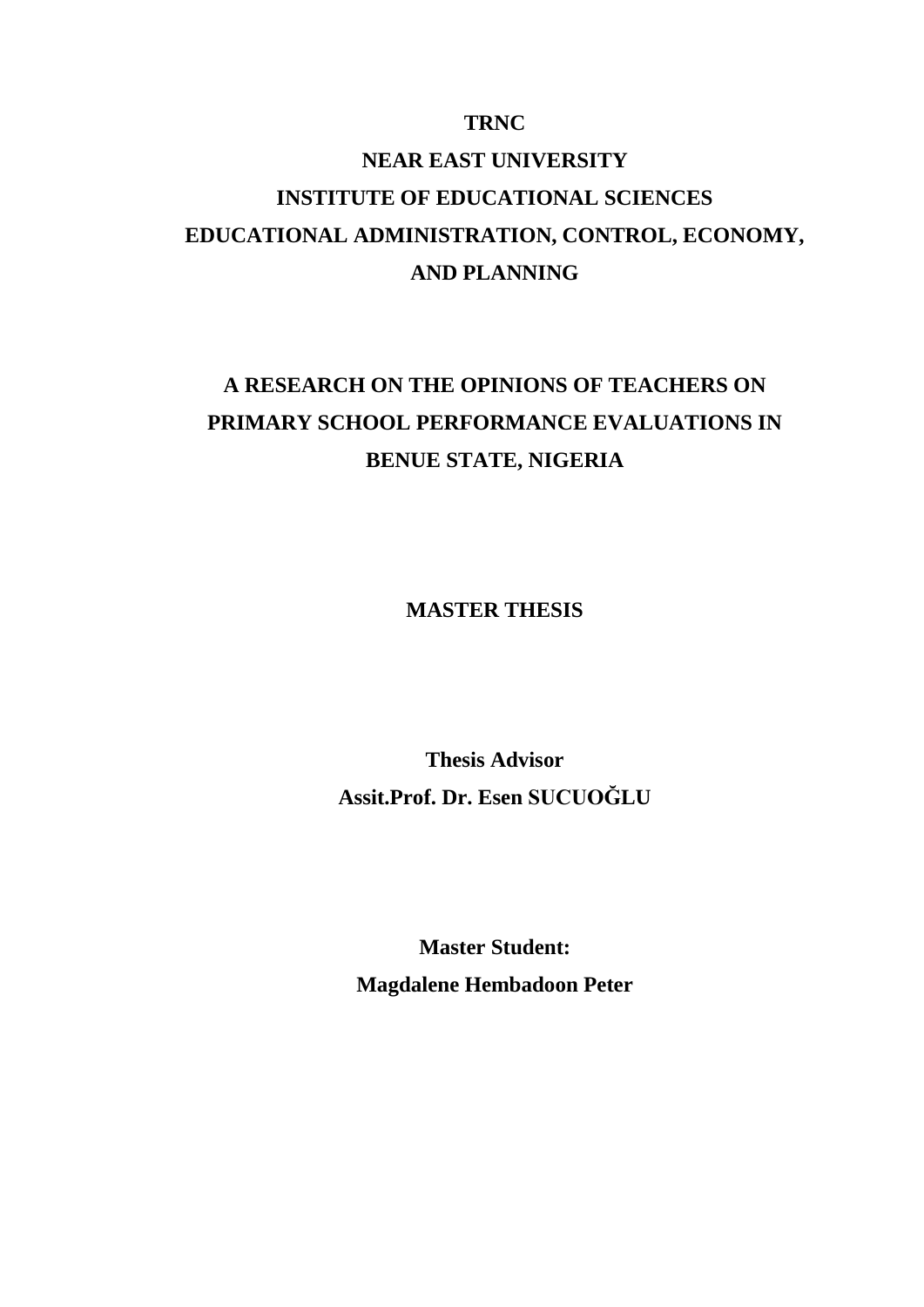**TRNC**

**NEAR EAST UNIVERSITY**

**INSTITUTE OF EDUCATIONAL SCIENCES**

**EDUCATIONAL ADMINISTRATION, CONTROL, ECONOMY, AND PLANNING**

# A RESEARCH ON THE OPINIONS OF TEACHERS ON PRIMARY SCHOOL PERFORMANCE EVALUATIONS IN BENUE STATE, NIGERIA

**MASTER THESIS**

**Thesis Advisor**

**Assit.Prof. Dr. Esen SUCUOĞLU**

**Master Student:**

**Magdalene Hembadoon Peter**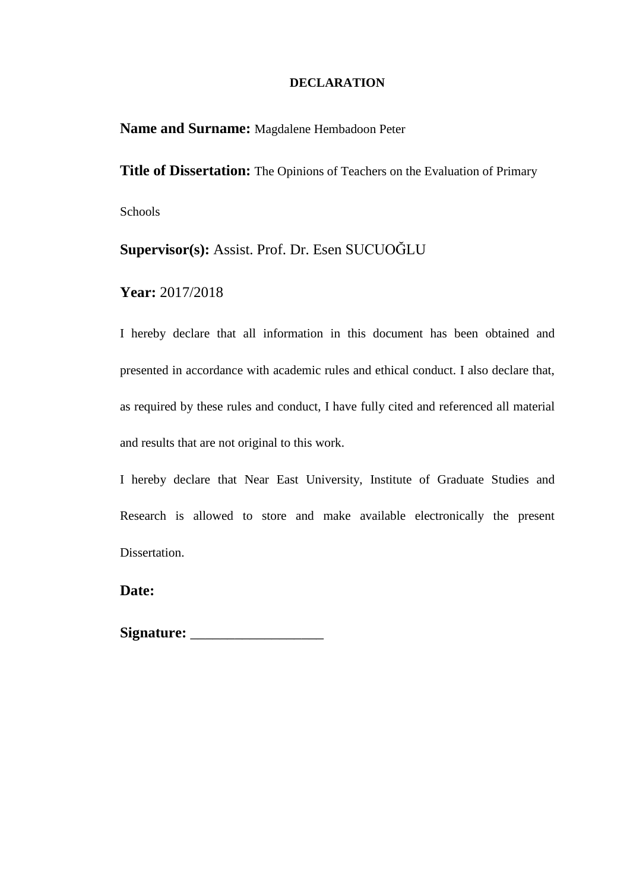# DECLARATION

**Name and Surname:** Magdalene Hembadoon Peter

**Title of Dissertation:** The Opinions of Teachers on the Evaluation of Primary Schools

**Supervisor(s):** Assist. Prof. Dr. Esen SUCUOĞLU

**Year:** 2017/2018

I hereby declare that all information in this document has been obtained and presented in accordance with academic rules and ethical conduct. I also declare that, as required by these rules and conduct, I have fully cited and referenced all material and results that are not original to this work.

I hereby declare that Near East University, Institute of Graduate Studies and Research is allowed to store and make available electronically the present Dissertation.

**Date:**

**Signature:** __________________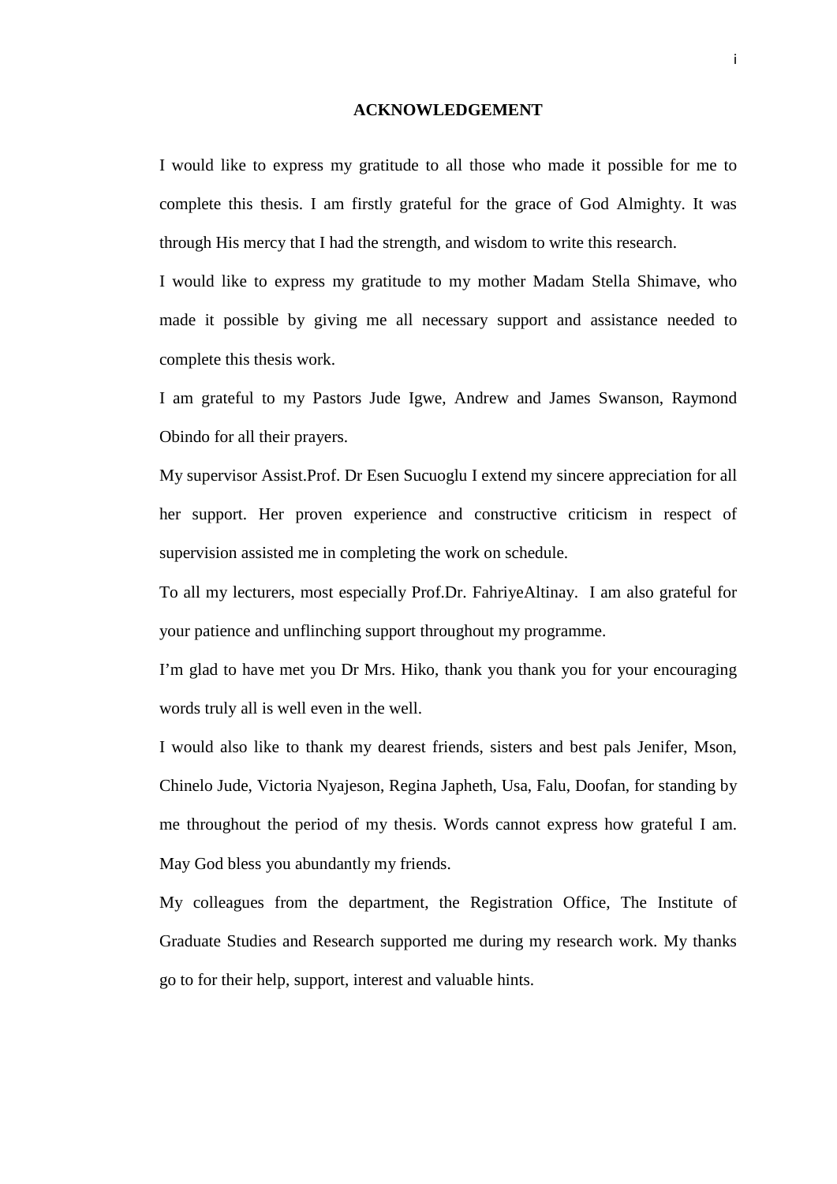# ACKNOWLEDGEMENT

I would like to express my gratitude to all those who made it possible for me to complete this thesis. I am firstly grateful for the grace of God Almighty. It was through His mercy that I had the strength, and wisdom to write this research.

I would like to express my gratitude to my mother Madam Stella Shimave, who made it possible by giving me all necessary support and assistance needed to complete this thesis work.

I am grateful to my Pastors Jude Igwe, Andrew and James Swanson, Raymond Obindo for all their prayers.

My supervisor Assist.Prof. Dr Esen Sucuoglu I extend my sincere appreciation for all her support. Her proven experience and constructive criticism in respect of supervision assisted me in completing the work on schedule.

To all my lecturers, most especially Prof.Dr. FahriyeAltinay. I am also grateful for your patience and unflinching support throughout my programme.

I'm glad to have met you Dr Mrs. Hiko, thank you thank you for your encouraging words truly all is well even in the well.

I would also like to thank my dearest friends, sisters and best pals Jenifer, Mson, Chinelo Jude, Victoria Nyajeson, Regina Japheth, Usa, Falu, Doofan, for standing by me throughout the period of my thesis. Words cannot express how grateful I am. May God bless you abundantly my friends.

My colleagues from the department, the Registration Office, The Institute of Graduate Studies and Research supported me during my research work. My thanks go to for their help, support, interest and valuable hints.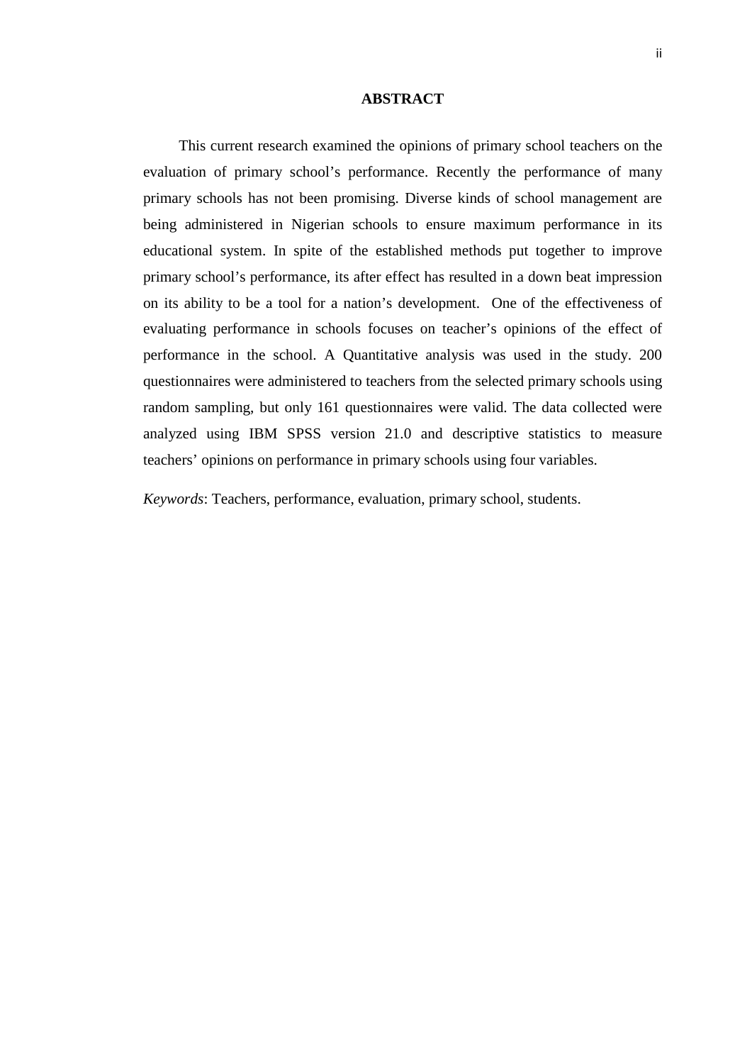## ABSTRACT

This current research examined the opinions of primary school teachers on the evaluation of primary school's performance. Recently the performance of many primary schools has not been promising. Diverse kinds of school management are being administered in Nigerian schools to ensure maximum performance in its educational system. In spite of the established methods put together to improve primary school's performance, its after effect has resulted in a down beat impression on its ability to be a tool for a nation's development. One of the effectiveness of evaluating performance in schools focuses on teacher's opinions of the effect of performance in the school. A Quantitative analysis was used in the study. 200 questionnaires were administered to teachers from the selected primary schools using random sampling, but only 161 questionnaires were valid. The data collected were analyzed using IBM SPSS version 21.0 and descriptive statistics to measure teachers' opinions on performance in primary schools using four variables.

*Keywords*: Teachers, performance, evaluation, primary school, students.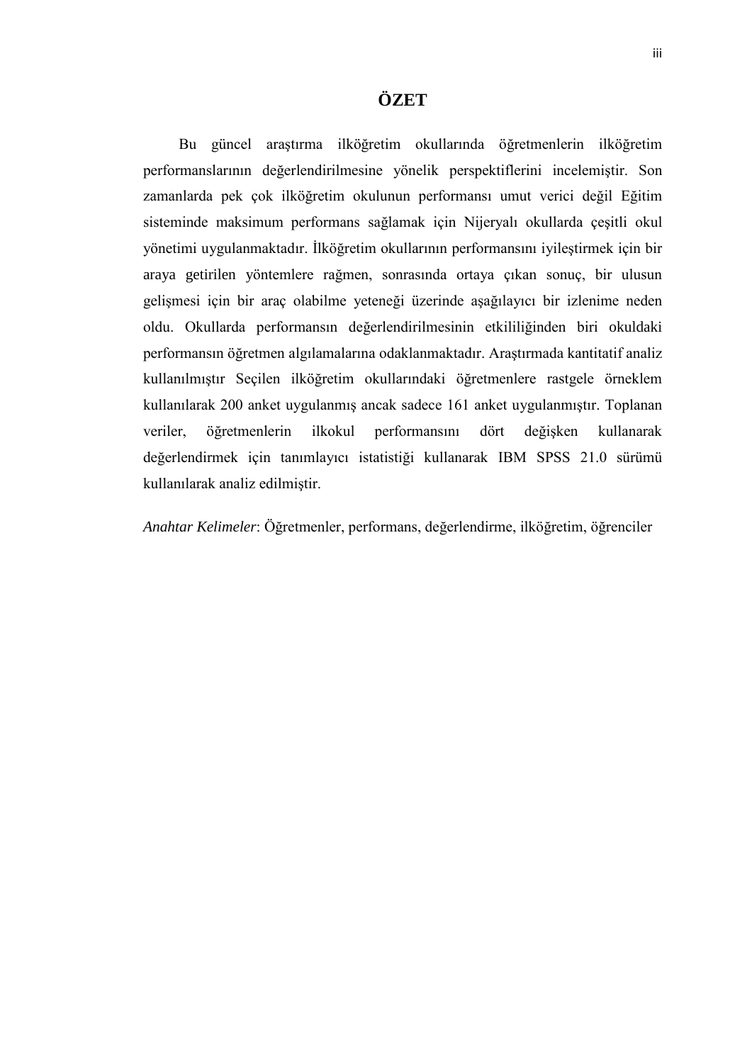# ÖZET

Bu güncel araştırma ilköğretim okullarında öğretmenlerin ilköğretim performanslarının değerlendirilmesine yönelik perspektiflerini incelemiştir. Son zamanlarda pek çok ilköğretim okulunun performansı umut verici değil Eğitim sisteminde maksimum performans sağlamak için Nijeryalı okullarda çeşitli okul yönetimi uygulanmaktadır. İlköğretim okullarının performansını iyileştirmek için bir araya getirilen yöntemlere rağmen, sonrasında ortaya çıkan sonuç, bir ulusun gelişmesi için bir araç olabilme yeteneği üzerinde aşağılayıcı bir izlenime neden oldu. Okullarda performansın değerlendirilmesinin etkililiğinden biri okuldaki performansın öğretmen algılamalarına odaklanmaktadır. Araştırmada kantitatif analiz kullanılmıştır Seçilen ilköğretim okullarındaki öğretmenlere rastgele örneklem kullanılarak 200 anket uygulanmış ancak sadece 161 anket uygulanmıştır. Toplanan veriler, öğretmenlerin ilkokul performansını dört değişken kullanarak değerlendirmek için tanımlayıcı istatistiği kullanarak IBM SPSS 21.0 sürümü kullanılarak analiz edilmiştir.

*Anahtar Kelimeler*: Öğretmenler, performans, değerlendirme, ilköğretim, öğrenciler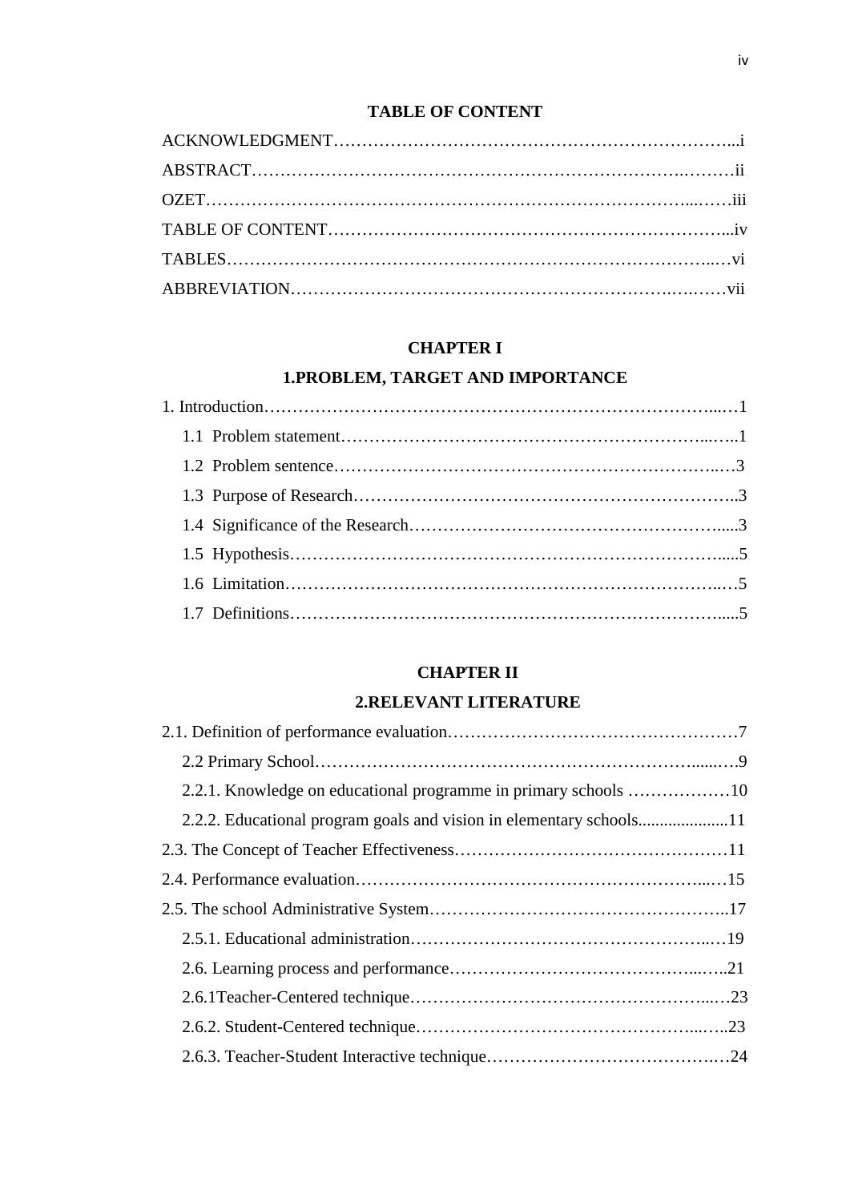# TABLE OF CONTENT

ACKNOWLEDGMENT……………………………………………………………...i

ABSTRACT…………………………………………………………………….………ii

OZET……………………………………………………………………………...……iii

TABLE OF CONTENT…………………………………………………………...iv

TABLES……………………………………………………………………………..…vi

ABBREVIATION……………………………………………………….….……vii

## CHAPTER I

## 1.PROBLEM, TARGET AND IMPORTANCE

1. Introduction……………………….…………………………………………....…1

   1.1 Problem statement……………………………………………………...….1

   1.2 Problem sentence…………………………………………………….…3

   1.3 Purpose of Research………………………………………………………..3

   1.4 Significance of the Research……………………………………………......3

   1.5 Hypothesis…………………………………………………………………......5

   1.6 Limitation…………………………………………………………………..…5

   1.7 Definitions………………………………………………………………….....5

## CHAPTER II

## 2.RELEVANT LITERATURE

2.1. Definition of performance evaluation……………………………….…………7

   2.2 Primary School………………………………………………………......….9

   2.2.1. Knowledge on educational programme in primary schools ………………10

   2.2.2. Educational program goals and vision in elementary schools....................11

2.3. The Concept of Teacher Effectiveness…………………………………………11

2.4. Performance evaluation…………………………………………………....…15

2.5. The school Administrative System……………………………………………..17

   2.5.1. Educational administration……………………………………………..…19

   2.6. Learning process and performance…………………………………...…..21

   2.6.1Teacher-Centered technique……………………………………………...…23

   2.6.2. Student-Centered technique…………………………………………...…..23

   2.6.3. Teacher-Student Interactive technique……………………………….…24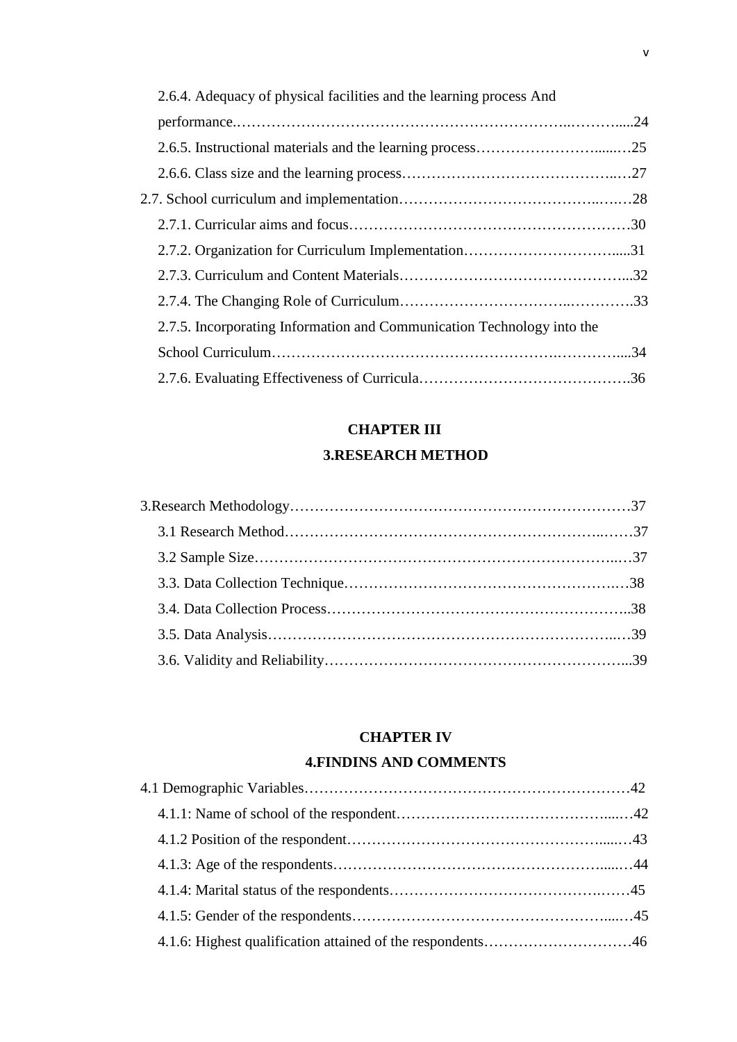2.6.4. Adequacy of physical facilities and the learning process And performance.…………………………………………………………..……….....24

2.6.5. Instructional materials and the learning process……………………......…25

2.6.6. Class size and the learning process……………………………………..…27

2.7. School curriculum and implementation………………………………..……28

2.7.1. Curricular aims and focus…………………………………………………30

2.7.2. Organization for Curriculum Implementation…………………………....31

2.7.3. Curriculum and Content Materials……………………………………...32

2.7.4. The Changing Role of Curriculum…………………………..………….33

2.7.5. Incorporating Information and Communication Technology into the School Curriculum………………………….………………….………....34

2.7.6. Evaluating Effectiveness of Curricula…………………………………….36

**CHAPTER III**

**3.RESEARCH METHOD**

3.Research Methodology…………………………………………………………37

3.1 Research Method……………………………………………………..……37

3.2 Sample Size………………………………………………………………..…37

3.3. Data Collection Technique……………………………………………….…38

3.4. Data Collection Process……………………………………………………..38

3.5. Data Analysis………………….…………………………………………..…39

3.6. Validity and Reliability……………………………………………………...39

**CHAPTER IV**

**4.FINDINS AND COMMENTS**

4.1 Demographic Variables………………………………………………………….42

4.1.1: Name of school of the respondent……………………………………......…42

4.1.2 Position of the respondent…………………………………………......…43

4.1.3: Age of the respondents……………………………………………......…44

4.1.4: Marital status of the respondents……………………………………….……45

4.1.5: Gender of the respondents…………………………………………......…45

4.1.6: Highest qualification attained of the respondents…………………………46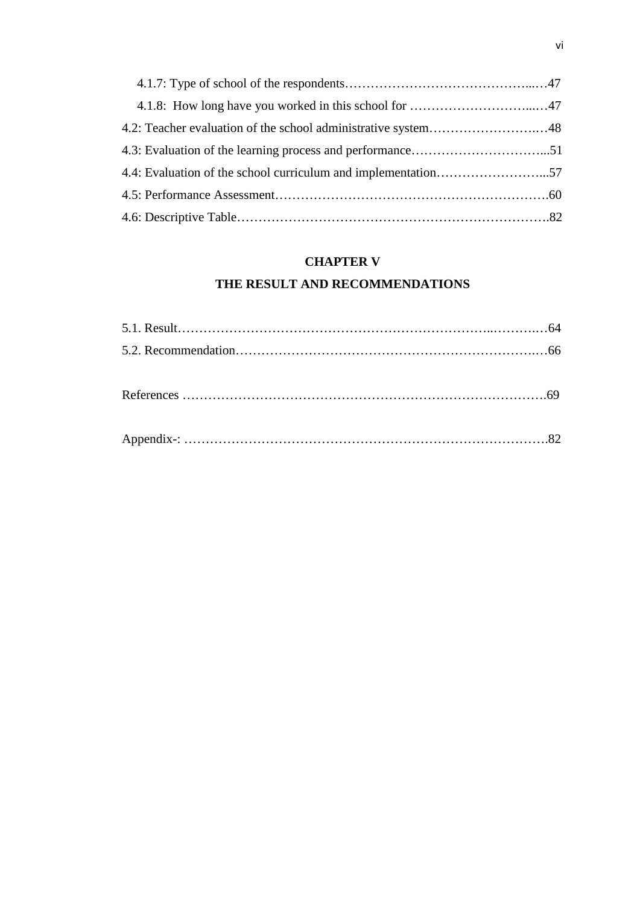4.1.7: Type of school of the respondents……………………………………...…47

4.1.8: How long have you worked in this school for ………………………...…47

4.2: Teacher evaluation of the school administrative system…………………….…48

4.3: Evaluation of the learning process and performance…………………………...51

4.4: Evaluation of the school curriculum and implementation……………………...57

4.5: Performance Assessment……………………………………………………….60

4.6: Descriptive Table……………………………………………………………….82

**CHAPTER V**

**THE RESULT AND RECOMMENDATIONS**

5.1. Result…………………………………………………………………...……….…64

5.2. Recommendation………………………………………………………………..…66

References …………………………………………………………………………….69

Appendix-: …………………………………………………………………………….82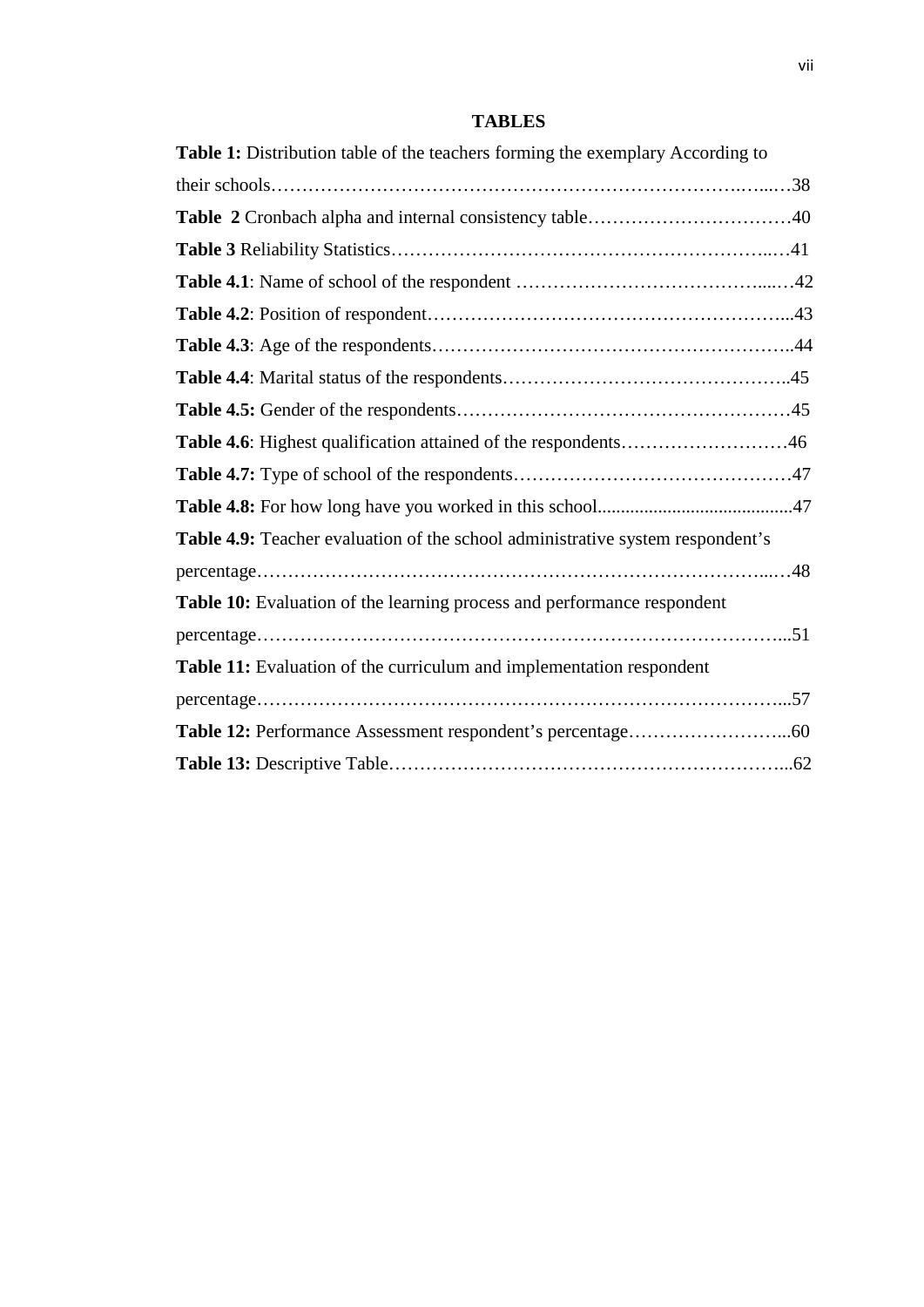# TABLES

**Table 1:** Distribution table of the teachers forming the exemplary According to their schools…………………………………………………………………….…...…38

**Table 2** Cronbach alpha and internal consistency table……………………………40

**Table 3** Reliability Statistics……………………………………………………..…41

**Table 4.1**: Name of school of the respondent …………………………………....…42

**Table 4.2**: Position of respondent…………………………………………………...43

**Table 4.3**: Age of the respondents…………………………………………………..44

**Table 4.4**: Marital status of the respondents………………………………………..45

**Table 4.5:** Gender of the respondents………………………………………………45

**Table 4.6**: Highest qualification attained of the respondents………………………46

**Table 4.7:** Type of school of the respondents………………………………………47

**Table 4.8:** For how long have you worked in this school.........................................47

**Table 4.9:** Teacher evaluation of the school administrative system respondent's percentage……………………………………………………………………….....…48

**Table 10:** Evaluation of the learning process and performance respondent percentage…………………………………………………………………………...51

**Table 11:** Evaluation of the curriculum and implementation respondent percentage…………………………………………………………………………...57

**Table 12:** Performance Assessment respondent's percentage……………………...60

**Table 13:** Descriptive Table………………………………………………………...62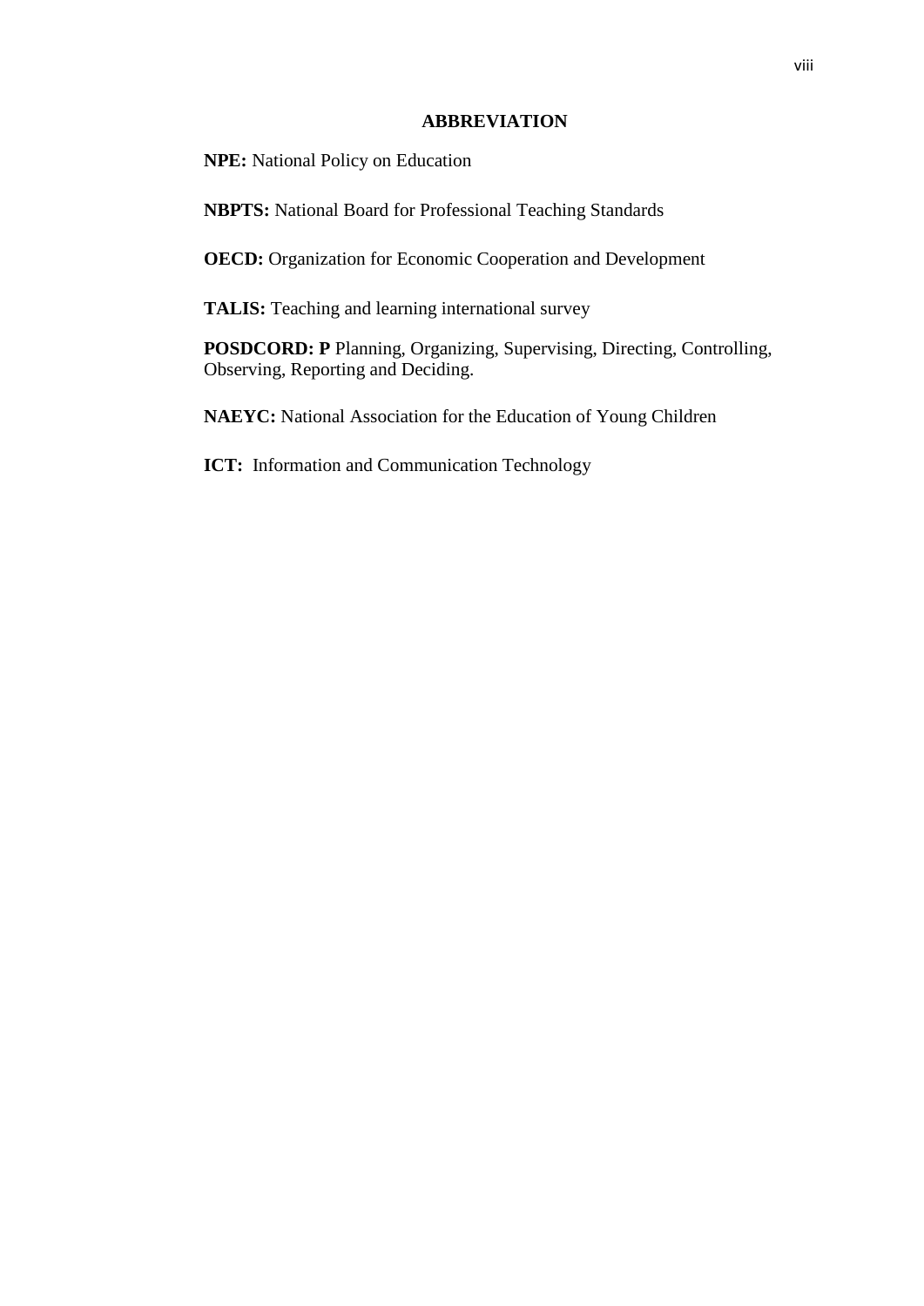## ABBREVIATION

**NPE:** National Policy on Education

**NBPTS:** National Board for Professional Teaching Standards

**OECD:** Organization for Economic Cooperation and Development

**TALIS:** Teaching and learning international survey

**POSDCORD: P** Planning, Organizing, Supervising, Directing, Controlling, Observing, Reporting and Deciding.

**NAEYC:** National Association for the Education of Young Children

**ICT:** Information and Communication Technology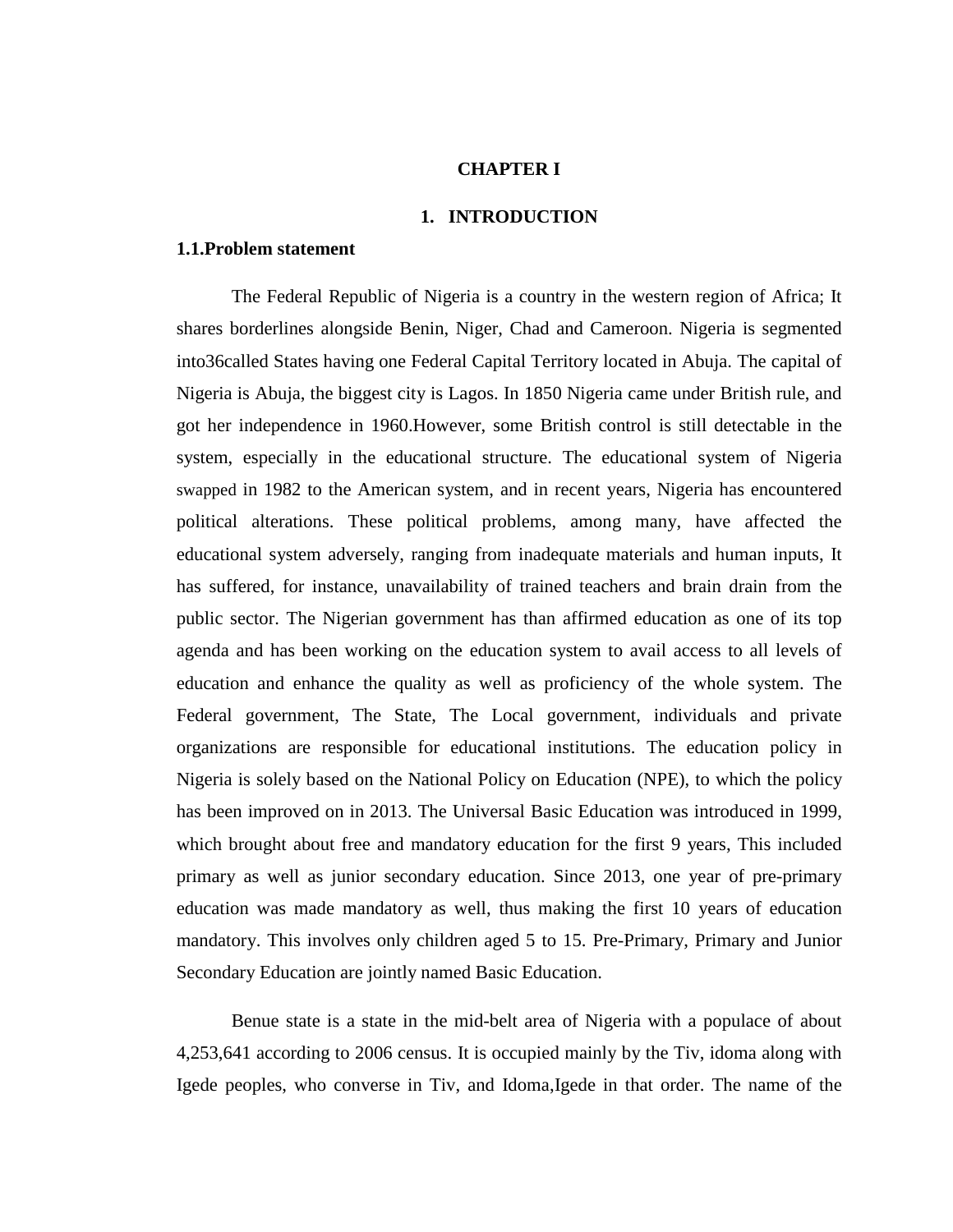# CHAPTER I

# 1. INTRODUCTION

## 1.1.Problem statement

The Federal Republic of Nigeria is a country in the western region of Africa; It shares borderlines alongside Benin, Niger, Chad and Cameroon. Nigeria is segmented into36called States having one Federal Capital Territory located in Abuja. The capital of Nigeria is Abuja, the biggest city is Lagos. In 1850 Nigeria came under British rule, and got her independence in 1960.However, some British control is still detectable in the system, especially in the educational structure. The educational system of Nigeria swapped in 1982 to the American system, and in recent years, Nigeria has encountered political alterations. These political problems, among many, have affected the educational system adversely, ranging from inadequate materials and human inputs, It has suffered, for instance, unavailability of trained teachers and brain drain from the public sector. The Nigerian government has than affirmed education as one of its top agenda and has been working on the education system to avail access to all levels of education and enhance the quality as well as proficiency of the whole system. The Federal government, The State, The Local government, individuals and private organizations are responsible for educational institutions. The education policy in Nigeria is solely based on the National Policy on Education (NPE), to which the policy has been improved on in 2013. The Universal Basic Education was introduced in 1999, which brought about free and mandatory education for the first 9 years, This included primary as well as junior secondary education. Since 2013, one year of pre-primary education was made mandatory as well, thus making the first 10 years of education mandatory. This involves only children aged 5 to 15. Pre-Primary, Primary and Junior Secondary Education are jointly named Basic Education.

Benue state is a state in the mid-belt area of Nigeria with a populace of about 4,253,641 according to 2006 census. It is occupied mainly by the Tiv, idoma along with Igede peoples, who converse in Tiv, and Idoma,Igede in that order. The name of the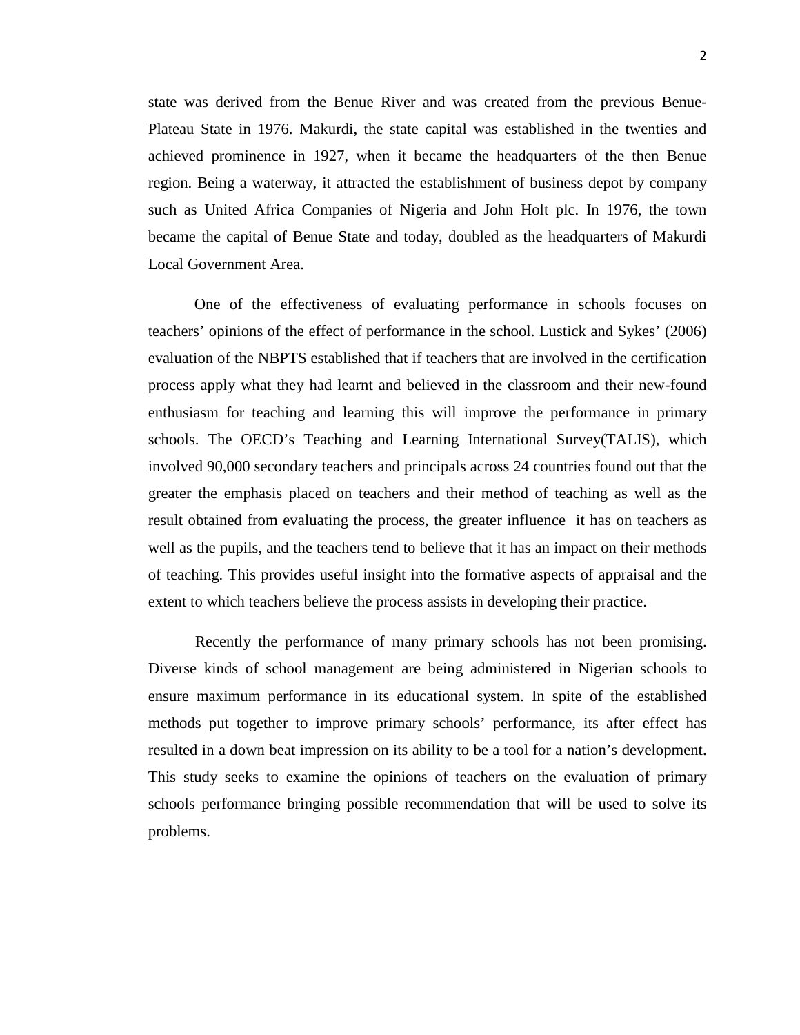state was derived from the Benue River and was created from the previous Benue-Plateau State in 1976. Makurdi, the state capital was established in the twenties and achieved prominence in 1927, when it became the headquarters of the then Benue region. Being a waterway, it attracted the establishment of business depot by company such as United Africa Companies of Nigeria and John Holt plc. In 1976, the town became the capital of Benue State and today, doubled as the headquarters of Makurdi Local Government Area.

One of the effectiveness of evaluating performance in schools focuses on teachers' opinions of the effect of performance in the school. Lustick and Sykes' (2006) evaluation of the NBPTS established that if teachers that are involved in the certification process apply what they had learnt and believed in the classroom and their new-found enthusiasm for teaching and learning this will improve the performance in primary schools. The OECD's Teaching and Learning International Survey(TALIS), which involved 90,000 secondary teachers and principals across 24 countries found out that the greater the emphasis placed on teachers and their method of teaching as well as the result obtained from evaluating the process, the greater influence it has on teachers as well as the pupils, and the teachers tend to believe that it has an impact on their methods of teaching. This provides useful insight into the formative aspects of appraisal and the extent to which teachers believe the process assists in developing their practice.

Recently the performance of many primary schools has not been promising. Diverse kinds of school management are being administered in Nigerian schools to ensure maximum performance in its educational system. In spite of the established methods put together to improve primary schools' performance, its after effect has resulted in a down beat impression on its ability to be a tool for a nation's development. This study seeks to examine the opinions of teachers on the evaluation of primary schools performance bringing possible recommendation that will be used to solve its problems.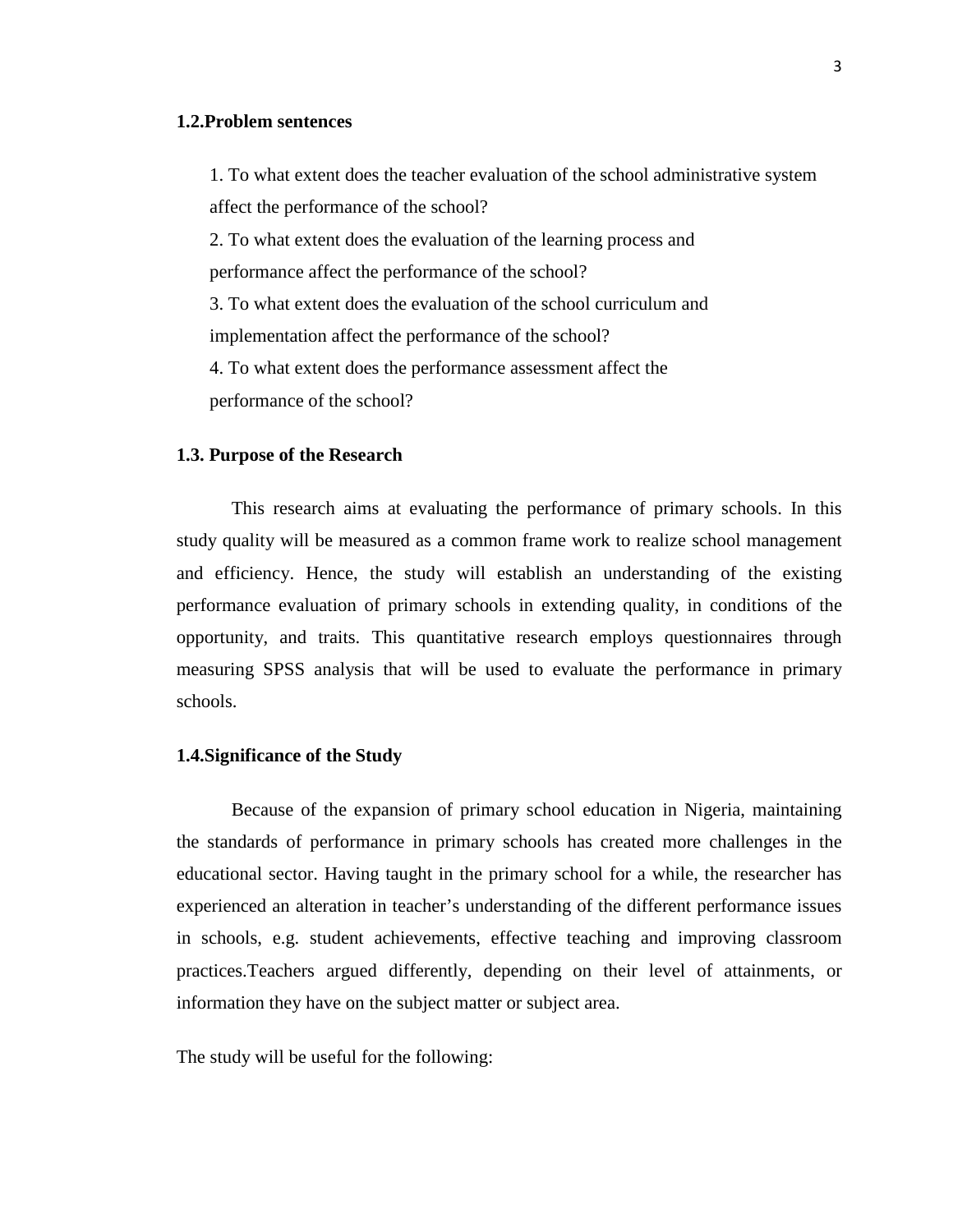## 1.2.Problem sentences

1. To what extent does the teacher evaluation of the school administrative system affect the performance of the school?
2. To what extent does the evaluation of the learning process and performance affect the performance of the school?
3. To what extent does the evaluation of the school curriculum and implementation affect the performance of the school?
4. To what extent does the performance assessment affect the performance of the school?

## 1.3. Purpose of the Research

This research aims at evaluating the performance of primary schools. In this study quality will be measured as a common frame work to realize school management and efficiency. Hence, the study will establish an understanding of the existing performance evaluation of primary schools in extending quality, in conditions of the opportunity, and traits. This quantitative research employs questionnaires through measuring SPSS analysis that will be used to evaluate the performance in primary schools.

## 1.4.Significance of the Study

Because of the expansion of primary school education in Nigeria, maintaining the standards of performance in primary schools has created more challenges in the educational sector. Having taught in the primary school for a while, the researcher has experienced an alteration in teacher's understanding of the different performance issues in schools, e.g. student achievements, effective teaching and improving classroom practices.Teachers argued differently, depending on their level of attainments, or information they have on the subject matter or subject area.

The study will be useful for the following: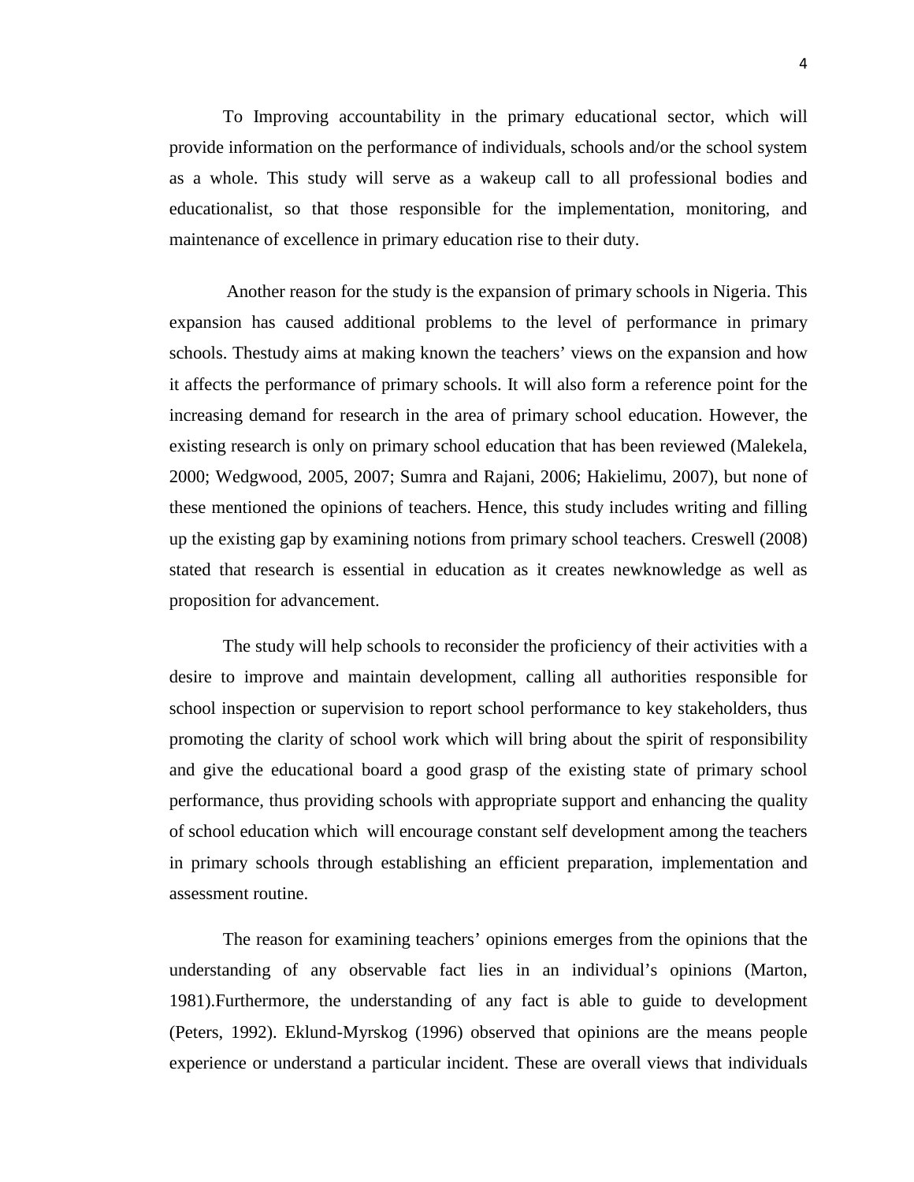To Improving accountability in the primary educational sector, which will provide information on the performance of individuals, schools and/or the school system as a whole. This study will serve as a wakeup call to all professional bodies and educationalist, so that those responsible for the implementation, monitoring, and maintenance of excellence in primary education rise to their duty.

Another reason for the study is the expansion of primary schools in Nigeria. This expansion has caused additional problems to the level of performance in primary schools. Thestudy aims at making known the teachers' views on the expansion and how it affects the performance of primary schools. It will also form a reference point for the increasing demand for research in the area of primary school education. However, the existing research is only on primary school education that has been reviewed (Malekela, 2000; Wedgwood, 2005, 2007; Sumra and Rajani, 2006; Hakielimu, 2007), but none of these mentioned the opinions of teachers. Hence, this study includes writing and filling up the existing gap by examining notions from primary school teachers. Creswell (2008) stated that research is essential in education as it creates newknowledge as well as proposition for advancement.

The study will help schools to reconsider the proficiency of their activities with a desire to improve and maintain development, calling all authorities responsible for school inspection or supervision to report school performance to key stakeholders, thus promoting the clarity of school work which will bring about the spirit of responsibility and give the educational board a good grasp of the existing state of primary school performance, thus providing schools with appropriate support and enhancing the quality of school education which will encourage constant self development among the teachers in primary schools through establishing an efficient preparation, implementation and assessment routine.

The reason for examining teachers' opinions emerges from the opinions that the understanding of any observable fact lies in an individual's opinions (Marton, 1981).Furthermore, the understanding of any fact is able to guide to development (Peters, 1992). Eklund-Myrskog (1996) observed that opinions are the means people experience or understand a particular incident. These are overall views that individuals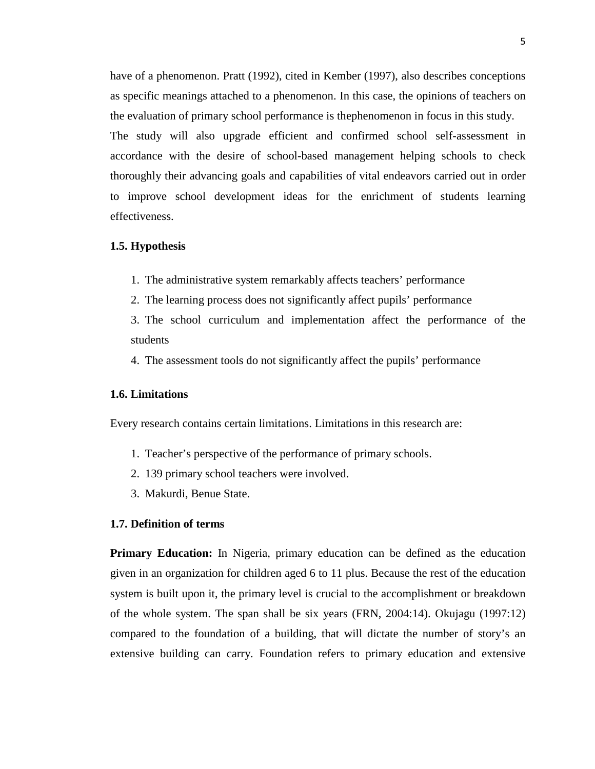have of a phenomenon. Pratt (1992), cited in Kember (1997), also describes conceptions as specific meanings attached to a phenomenon. In this case, the opinions of teachers on the evaluation of primary school performance is thephenomenon in focus in this study.
The study will also upgrade efficient and confirmed school self-assessment in accordance with the desire of school-based management helping schools to check thoroughly their advancing goals and capabilities of vital endeavors carried out in order to improve school development ideas for the enrichment of students learning effectiveness.

### 1.5. Hypothesis

1. The administrative system remarkably affects teachers' performance
2. The learning process does not significantly affect pupils' performance
3. The school curriculum and implementation affect the performance of the students
4. The assessment tools do not significantly affect the pupils' performance

### 1.6. Limitations

Every research contains certain limitations. Limitations in this research are:

1. Teacher's perspective of the performance of primary schools.
2. 139 primary school teachers were involved.
3. Makurdi, Benue State.

### 1.7. Definition of terms

**Primary Education:** In Nigeria, primary education can be defined as the education given in an organization for children aged 6 to 11 plus. Because the rest of the education system is built upon it, the primary level is crucial to the accomplishment or breakdown of the whole system. The span shall be six years (FRN, 2004:14). Okujagu (1997:12) compared to the foundation of a building, that will dictate the number of story's an extensive building can carry. Foundation refers to primary education and extensive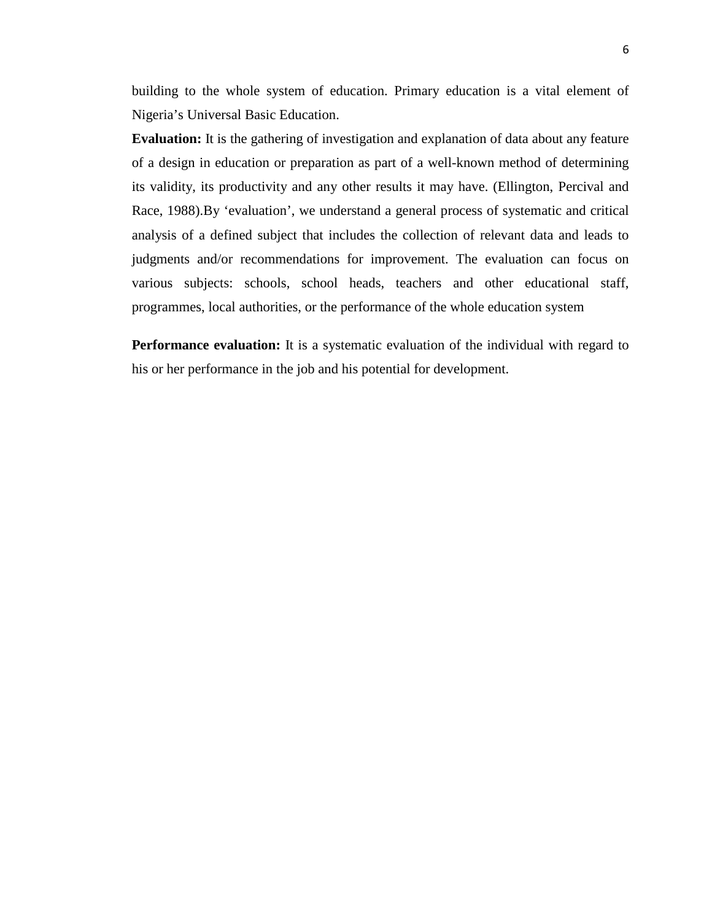building to the whole system of education. Primary education is a vital element of Nigeria's Universal Basic Education.

**Evaluation:** It is the gathering of investigation and explanation of data about any feature of a design in education or preparation as part of a well-known method of determining its validity, its productivity and any other results it may have. (Ellington, Percival and Race, 1988).By 'evaluation', we understand a general process of systematic and critical analysis of a defined subject that includes the collection of relevant data and leads to judgments and/or recommendations for improvement. The evaluation can focus on various subjects: schools, school heads, teachers and other educational staff, programmes, local authorities, or the performance of the whole education system

**Performance evaluation:** It is a systematic evaluation of the individual with regard to his or her performance in the job and his potential for development.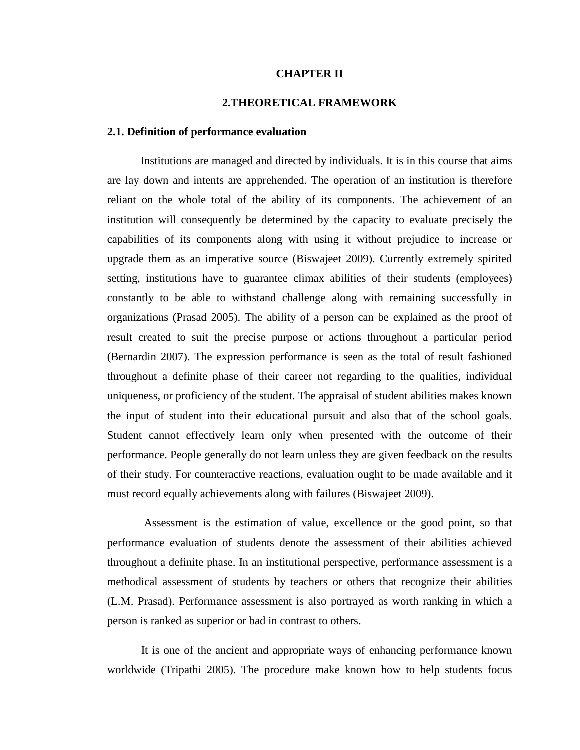# CHAPTER II

## 2.THEORETICAL FRAMEWORK

### 2.1. Definition of performance evaluation

Institutions are managed and directed by individuals. It is in this course that aims are lay down and intents are apprehended. The operation of an institution is therefore reliant on the whole total of the ability of its components. The achievement of an institution will consequently be determined by the capacity to evaluate precisely the capabilities of its components along with using it without prejudice to increase or upgrade them as an imperative source (Biswajeet 2009). Currently extremely spirited setting, institutions have to guarantee climax abilities of their students (employees) constantly to be able to withstand challenge along with remaining successfully in organizations (Prasad 2005). The ability of a person can be explained as the proof of result created to suit the precise purpose or actions throughout a particular period (Bernardin 2007). The expression performance is seen as the total of result fashioned throughout a definite phase of their career not regarding to the qualities, individual uniqueness, or proficiency of the student. The appraisal of student abilities makes known the input of student into their educational pursuit and also that of the school goals. Student cannot effectively learn only when presented with the outcome of their performance. People generally do not learn unless they are given feedback on the results of their study. For counteractive reactions, evaluation ought to be made available and it must record equally achievements along with failures (Biswajeet 2009).

Assessment is the estimation of value, excellence or the good point, so that performance evaluation of students denote the assessment of their abilities achieved throughout a definite phase. In an institutional perspective, performance assessment is a methodical assessment of students by teachers or others that recognize their abilities (L.M. Prasad). Performance assessment is also portrayed as worth ranking in which a person is ranked as superior or bad in contrast to others.

It is one of the ancient and appropriate ways of enhancing performance known worldwide (Tripathi 2005). The procedure make known how to help students focus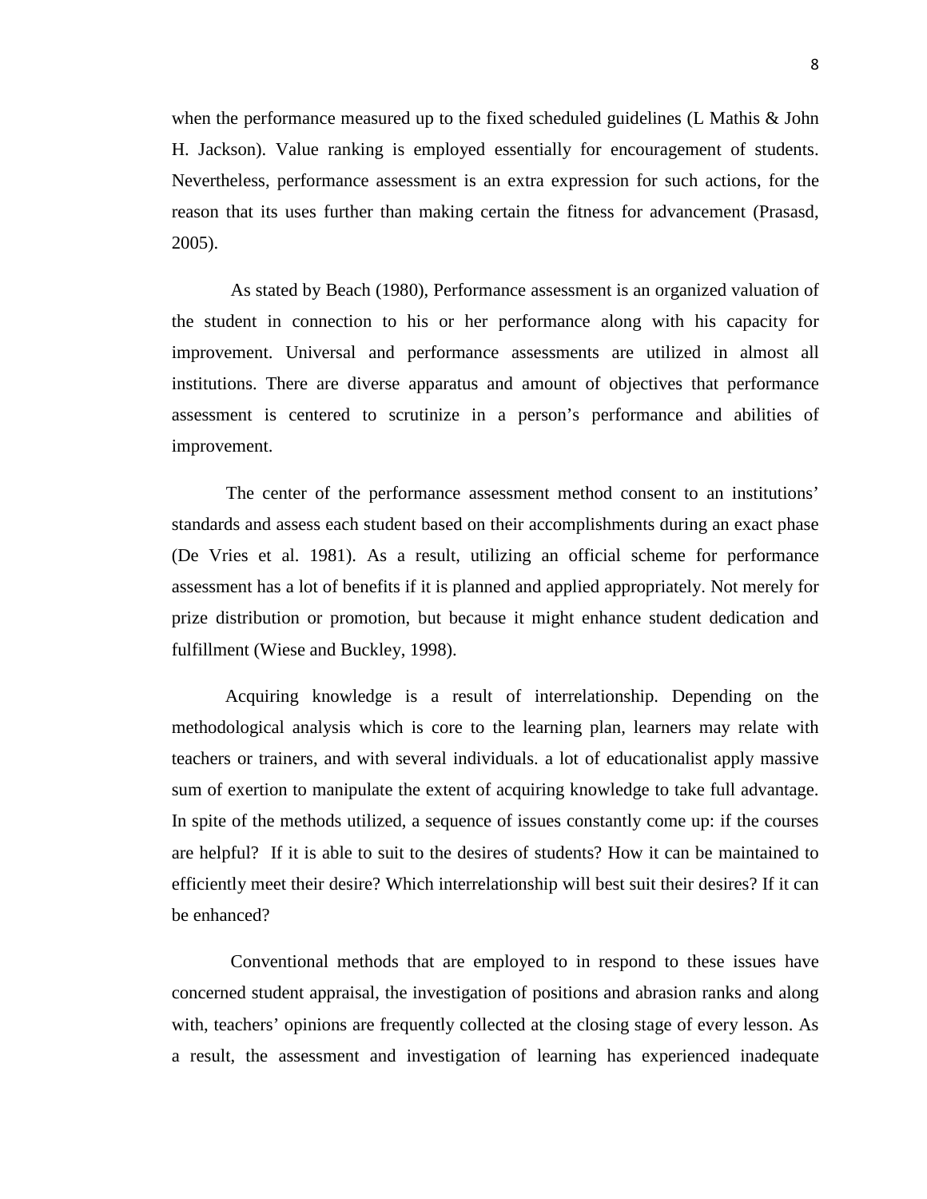when the performance measured up to the fixed scheduled guidelines (L Mathis & John H. Jackson). Value ranking is employed essentially for encouragement of students. Nevertheless, performance assessment is an extra expression for such actions, for the reason that its uses further than making certain the fitness for advancement (Prasasd, 2005).

As stated by Beach (1980), Performance assessment is an organized valuation of the student in connection to his or her performance along with his capacity for improvement. Universal and performance assessments are utilized in almost all institutions. There are diverse apparatus and amount of objectives that performance assessment is centered to scrutinize in a person's performance and abilities of improvement.

The center of the performance assessment method consent to an institutions' standards and assess each student based on their accomplishments during an exact phase (De Vries et al. 1981). As a result, utilizing an official scheme for performance assessment has a lot of benefits if it is planned and applied appropriately. Not merely for prize distribution or promotion, but because it might enhance student dedication and fulfillment (Wiese and Buckley, 1998).

Acquiring knowledge is a result of interrelationship. Depending on the methodological analysis which is core to the learning plan, learners may relate with teachers or trainers, and with several individuals. a lot of educationalist apply massive sum of exertion to manipulate the extent of acquiring knowledge to take full advantage. In spite of the methods utilized, a sequence of issues constantly come up: if the courses are helpful? If it is able to suit to the desires of students? How it can be maintained to efficiently meet their desire? Which interrelationship will best suit their desires? If it can be enhanced?

Conventional methods that are employed to in respond to these issues have concerned student appraisal, the investigation of positions and abrasion ranks and along with, teachers' opinions are frequently collected at the closing stage of every lesson. As a result, the assessment and investigation of learning has experienced inadequate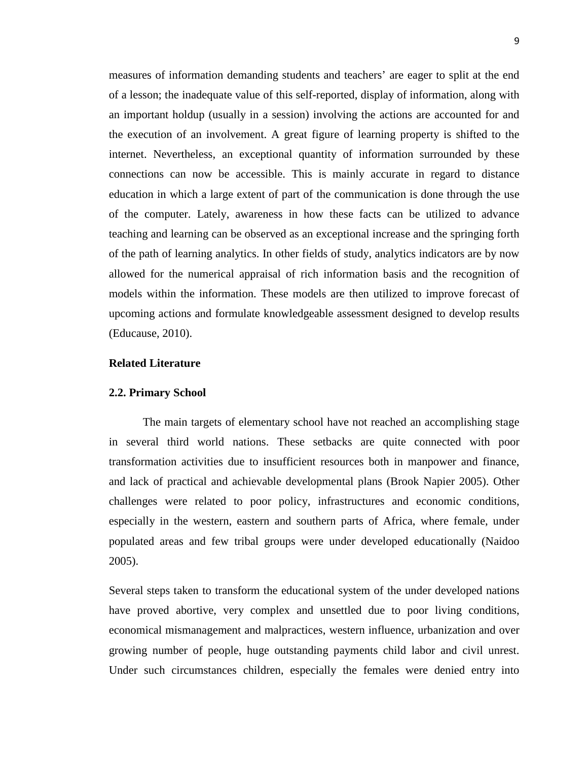measures of information demanding students and teachers' are eager to split at the end of a lesson; the inadequate value of this self-reported, display of information, along with an important holdup (usually in a session) involving the actions are accounted for and the execution of an involvement. A great figure of learning property is shifted to the internet. Nevertheless, an exceptional quantity of information surrounded by these connections can now be accessible. This is mainly accurate in regard to distance education in which a large extent of part of the communication is done through the use of the computer. Lately, awareness in how these facts can be utilized to advance teaching and learning can be observed as an exceptional increase and the springing forth of the path of learning analytics. In other fields of study, analytics indicators are by now allowed for the numerical appraisal of rich information basis and the recognition of models within the information. These models are then utilized to improve forecast of upcoming actions and formulate knowledgeable assessment designed to develop results (Educause, 2010).

**Related Literature**

**2.2. Primary School**

The main targets of elementary school have not reached an accomplishing stage in several third world nations. These setbacks are quite connected with poor transformation activities due to insufficient resources both in manpower and finance, and lack of practical and achievable developmental plans (Brook Napier 2005). Other challenges were related to poor policy, infrastructures and economic conditions, especially in the western, eastern and southern parts of Africa, where female, under populated areas and few tribal groups were under developed educationally (Naidoo 2005).

Several steps taken to transform the educational system of the under developed nations have proved abortive, very complex and unsettled due to poor living conditions, economical mismanagement and malpractices, western influence, urbanization and over growing number of people, huge outstanding payments child labor and civil unrest. Under such circumstances children, especially the females were denied entry into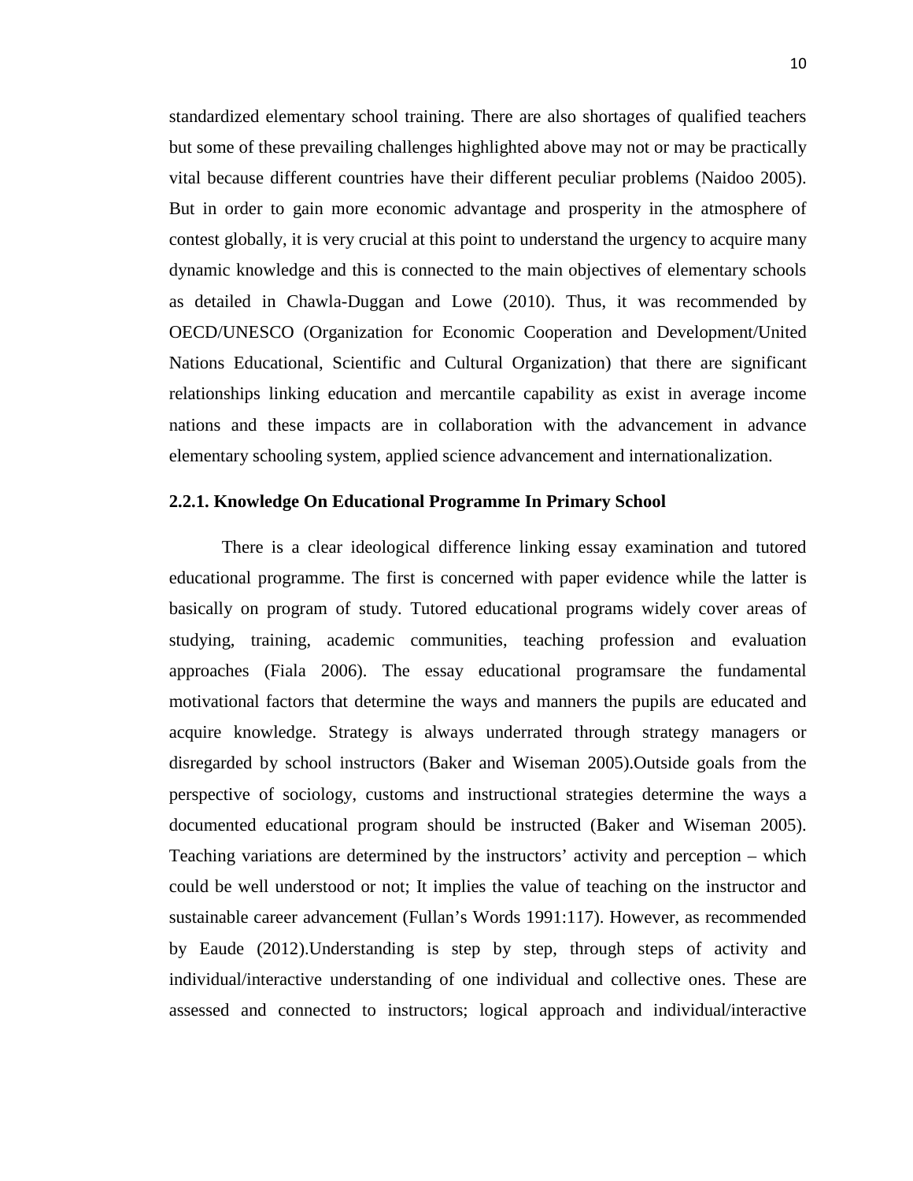standardized elementary school training. There are also shortages of qualified teachers but some of these prevailing challenges highlighted above may not or may be practically vital because different countries have their different peculiar problems (Naidoo 2005). But in order to gain more economic advantage and prosperity in the atmosphere of contest globally, it is very crucial at this point to understand the urgency to acquire many dynamic knowledge and this is connected to the main objectives of elementary schools as detailed in Chawla-Duggan and Lowe (2010). Thus, it was recommended by OECD/UNESCO (Organization for Economic Cooperation and Development/United Nations Educational, Scientific and Cultural Organization) that there are significant relationships linking education and mercantile capability as exist in average income nations and these impacts are in collaboration with the advancement in advance elementary schooling system, applied science advancement and internationalization.

### 2.2.1. Knowledge On Educational Programme In Primary School

There is a clear ideological difference linking essay examination and tutored educational programme. The first is concerned with paper evidence while the latter is basically on program of study. Tutored educational programs widely cover areas of studying, training, academic communities, teaching profession and evaluation approaches (Fiala 2006). The essay educational programsare the fundamental motivational factors that determine the ways and manners the pupils are educated and acquire knowledge. Strategy is always underrated through strategy managers or disregarded by school instructors (Baker and Wiseman 2005).Outside goals from the perspective of sociology, customs and instructional strategies determine the ways a documented educational program should be instructed (Baker and Wiseman 2005). Teaching variations are determined by the instructors' activity and perception – which could be well understood or not; It implies the value of teaching on the instructor and sustainable career advancement (Fullan's Words 1991:117). However, as recommended by Eaude (2012).Understanding is step by step, through steps of activity and individual/interactive understanding of one individual and collective ones. These are assessed and connected to instructors; logical approach and individual/interactive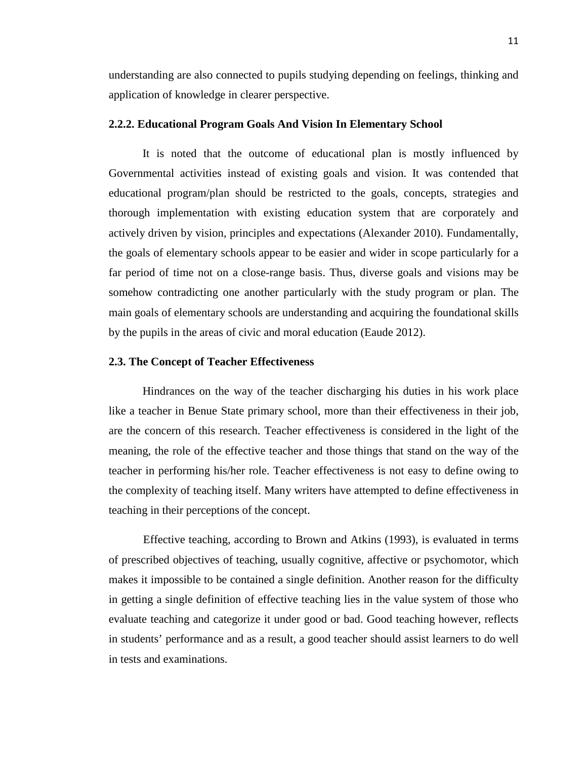understanding are also connected to pupils studying depending on feelings, thinking and application of knowledge in clearer perspective.

### 2.2.2. Educational Program Goals And Vision In Elementary School

It is noted that the outcome of educational plan is mostly influenced by Governmental activities instead of existing goals and vision. It was contended that educational program/plan should be restricted to the goals, concepts, strategies and thorough implementation with existing education system that are corporately and actively driven by vision, principles and expectations (Alexander 2010). Fundamentally, the goals of elementary schools appear to be easier and wider in scope particularly for a far period of time not on a close-range basis. Thus, diverse goals and visions may be somehow contradicting one another particularly with the study program or plan. The main goals of elementary schools are understanding and acquiring the foundational skills by the pupils in the areas of civic and moral education (Eaude 2012).

## 2.3. The Concept of Teacher Effectiveness

Hindrances on the way of the teacher discharging his duties in his work place like a teacher in Benue State primary school, more than their effectiveness in their job, are the concern of this research. Teacher effectiveness is considered in the light of the meaning, the role of the effective teacher and those things that stand on the way of the teacher in performing his/her role. Teacher effectiveness is not easy to define owing to the complexity of teaching itself. Many writers have attempted to define effectiveness in teaching in their perceptions of the concept.

Effective teaching, according to Brown and Atkins (1993), is evaluated in terms of prescribed objectives of teaching, usually cognitive, affective or psychomotor, which makes it impossible to be contained a single definition. Another reason for the difficulty in getting a single definition of effective teaching lies in the value system of those who evaluate teaching and categorize it under good or bad. Good teaching however, reflects in students' performance and as a result, a good teacher should assist learners to do well in tests and examinations.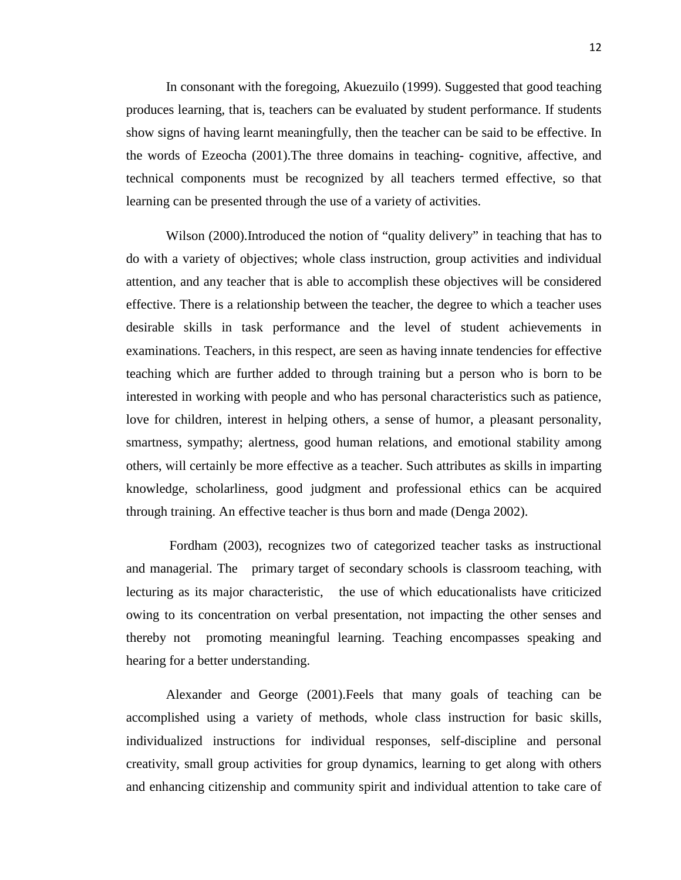In consonant with the foregoing, Akuezuilo (1999). Suggested that good teaching produces learning, that is, teachers can be evaluated by student performance. If students show signs of having learnt meaningfully, then the teacher can be said to be effective. In the words of Ezeocha (2001).The three domains in teaching- cognitive, affective, and technical components must be recognized by all teachers termed effective, so that learning can be presented through the use of a variety of activities.

Wilson (2000).Introduced the notion of "quality delivery" in teaching that has to do with a variety of objectives; whole class instruction, group activities and individual attention, and any teacher that is able to accomplish these objectives will be considered effective. There is a relationship between the teacher, the degree to which a teacher uses desirable skills in task performance and the level of student achievements in examinations. Teachers, in this respect, are seen as having innate tendencies for effective teaching which are further added to through training but a person who is born to be interested in working with people and who has personal characteristics such as patience, love for children, interest in helping others, a sense of humor, a pleasant personality, smartness, sympathy; alertness, good human relations, and emotional stability among others, will certainly be more effective as a teacher. Such attributes as skills in imparting knowledge, scholarliness, good judgment and professional ethics can be acquired through training. An effective teacher is thus born and made (Denga 2002).

Fordham (2003), recognizes two of categorized teacher tasks as instructional and managerial. The primary target of secondary schools is classroom teaching, with lecturing as its major characteristic, the use of which educationalists have criticized owing to its concentration on verbal presentation, not impacting the other senses and thereby not promoting meaningful learning. Teaching encompasses speaking and hearing for a better understanding.

Alexander and George (2001).Feels that many goals of teaching can be accomplished using a variety of methods, whole class instruction for basic skills, individualized instructions for individual responses, self-discipline and personal creativity, small group activities for group dynamics, learning to get along with others and enhancing citizenship and community spirit and individual attention to take care of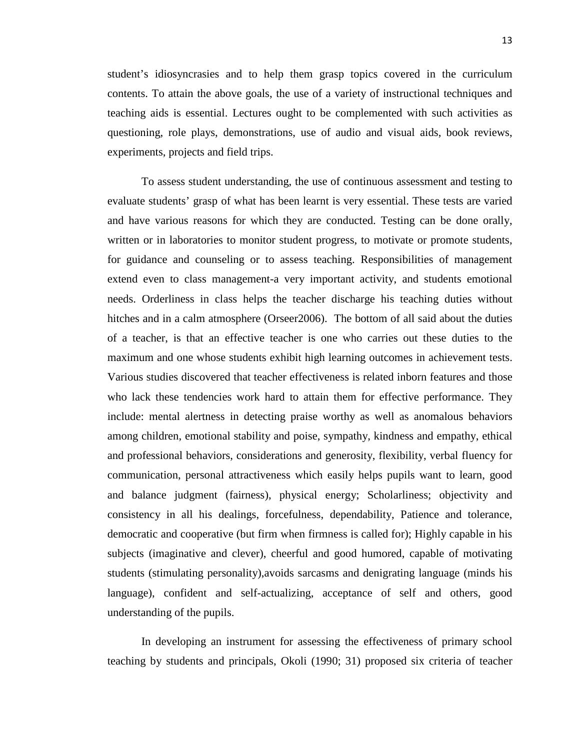student's idiosyncrasies and to help them grasp topics covered in the curriculum contents. To attain the above goals, the use of a variety of instructional techniques and teaching aids is essential. Lectures ought to be complemented with such activities as questioning, role plays, demonstrations, use of audio and visual aids, book reviews, experiments, projects and field trips.

To assess student understanding, the use of continuous assessment and testing to evaluate students' grasp of what has been learnt is very essential. These tests are varied and have various reasons for which they are conducted. Testing can be done orally, written or in laboratories to monitor student progress, to motivate or promote students, for guidance and counseling or to assess teaching. Responsibilities of management extend even to class management-a very important activity, and students emotional needs. Orderliness in class helps the teacher discharge his teaching duties without hitches and in a calm atmosphere (Orseer2006). The bottom of all said about the duties of a teacher, is that an effective teacher is one who carries out these duties to the maximum and one whose students exhibit high learning outcomes in achievement tests. Various studies discovered that teacher effectiveness is related inborn features and those who lack these tendencies work hard to attain them for effective performance. They include: mental alertness in detecting praise worthy as well as anomalous behaviors among children, emotional stability and poise, sympathy, kindness and empathy, ethical and professional behaviors, considerations and generosity, flexibility, verbal fluency for communication, personal attractiveness which easily helps pupils want to learn, good and balance judgment (fairness), physical energy; Scholarliness; objectivity and consistency in all his dealings, forcefulness, dependability, Patience and tolerance, democratic and cooperative (but firm when firmness is called for); Highly capable in his subjects (imaginative and clever), cheerful and good humored, capable of motivating students (stimulating personality),avoids sarcasms and denigrating language (minds his language), confident and self-actualizing, acceptance of self and others, good understanding of the pupils.

In developing an instrument for assessing the effectiveness of primary school teaching by students and principals, Okoli (1990; 31) proposed six criteria of teacher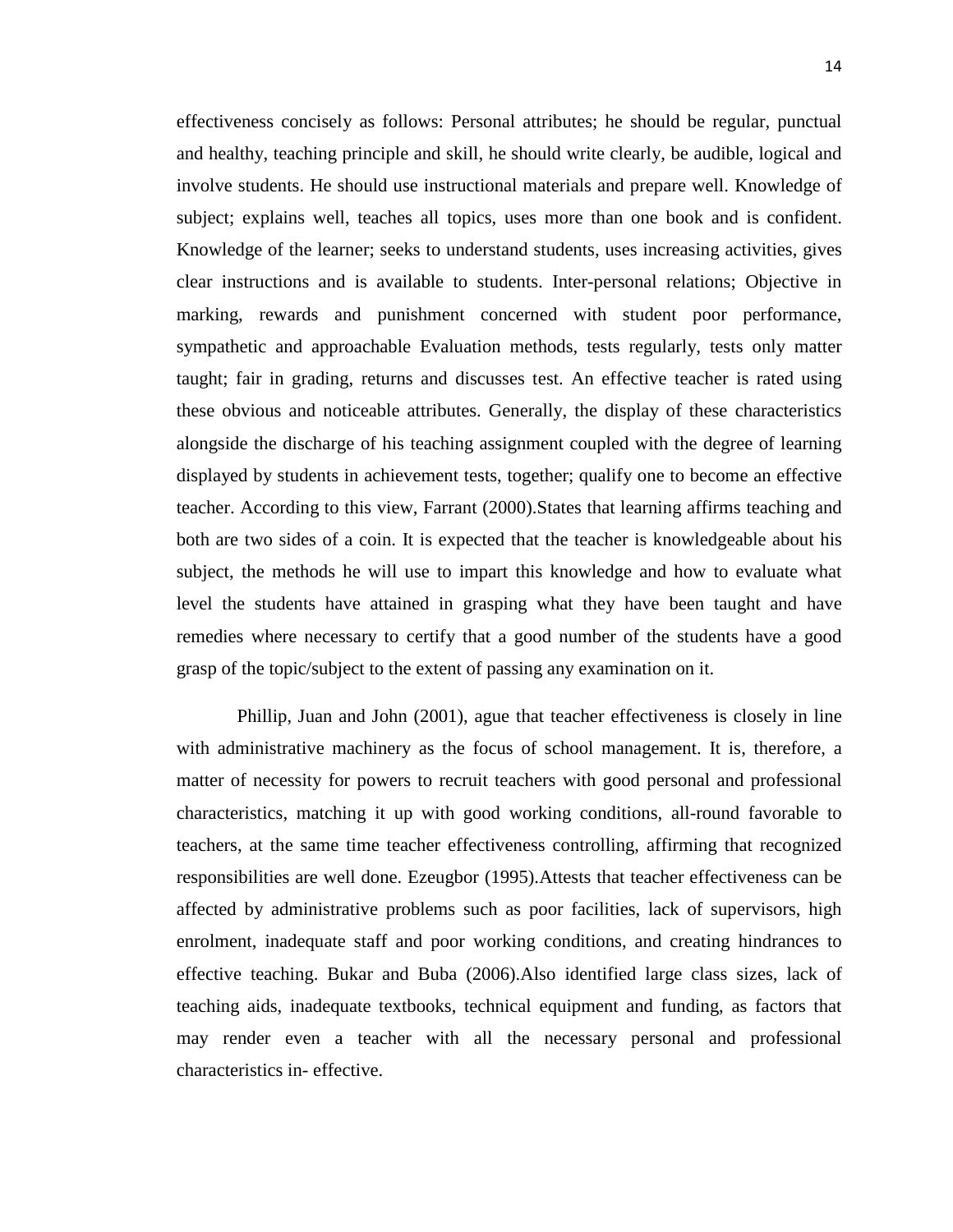effectiveness concisely as follows: Personal attributes; he should be regular, punctual and healthy, teaching principle and skill, he should write clearly, be audible, logical and involve students. He should use instructional materials and prepare well. Knowledge of subject; explains well, teaches all topics, uses more than one book and is confident. Knowledge of the learner; seeks to understand students, uses increasing activities, gives clear instructions and is available to students. Inter-personal relations; Objective in marking, rewards and punishment concerned with student poor performance, sympathetic and approachable Evaluation methods, tests regularly, tests only matter taught; fair in grading, returns and discusses test. An effective teacher is rated using these obvious and noticeable attributes. Generally, the display of these characteristics alongside the discharge of his teaching assignment coupled with the degree of learning displayed by students in achievement tests, together; qualify one to become an effective teacher. According to this view, Farrant (2000).States that learning affirms teaching and both are two sides of a coin. It is expected that the teacher is knowledgeable about his subject, the methods he will use to impart this knowledge and how to evaluate what level the students have attained in grasping what they have been taught and have remedies where necessary to certify that a good number of the students have a good grasp of the topic/subject to the extent of passing any examination on it.

Phillip, Juan and John (2001), ague that teacher effectiveness is closely in line with administrative machinery as the focus of school management. It is, therefore, a matter of necessity for powers to recruit teachers with good personal and professional characteristics, matching it up with good working conditions, all-round favorable to teachers, at the same time teacher effectiveness controlling, affirming that recognized responsibilities are well done. Ezeugbor (1995).Attests that teacher effectiveness can be affected by administrative problems such as poor facilities, lack of supervisors, high enrolment, inadequate staff and poor working conditions, and creating hindrances to effective teaching. Bukar and Buba (2006).Also identified large class sizes, lack of teaching aids, inadequate textbooks, technical equipment and funding, as factors that may render even a teacher with all the necessary personal and professional characteristics in- effective.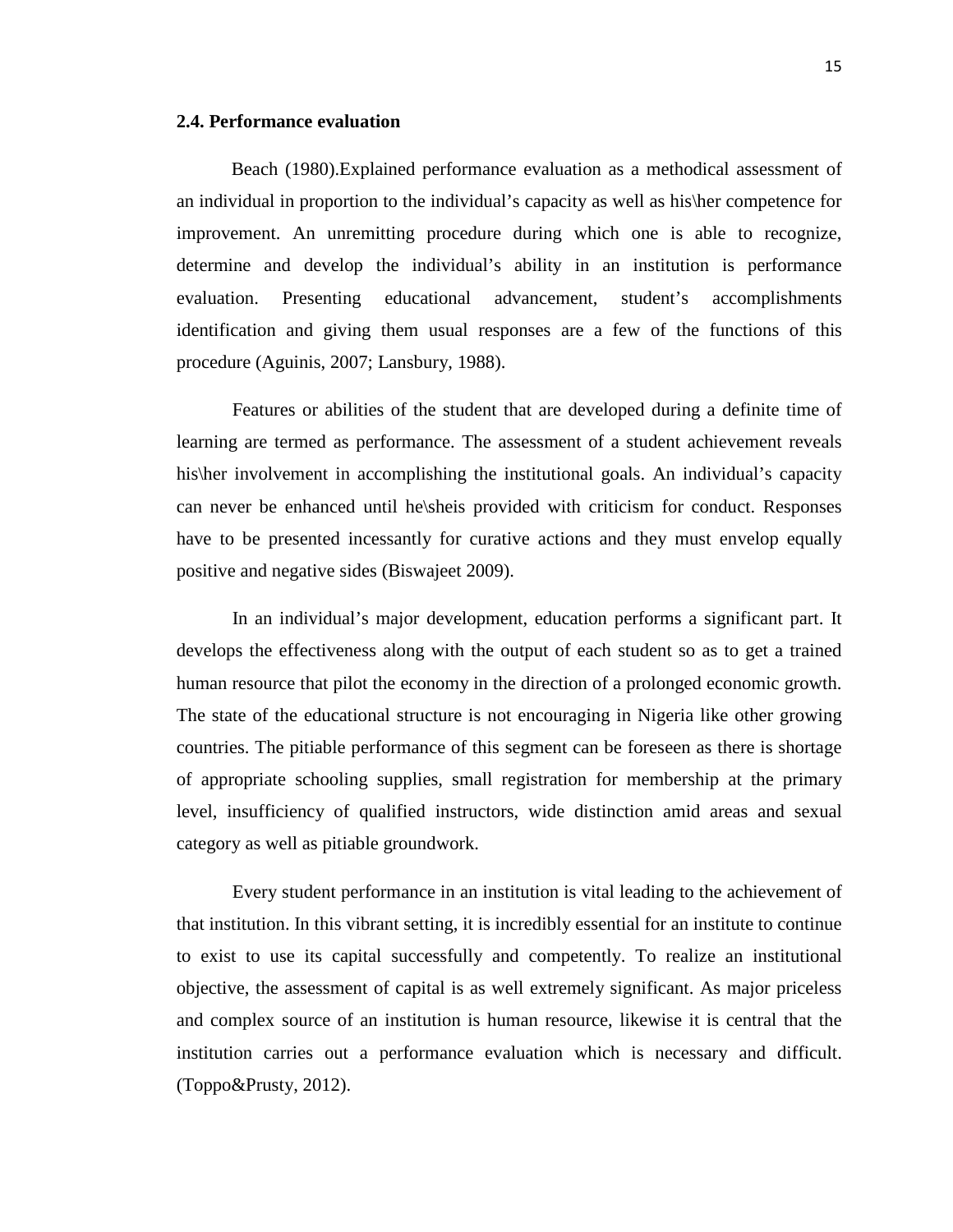### 2.4. Performance evaluation

Beach (1980).Explained performance evaluation as a methodical assessment of an individual in proportion to the individual's capacity as well as his\her competence for improvement. An unremitting procedure during which one is able to recognize, determine and develop the individual's ability in an institution is performance evaluation. Presenting educational advancement, student's accomplishments identification and giving them usual responses are a few of the functions of this procedure (Aguinis, 2007; Lansbury, 1988).

Features or abilities of the student that are developed during a definite time of learning are termed as performance. The assessment of a student achievement reveals his\her involvement in accomplishing the institutional goals. An individual's capacity can never be enhanced until he\sheis provided with criticism for conduct. Responses have to be presented incessantly for curative actions and they must envelop equally positive and negative sides (Biswajeet 2009).

In an individual's major development, education performs a significant part. It develops the effectiveness along with the output of each student so as to get a trained human resource that pilot the economy in the direction of a prolonged economic growth. The state of the educational structure is not encouraging in Nigeria like other growing countries. The pitiable performance of this segment can be foreseen as there is shortage of appropriate schooling supplies, small registration for membership at the primary level, insufficiency of qualified instructors, wide distinction amid areas and sexual category as well as pitiable groundwork.

Every student performance in an institution is vital leading to the achievement of that institution. In this vibrant setting, it is incredibly essential for an institute to continue to exist to use its capital successfully and competently. To realize an institutional objective, the assessment of capital is as well extremely significant. As major priceless and complex source of an institution is human resource, likewise it is central that the institution carries out a performance evaluation which is necessary and difficult. (Toppo&Prusty, 2012).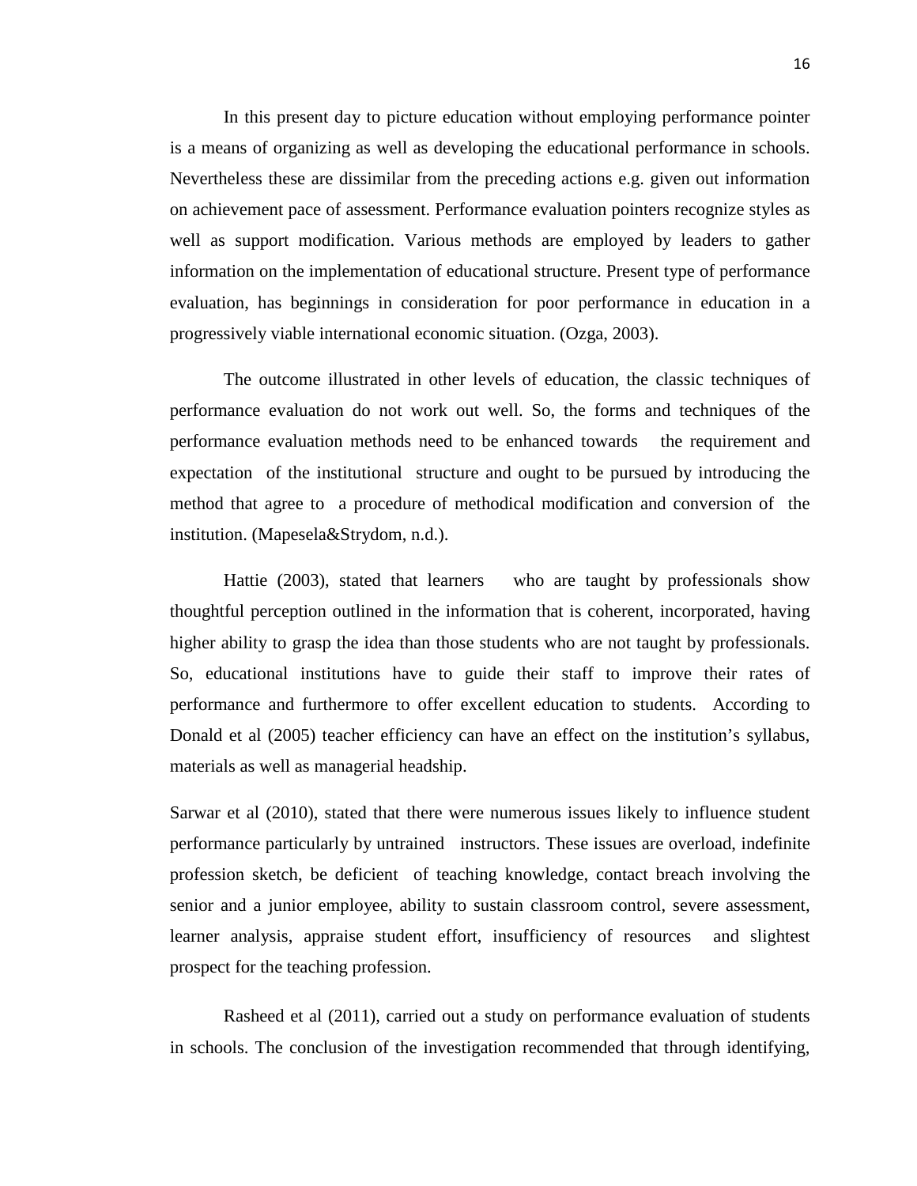In this present day to picture education without employing performance pointer is a means of organizing as well as developing the educational performance in schools. Nevertheless these are dissimilar from the preceding actions e.g. given out information on achievement pace of assessment. Performance evaluation pointers recognize styles as well as support modification. Various methods are employed by leaders to gather information on the implementation of educational structure. Present type of performance evaluation, has beginnings in consideration for poor performance in education in a progressively viable international economic situation. (Ozga, 2003).

The outcome illustrated in other levels of education, the classic techniques of performance evaluation do not work out well. So, the forms and techniques of the performance evaluation methods need to be enhanced towards the requirement and expectation of the institutional structure and ought to be pursued by introducing the method that agree to a procedure of methodical modification and conversion of the institution. (Mapesela&Strydom, n.d.).

Hattie (2003), stated that learners who are taught by professionals show thoughtful perception outlined in the information that is coherent, incorporated, having higher ability to grasp the idea than those students who are not taught by professionals. So, educational institutions have to guide their staff to improve their rates of performance and furthermore to offer excellent education to students. According to Donald et al (2005) teacher efficiency can have an effect on the institution's syllabus, materials as well as managerial headship.

Sarwar et al (2010), stated that there were numerous issues likely to influence student performance particularly by untrained instructors. These issues are overload, indefinite profession sketch, be deficient of teaching knowledge, contact breach involving the senior and a junior employee, ability to sustain classroom control, severe assessment, learner analysis, appraise student effort, insufficiency of resources and slightest prospect for the teaching profession.

Rasheed et al (2011), carried out a study on performance evaluation of students in schools. The conclusion of the investigation recommended that through identifying,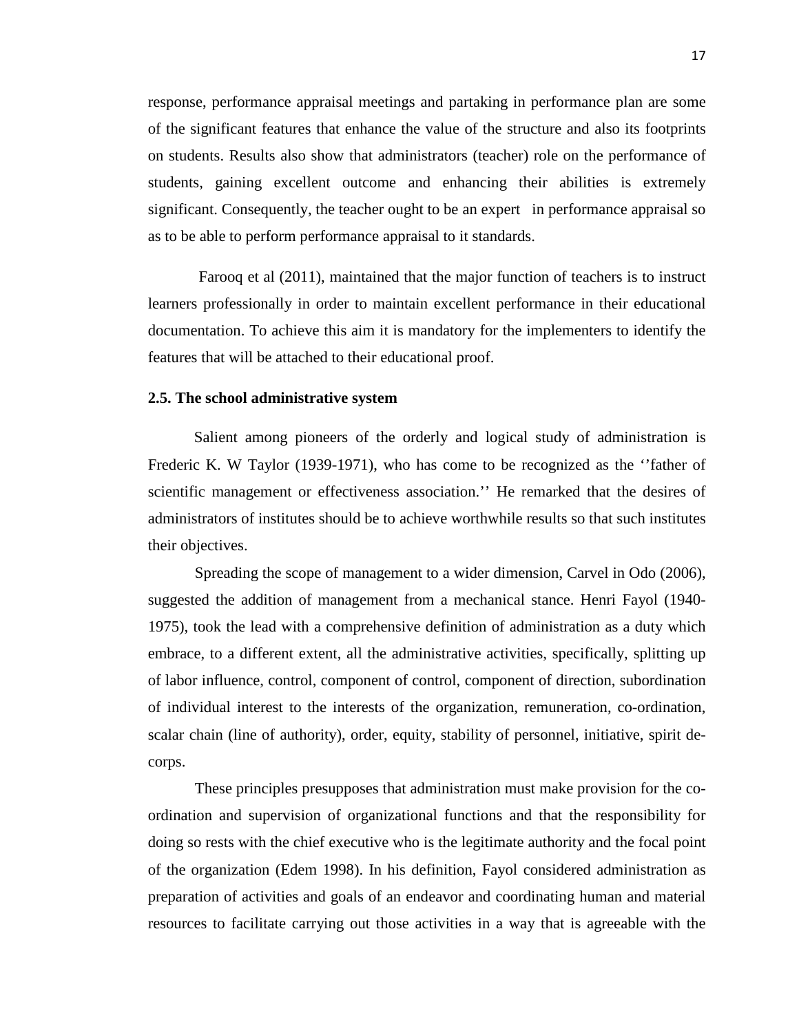response, performance appraisal meetings and partaking in performance plan are some of the significant features that enhance the value of the structure and also its footprints on students. Results also show that administrators (teacher) role on the performance of students, gaining excellent outcome and enhancing their abilities is extremely significant. Consequently, the teacher ought to be an expert in performance appraisal so as to be able to perform performance appraisal to it standards.

Farooq et al (2011), maintained that the major function of teachers is to instruct learners professionally in order to maintain excellent performance in their educational documentation. To achieve this aim it is mandatory for the implementers to identify the features that will be attached to their educational proof.

### 2.5. The school administrative system

Salient among pioneers of the orderly and logical study of administration is Frederic K. W Taylor (1939-1971), who has come to be recognized as the ''father of scientific management or effectiveness association.'' He remarked that the desires of administrators of institutes should be to achieve worthwhile results so that such institutes their objectives.

Spreading the scope of management to a wider dimension, Carvel in Odo (2006), suggested the addition of management from a mechanical stance. Henri Fayol (1940-1975), took the lead with a comprehensive definition of administration as a duty which embrace, to a different extent, all the administrative activities, specifically, splitting up of labor influence, control, component of control, component of direction, subordination of individual interest to the interests of the organization, remuneration, co-ordination, scalar chain (line of authority), order, equity, stability of personnel, initiative, spirit de-corps.

These principles presupposes that administration must make provision for the co-ordination and supervision of organizational functions and that the responsibility for doing so rests with the chief executive who is the legitimate authority and the focal point of the organization (Edem 1998). In his definition, Fayol considered administration as preparation of activities and goals of an endeavor and coordinating human and material resources to facilitate carrying out those activities in a way that is agreeable with the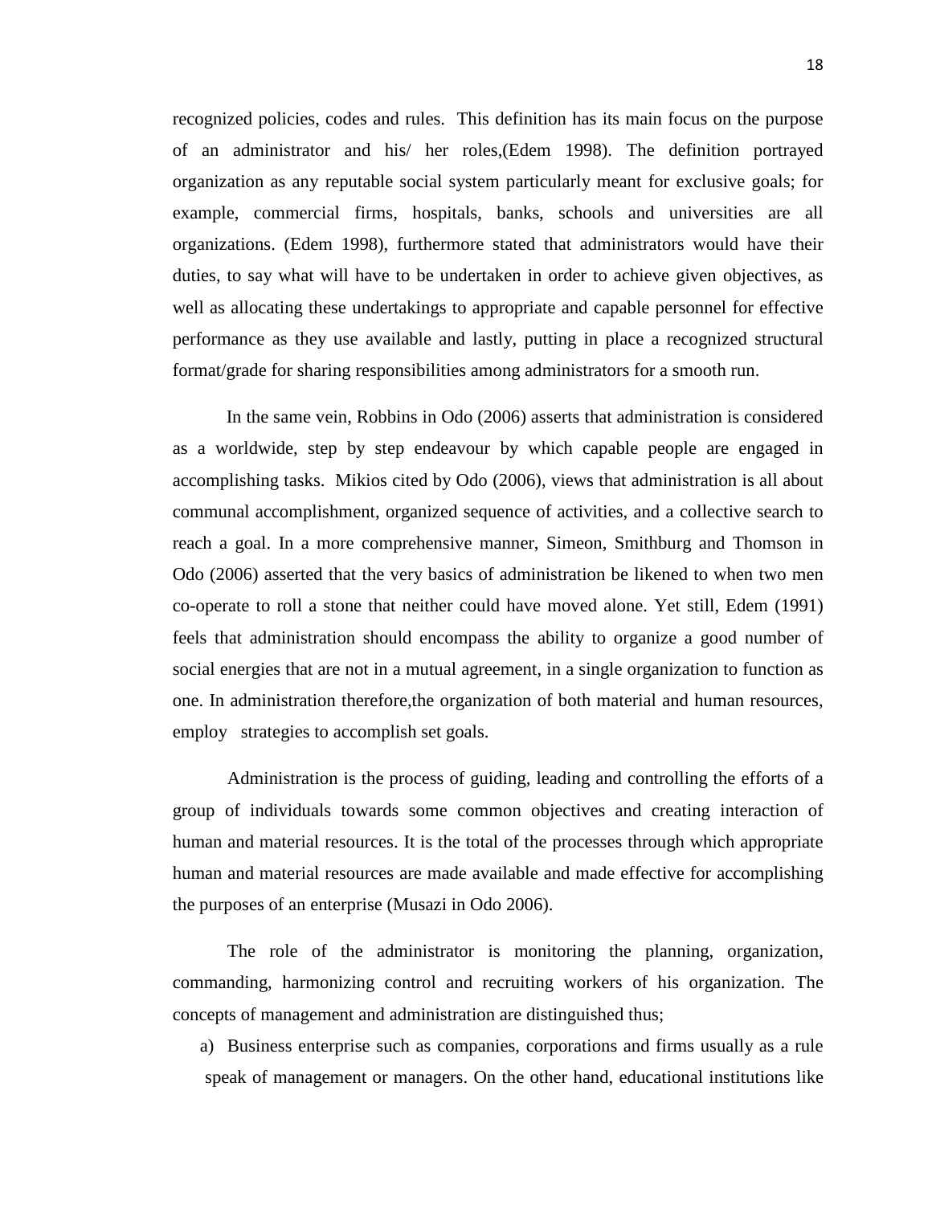recognized policies, codes and rules. This definition has its main focus on the purpose of an administrator and his/ her roles,(Edem 1998). The definition portrayed organization as any reputable social system particularly meant for exclusive goals; for example, commercial firms, hospitals, banks, schools and universities are all organizations. (Edem 1998), furthermore stated that administrators would have their duties, to say what will have to be undertaken in order to achieve given objectives, as well as allocating these undertakings to appropriate and capable personnel for effective performance as they use available and lastly, putting in place a recognized structural format/grade for sharing responsibilities among administrators for a smooth run.

In the same vein, Robbins in Odo (2006) asserts that administration is considered as a worldwide, step by step endeavour by which capable people are engaged in accomplishing tasks. Mikios cited by Odo (2006), views that administration is all about communal accomplishment, organized sequence of activities, and a collective search to reach a goal. In a more comprehensive manner, Simeon, Smithburg and Thomson in Odo (2006) asserted that the very basics of administration be likened to when two men co-operate to roll a stone that neither could have moved alone. Yet still, Edem (1991) feels that administration should encompass the ability to organize a good number of social energies that are not in a mutual agreement, in a single organization to function as one. In administration therefore,the organization of both material and human resources, employ strategies to accomplish set goals.

Administration is the process of guiding, leading and controlling the efforts of a group of individuals towards some common objectives and creating interaction of human and material resources. It is the total of the processes through which appropriate human and material resources are made available and made effective for accomplishing the purposes of an enterprise (Musazi in Odo 2006).

The role of the administrator is monitoring the planning, organization, commanding, harmonizing control and recruiting workers of his organization. The concepts of management and administration are distinguished thus;

a) Business enterprise such as companies, corporations and firms usually as a rule speak of management or managers. On the other hand, educational institutions like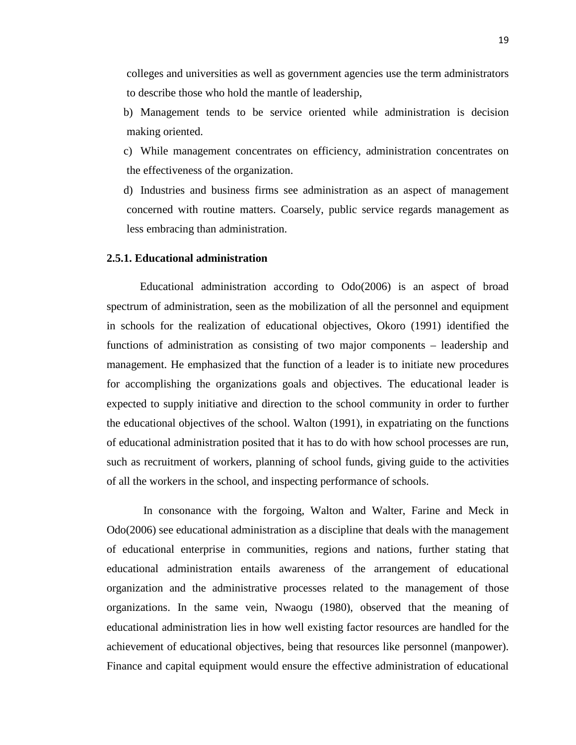colleges and universities as well as government agencies use the term administrators to describe those who hold the mantle of leadership,

b) Management tends to be service oriented while administration is decision making oriented.

c) While management concentrates on efficiency, administration concentrates on the effectiveness of the organization.

d) Industries and business firms see administration as an aspect of management concerned with routine matters. Coarsely, public service regards management as less embracing than administration.

### 2.5.1. Educational administration

Educational administration according to Odo(2006) is an aspect of broad spectrum of administration, seen as the mobilization of all the personnel and equipment in schools for the realization of educational objectives, Okoro (1991) identified the functions of administration as consisting of two major components – leadership and management. He emphasized that the function of a leader is to initiate new procedures for accomplishing the organizations goals and objectives. The educational leader is expected to supply initiative and direction to the school community in order to further the educational objectives of the school. Walton (1991), in expatriating on the functions of educational administration posited that it has to do with how school processes are run, such as recruitment of workers, planning of school funds, giving guide to the activities of all the workers in the school, and inspecting performance of schools.

In consonance with the forgoing, Walton and Walter, Farine and Meck in Odo(2006) see educational administration as a discipline that deals with the management of educational enterprise in communities, regions and nations, further stating that educational administration entails awareness of the arrangement of educational organization and the administrative processes related to the management of those organizations. In the same vein, Nwaogu (1980), observed that the meaning of educational administration lies in how well existing factor resources are handled for the achievement of educational objectives, being that resources like personnel (manpower). Finance and capital equipment would ensure the effective administration of educational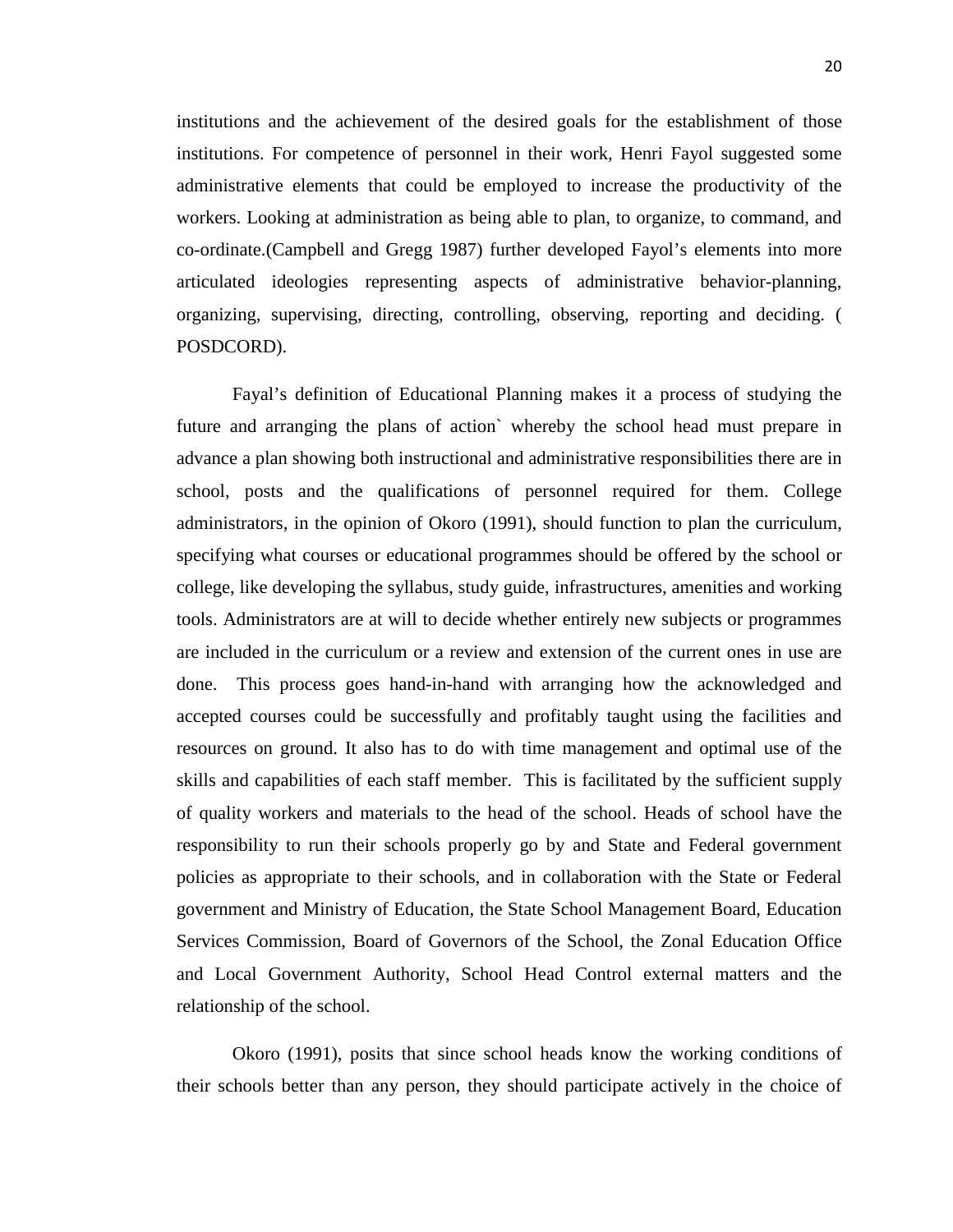institutions and the achievement of the desired goals for the establishment of those institutions. For competence of personnel in their work, Henri Fayol suggested some administrative elements that could be employed to increase the productivity of the workers. Looking at administration as being able to plan, to organize, to command, and co-ordinate.(Campbell and Gregg 1987) further developed Fayol's elements into more articulated ideologies representing aspects of administrative behavior-planning, organizing, supervising, directing, controlling, observing, reporting and deciding. ( POSDCORD).

Fayal's definition of Educational Planning makes it a process of studying the future and arranging the plans of action` whereby the school head must prepare in advance a plan showing both instructional and administrative responsibilities there are in school, posts and the qualifications of personnel required for them. College administrators, in the opinion of Okoro (1991), should function to plan the curriculum, specifying what courses or educational programmes should be offered by the school or college, like developing the syllabus, study guide, infrastructures, amenities and working tools. Administrators are at will to decide whether entirely new subjects or programmes are included in the curriculum or a review and extension of the current ones in use are done. This process goes hand-in-hand with arranging how the acknowledged and accepted courses could be successfully and profitably taught using the facilities and resources on ground. It also has to do with time management and optimal use of the skills and capabilities of each staff member. This is facilitated by the sufficient supply of quality workers and materials to the head of the school. Heads of school have the responsibility to run their schools properly go by and State and Federal government policies as appropriate to their schools, and in collaboration with the State or Federal government and Ministry of Education, the State School Management Board, Education Services Commission, Board of Governors of the School, the Zonal Education Office and Local Government Authority, School Head Control external matters and the relationship of the school.

Okoro (1991), posits that since school heads know the working conditions of their schools better than any person, they should participate actively in the choice of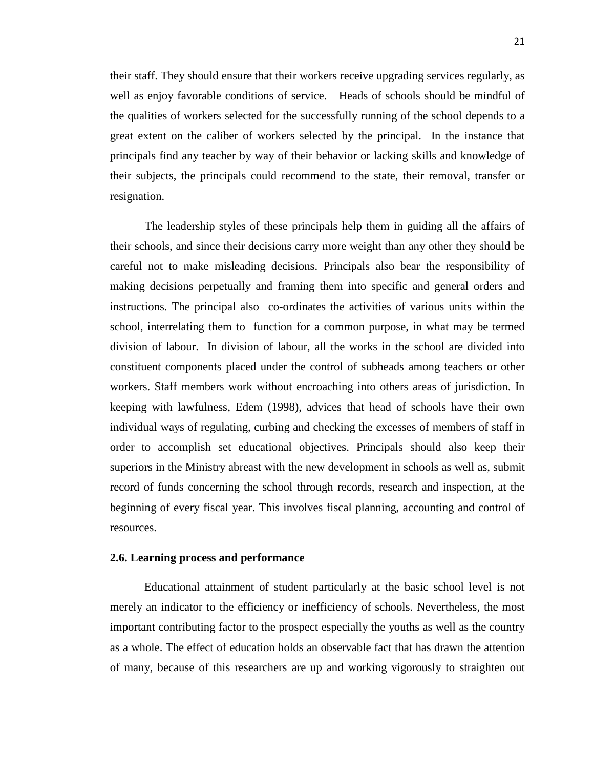their staff. They should ensure that their workers receive upgrading services regularly, as well as enjoy favorable conditions of service. Heads of schools should be mindful of the qualities of workers selected for the successfully running of the school depends to a great extent on the caliber of workers selected by the principal. In the instance that principals find any teacher by way of their behavior or lacking skills and knowledge of their subjects, the principals could recommend to the state, their removal, transfer or resignation.

The leadership styles of these principals help them in guiding all the affairs of their schools, and since their decisions carry more weight than any other they should be careful not to make misleading decisions. Principals also bear the responsibility of making decisions perpetually and framing them into specific and general orders and instructions. The principal also co-ordinates the activities of various units within the school, interrelating them to function for a common purpose, in what may be termed division of labour. In division of labour, all the works in the school are divided into constituent components placed under the control of subheads among teachers or other workers. Staff members work without encroaching into others areas of jurisdiction. In keeping with lawfulness, Edem (1998), advices that head of schools have their own individual ways of regulating, curbing and checking the excesses of members of staff in order to accomplish set educational objectives. Principals should also keep their superiors in the Ministry abreast with the new development in schools as well as, submit record of funds concerning the school through records, research and inspection, at the beginning of every fiscal year. This involves fiscal planning, accounting and control of resources.

**2.6. Learning process and performance**

Educational attainment of student particularly at the basic school level is not merely an indicator to the efficiency or inefficiency of schools. Nevertheless, the most important contributing factor to the prospect especially the youths as well as the country as a whole. The effect of education holds an observable fact that has drawn the attention of many, because of this researchers are up and working vigorously to straighten out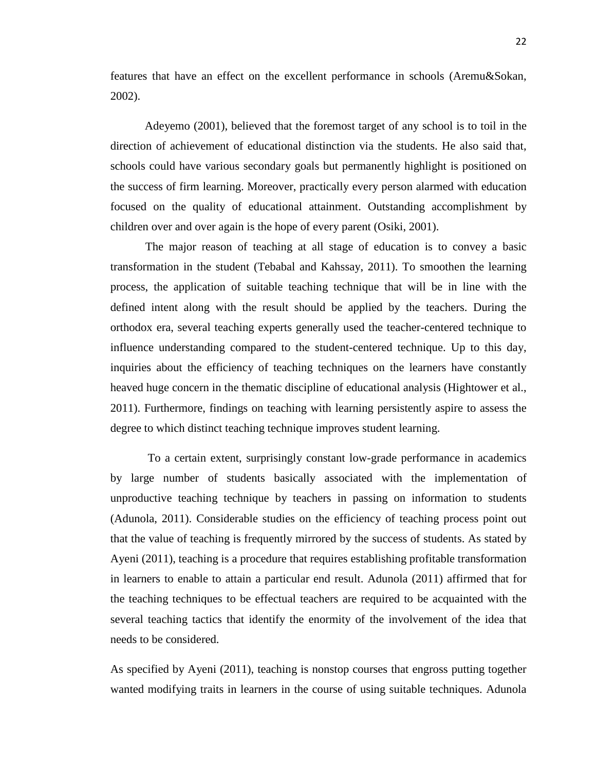features that have an effect on the excellent performance in schools (Aremu&Sokan, 2002).

Adeyemo (2001), believed that the foremost target of any school is to toil in the direction of achievement of educational distinction via the students. He also said that, schools could have various secondary goals but permanently highlight is positioned on the success of firm learning. Moreover, practically every person alarmed with education focused on the quality of educational attainment. Outstanding accomplishment by children over and over again is the hope of every parent (Osiki, 2001).

The major reason of teaching at all stage of education is to convey a basic transformation in the student (Tebabal and Kahssay, 2011). To smoothen the learning process, the application of suitable teaching technique that will be in line with the defined intent along with the result should be applied by the teachers. During the orthodox era, several teaching experts generally used the teacher-centered technique to influence understanding compared to the student-centered technique. Up to this day, inquiries about the efficiency of teaching techniques on the learners have constantly heaved huge concern in the thematic discipline of educational analysis (Hightower et al., 2011). Furthermore, findings on teaching with learning persistently aspire to assess the degree to which distinct teaching technique improves student learning.

To a certain extent, surprisingly constant low-grade performance in academics by large number of students basically associated with the implementation of unproductive teaching technique by teachers in passing on information to students (Adunola, 2011). Considerable studies on the efficiency of teaching process point out that the value of teaching is frequently mirrored by the success of students. As stated by Ayeni (2011), teaching is a procedure that requires establishing profitable transformation in learners to enable to attain a particular end result. Adunola (2011) affirmed that for the teaching techniques to be effectual teachers are required to be acquainted with the several teaching tactics that identify the enormity of the involvement of the idea that needs to be considered.

As specified by Ayeni (2011), teaching is nonstop courses that engross putting together wanted modifying traits in learners in the course of using suitable techniques. Adunola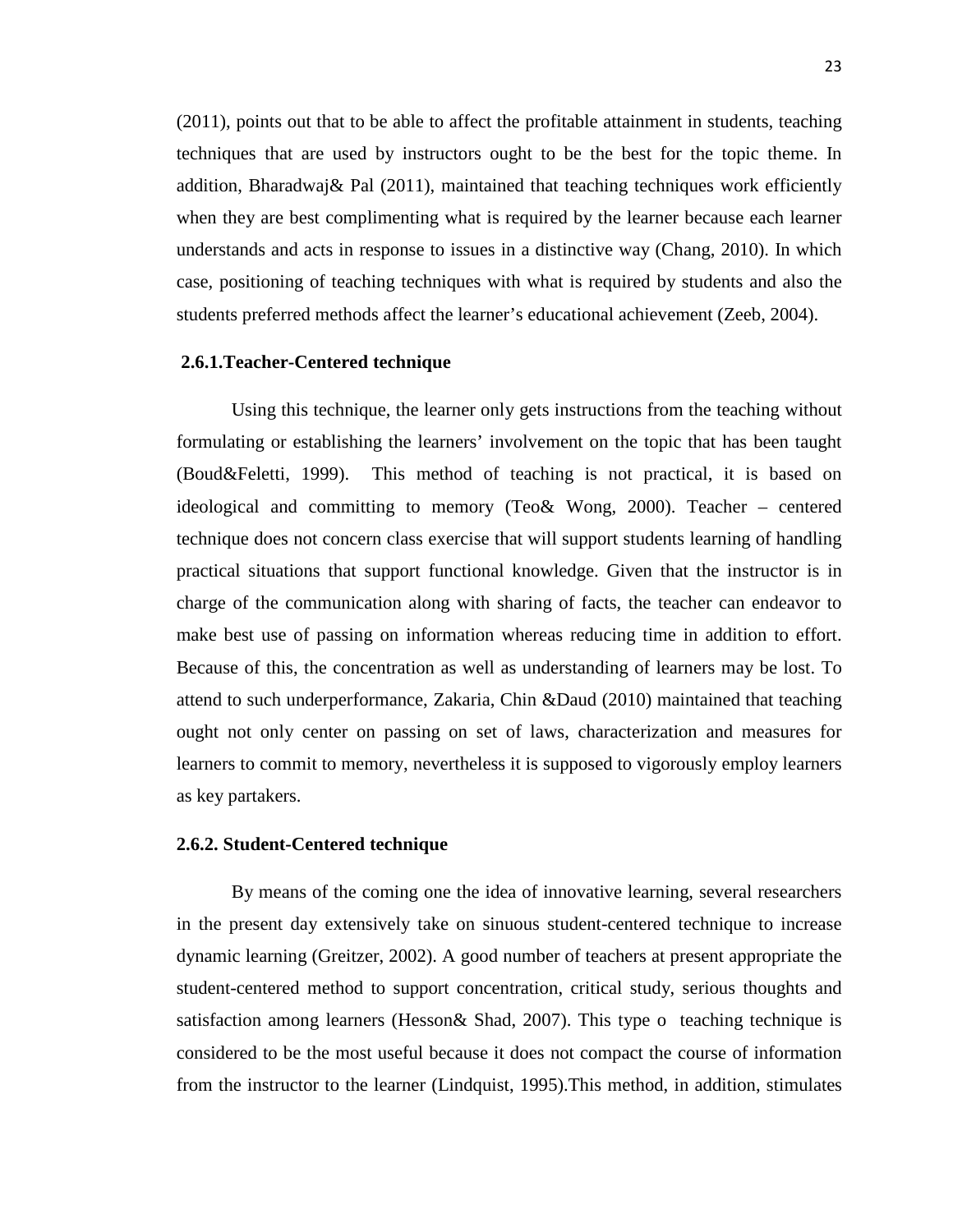(2011), points out that to be able to affect the profitable attainment in students, teaching techniques that are used by instructors ought to be the best for the topic theme. In addition, Bharadwaj& Pal (2011), maintained that teaching techniques work efficiently when they are best complimenting what is required by the learner because each learner understands and acts in response to issues in a distinctive way (Chang, 2010). In which case, positioning of teaching techniques with what is required by students and also the students preferred methods affect the learner's educational achievement (Zeeb, 2004).

### 2.6.1.Teacher-Centered technique

Using this technique, the learner only gets instructions from the teaching without formulating or establishing the learners' involvement on the topic that has been taught (Boud&Feletti, 1999). This method of teaching is not practical, it is based on ideological and committing to memory (Teo& Wong, 2000). Teacher – centered technique does not concern class exercise that will support students learning of handling practical situations that support functional knowledge. Given that the instructor is in charge of the communication along with sharing of facts, the teacher can endeavor to make best use of passing on information whereas reducing time in addition to effort. Because of this, the concentration as well as understanding of learners may be lost. To attend to such underperformance, Zakaria, Chin &Daud (2010) maintained that teaching ought not only center on passing on set of laws, characterization and measures for learners to commit to memory, nevertheless it is supposed to vigorously employ learners as key partakers.

### 2.6.2. Student-Centered technique

By means of the coming one the idea of innovative learning, several researchers in the present day extensively take on sinuous student-centered technique to increase dynamic learning (Greitzer, 2002). A good number of teachers at present appropriate the student-centered method to support concentration, critical study, serious thoughts and satisfaction among learners (Hesson& Shad, 2007). This type o teaching technique is considered to be the most useful because it does not compact the course of information from the instructor to the learner (Lindquist, 1995).This method, in addition, stimulates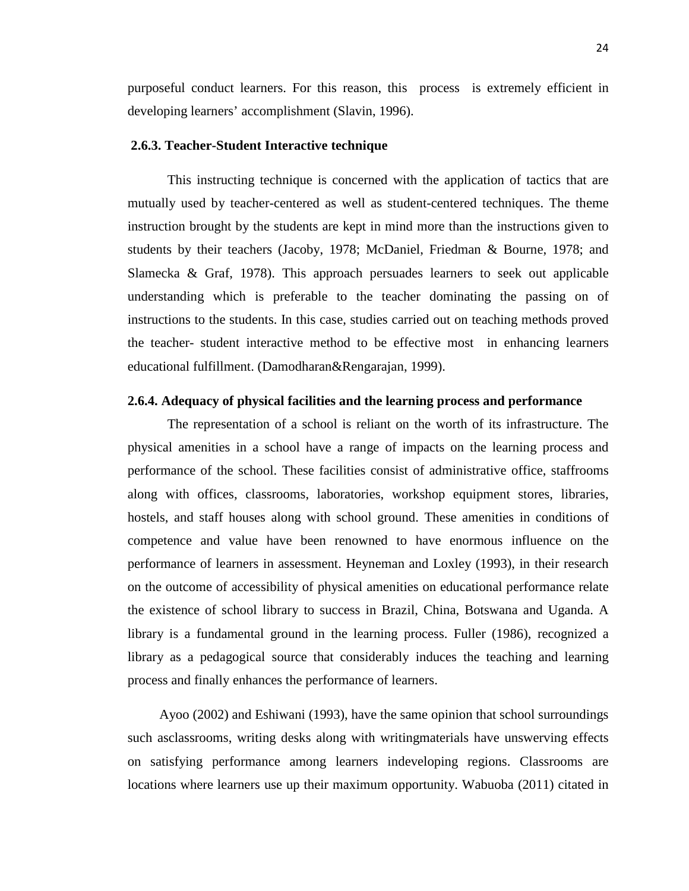purposeful conduct learners. For this reason, this process is extremely efficient in developing learners' accomplishment (Slavin, 1996).

### 2.6.3. Teacher-Student Interactive technique

This instructing technique is concerned with the application of tactics that are mutually used by teacher-centered as well as student-centered techniques. The theme instruction brought by the students are kept in mind more than the instructions given to students by their teachers (Jacoby, 1978; McDaniel, Friedman & Bourne, 1978; and Slamecka & Graf, 1978). This approach persuades learners to seek out applicable understanding which is preferable to the teacher dominating the passing on of instructions to the students. In this case, studies carried out on teaching methods proved the teacher- student interactive method to be effective most in enhancing learners educational fulfillment. (Damodharan&Rengarajan, 1999).

### 2.6.4. Adequacy of physical facilities and the learning process and performance

The representation of a school is reliant on the worth of its infrastructure. The physical amenities in a school have a range of impacts on the learning process and performance of the school. These facilities consist of administrative office, staffrooms along with offices, classrooms, laboratories, workshop equipment stores, libraries, hostels, and staff houses along with school ground. These amenities in conditions of competence and value have been renowned to have enormous influence on the performance of learners in assessment. Heyneman and Loxley (1993), in their research on the outcome of accessibility of physical amenities on educational performance relate the existence of school library to success in Brazil, China, Botswana and Uganda. A library is a fundamental ground in the learning process. Fuller (1986), recognized a library as a pedagogical source that considerably induces the teaching and learning process and finally enhances the performance of learners.

Ayoo (2002) and Eshiwani (1993), have the same opinion that school surroundings such asclassrooms, writing desks along with writingmaterials have unswerving effects on satisfying performance among learners indeveloping regions. Classrooms are locations where learners use up their maximum opportunity. Wabuoba (2011) citated in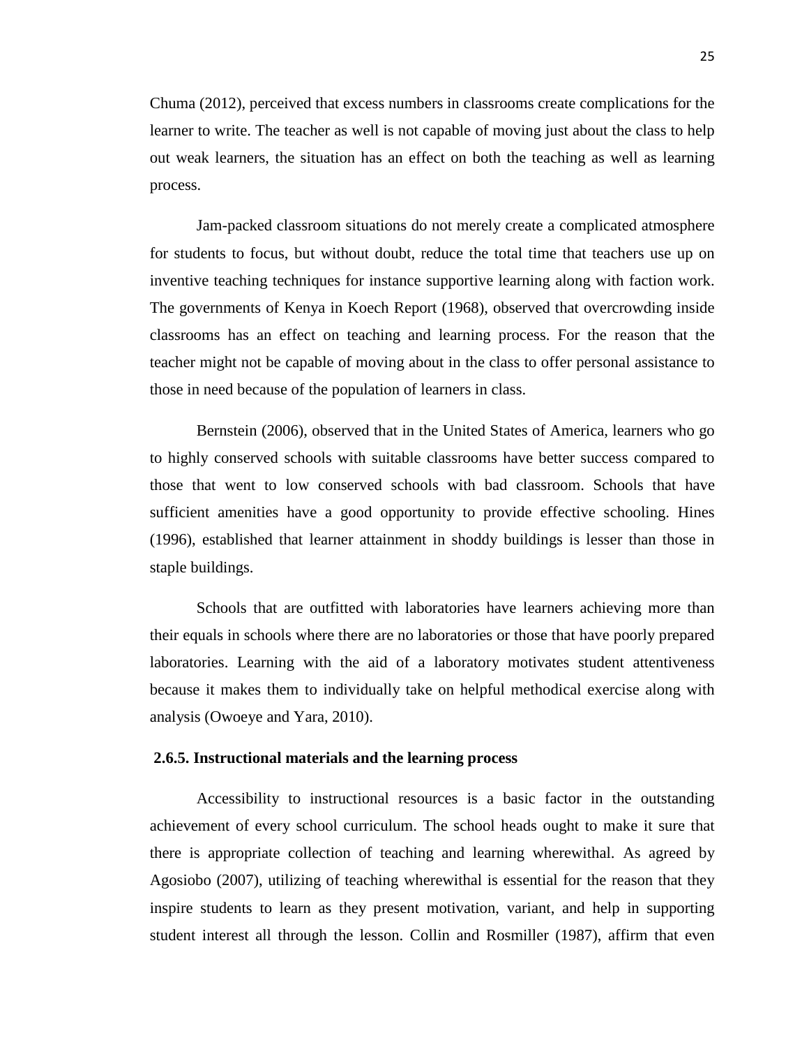Chuma (2012), perceived that excess numbers in classrooms create complications for the learner to write. The teacher as well is not capable of moving just about the class to help out weak learners, the situation has an effect on both the teaching as well as learning process.

Jam-packed classroom situations do not merely create a complicated atmosphere for students to focus, but without doubt, reduce the total time that teachers use up on inventive teaching techniques for instance supportive learning along with faction work. The governments of Kenya in Koech Report (1968), observed that overcrowding inside classrooms has an effect on teaching and learning process. For the reason that the teacher might not be capable of moving about in the class to offer personal assistance to those in need because of the population of learners in class.

Bernstein (2006), observed that in the United States of America, learners who go to highly conserved schools with suitable classrooms have better success compared to those that went to low conserved schools with bad classroom. Schools that have sufficient amenities have a good opportunity to provide effective schooling. Hines (1996), established that learner attainment in shoddy buildings is lesser than those in staple buildings.

Schools that are outfitted with laboratories have learners achieving more than their equals in schools where there are no laboratories or those that have poorly prepared laboratories. Learning with the aid of a laboratory motivates student attentiveness because it makes them to individually take on helpful methodical exercise along with analysis (Owoeye and Yara, 2010).

### 2.6.5. Instructional materials and the learning process

Accessibility to instructional resources is a basic factor in the outstanding achievement of every school curriculum. The school heads ought to make it sure that there is appropriate collection of teaching and learning wherewithal. As agreed by Agosiobo (2007), utilizing of teaching wherewithal is essential for the reason that they inspire students to learn as they present motivation, variant, and help in supporting student interest all through the lesson. Collin and Rosmiller (1987), affirm that even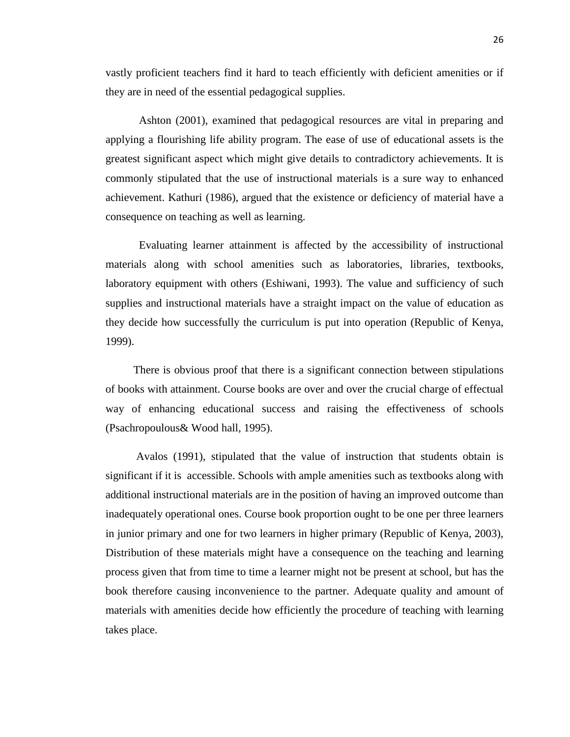vastly proficient teachers find it hard to teach efficiently with deficient amenities or if they are in need of the essential pedagogical supplies.

Ashton (2001), examined that pedagogical resources are vital in preparing and applying a flourishing life ability program. The ease of use of educational assets is the greatest significant aspect which might give details to contradictory achievements. It is commonly stipulated that the use of instructional materials is a sure way to enhanced achievement. Kathuri (1986), argued that the existence or deficiency of material have a consequence on teaching as well as learning.

Evaluating learner attainment is affected by the accessibility of instructional materials along with school amenities such as laboratories, libraries, textbooks, laboratory equipment with others (Eshiwani, 1993). The value and sufficiency of such supplies and instructional materials have a straight impact on the value of education as they decide how successfully the curriculum is put into operation (Republic of Kenya, 1999).

There is obvious proof that there is a significant connection between stipulations of books with attainment. Course books are over and over the crucial charge of effectual way of enhancing educational success and raising the effectiveness of schools (Psachropoulous& Wood hall, 1995).

Avalos (1991), stipulated that the value of instruction that students obtain is significant if it is accessible. Schools with ample amenities such as textbooks along with additional instructional materials are in the position of having an improved outcome than inadequately operational ones. Course book proportion ought to be one per three learners in junior primary and one for two learners in higher primary (Republic of Kenya, 2003), Distribution of these materials might have a consequence on the teaching and learning process given that from time to time a learner might not be present at school, but has the book therefore causing inconvenience to the partner. Adequate quality and amount of materials with amenities decide how efficiently the procedure of teaching with learning takes place.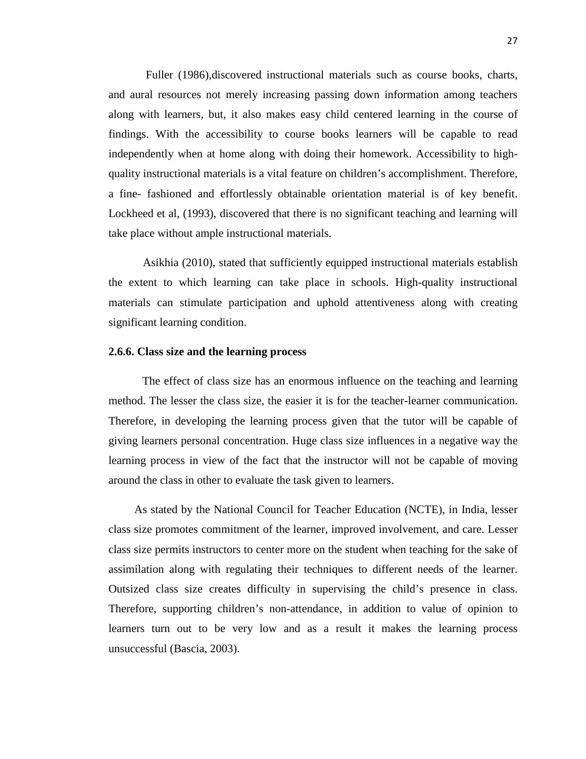Fuller (1986),discovered instructional materials such as course books, charts, and aural resources not merely increasing passing down information among teachers along with learners, but, it also makes easy child centered learning in the course of findings. With the accessibility to course books learners will be capable to read independently when at home along with doing their homework. Accessibility to high-quality instructional materials is a vital feature on children's accomplishment. Therefore, a fine- fashioned and effortlessly obtainable orientation material is of key benefit. Lockheed et al, (1993), discovered that there is no significant teaching and learning will take place without ample instructional materials.

Asikhia (2010), stated that sufficiently equipped instructional materials establish the extent to which learning can take place in schools. High-quality instructional materials can stimulate participation and uphold attentiveness along with creating significant learning condition.

### 2.6.6. Class size and the learning process

The effect of class size has an enormous influence on the teaching and learning method. The lesser the class size, the easier it is for the teacher-learner communication. Therefore, in developing the learning process given that the tutor will be capable of giving learners personal concentration. Huge class size influences in a negative way the learning process in view of the fact that the instructor will not be capable of moving around the class in other to evaluate the task given to learners.

As stated by the National Council for Teacher Education (NCTE), in India, lesser class size promotes commitment of the learner, improved involvement, and care. Lesser class size permits instructors to center more on the student when teaching for the sake of assimilation along with regulating their techniques to different needs of the learner. Outsized class size creates difficulty in supervising the child's presence in class. Therefore, supporting children's non-attendance, in addition to value of opinion to learners turn out to be very low and as a result it makes the learning process unsuccessful (Bascia, 2003).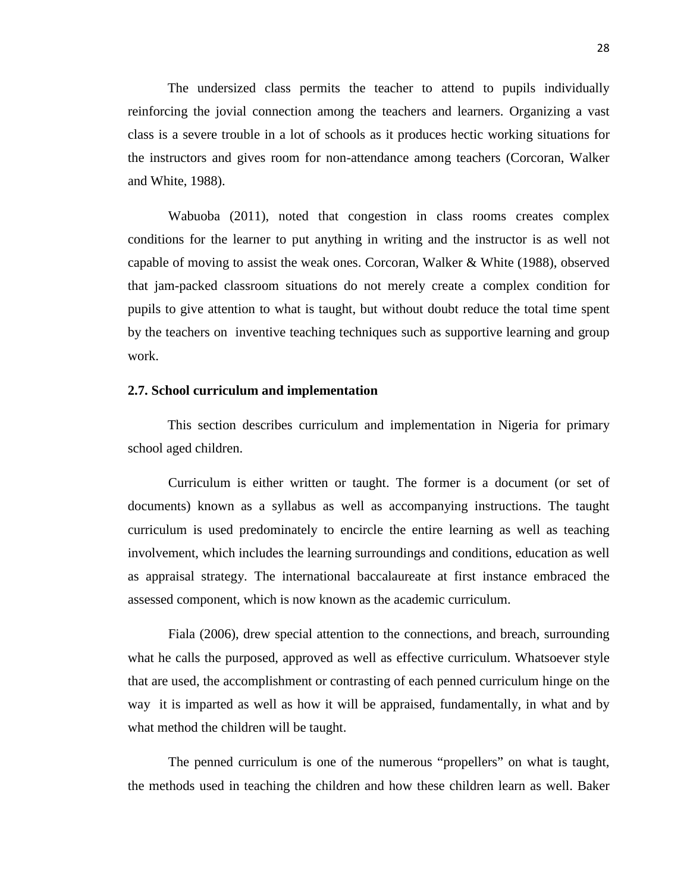The undersized class permits the teacher to attend to pupils individually reinforcing the jovial connection among the teachers and learners. Organizing a vast class is a severe trouble in a lot of schools as it produces hectic working situations for the instructors and gives room for non-attendance among teachers (Corcoran, Walker and White, 1988).

Wabuoba (2011), noted that congestion in class rooms creates complex conditions for the learner to put anything in writing and the instructor is as well not capable of moving to assist the weak ones. Corcoran, Walker & White (1988), observed that jam-packed classroom situations do not merely create a complex condition for pupils to give attention to what is taught, but without doubt reduce the total time spent by the teachers on inventive teaching techniques such as supportive learning and group work.

### 2.7. School curriculum and implementation

This section describes curriculum and implementation in Nigeria for primary school aged children.

Curriculum is either written or taught. The former is a document (or set of documents) known as a syllabus as well as accompanying instructions. The taught curriculum is used predominately to encircle the entire learning as well as teaching involvement, which includes the learning surroundings and conditions, education as well as appraisal strategy. The international baccalaureate at first instance embraced the assessed component, which is now known as the academic curriculum.

Fiala (2006), drew special attention to the connections, and breach, surrounding what he calls the purposed, approved as well as effective curriculum. Whatsoever style that are used, the accomplishment or contrasting of each penned curriculum hinge on the way it is imparted as well as how it will be appraised, fundamentally, in what and by what method the children will be taught.

The penned curriculum is one of the numerous "propellers" on what is taught, the methods used in teaching the children and how these children learn as well. Baker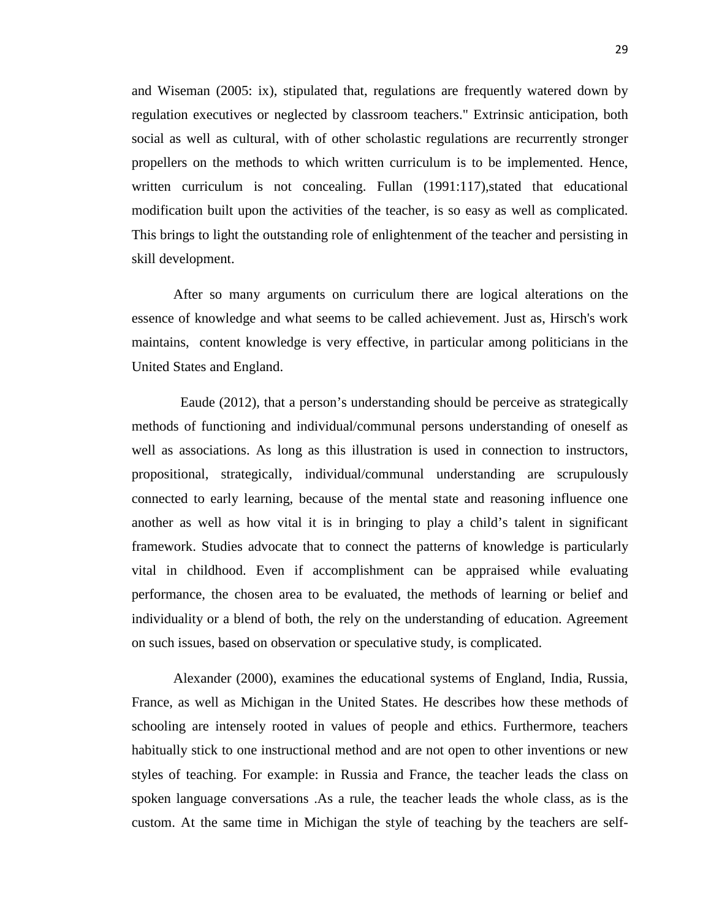and Wiseman (2005: ix), stipulated that, regulations are frequently watered down by regulation executives or neglected by classroom teachers." Extrinsic anticipation, both social as well as cultural, with of other scholastic regulations are recurrently stronger propellers on the methods to which written curriculum is to be implemented. Hence, written curriculum is not concealing. Fullan (1991:117),stated that educational modification built upon the activities of the teacher, is so easy as well as complicated. This brings to light the outstanding role of enlightenment of the teacher and persisting in skill development.

After so many arguments on curriculum there are logical alterations on the essence of knowledge and what seems to be called achievement. Just as, Hirsch's work maintains, content knowledge is very effective, in particular among politicians in the United States and England.

Eaude (2012), that a person's understanding should be perceive as strategically methods of functioning and individual/communal persons understanding of oneself as well as associations. As long as this illustration is used in connection to instructors, propositional, strategically, individual/communal understanding are scrupulously connected to early learning, because of the mental state and reasoning influence one another as well as how vital it is in bringing to play a child's talent in significant framework. Studies advocate that to connect the patterns of knowledge is particularly vital in childhood. Even if accomplishment can be appraised while evaluating performance, the chosen area to be evaluated, the methods of learning or belief and individuality or a blend of both, the rely on the understanding of education. Agreement on such issues, based on observation or speculative study, is complicated.

Alexander (2000), examines the educational systems of England, India, Russia, France, as well as Michigan in the United States. He describes how these methods of schooling are intensely rooted in values of people and ethics. Furthermore, teachers habitually stick to one instructional method and are not open to other inventions or new styles of teaching. For example: in Russia and France, the teacher leads the class on spoken language conversations .As a rule, the teacher leads the whole class, as is the custom. At the same time in Michigan the style of teaching by the teachers are self-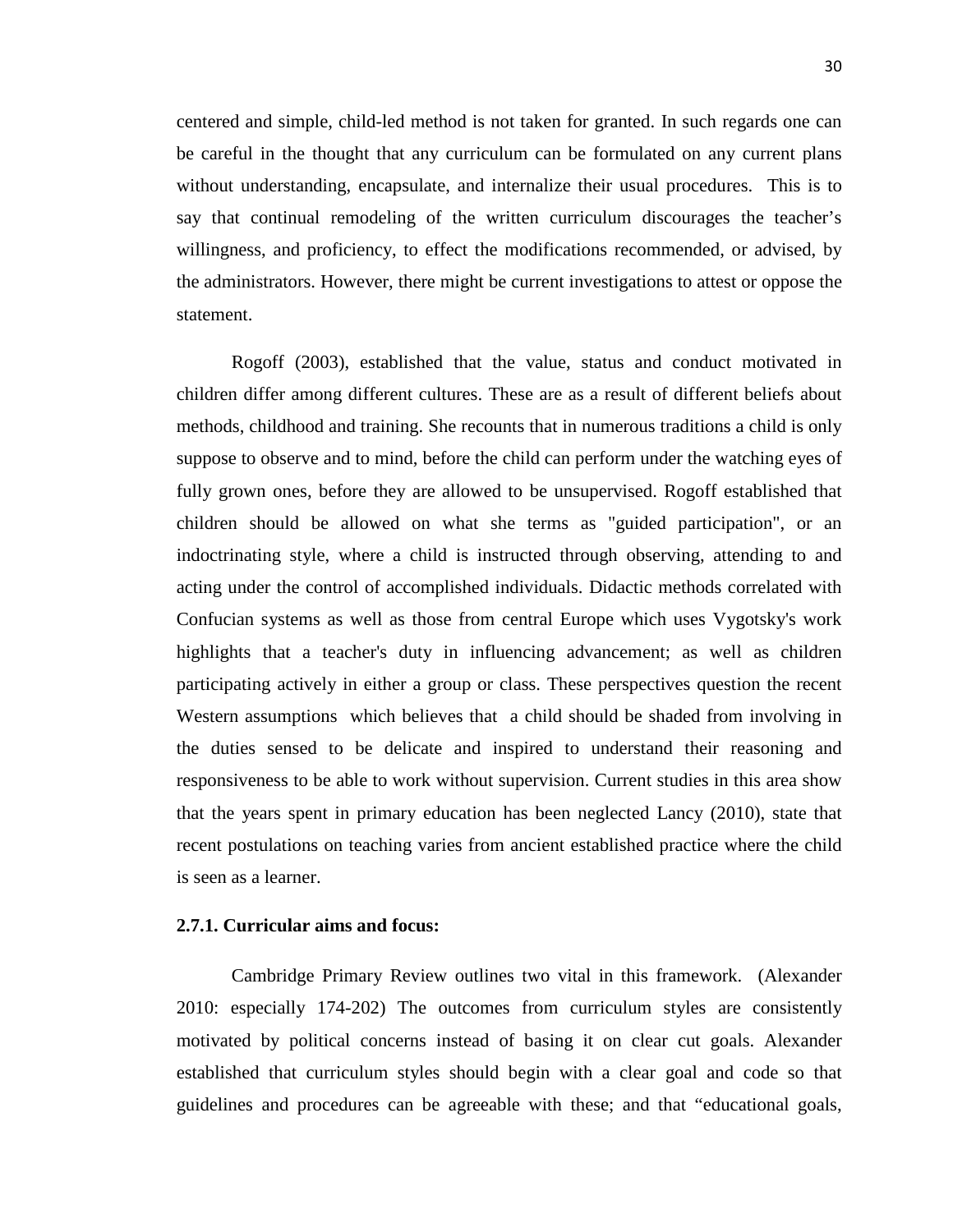centered and simple, child-led method is not taken for granted. In such regards one can be careful in the thought that any curriculum can be formulated on any current plans without understanding, encapsulate, and internalize their usual procedures.  This is to say that continual remodeling of the written curriculum discourages the teacher's willingness, and proficiency, to effect the modifications recommended, or advised, by the administrators. However, there might be current investigations to attest or oppose the statement.

Rogoff (2003), established that the value, status and conduct motivated in children differ among different cultures. These are as a result of different beliefs about methods, childhood and training. She recounts that in numerous traditions a child is only suppose to observe and to mind, before the child can perform under the watching eyes of fully grown ones, before they are allowed to be unsupervised. Rogoff established that children should be allowed on what she terms as "guided participation", or an indoctrinating style, where a child is instructed through observing, attending to and acting under the control of accomplished individuals. Didactic methods correlated with Confucian systems as well as those from central Europe which uses Vygotsky's work highlights that a teacher's duty in influencing advancement; as well as children participating actively in either a group or class. These perspectives question the recent Western assumptions  which believes that  a child should be shaded from involving in the duties sensed to be delicate and inspired to understand their reasoning and responsiveness to be able to work without supervision. Current studies in this area show that the years spent in primary education has been neglected Lancy (2010), state that recent postulations on teaching varies from ancient established practice where the child is seen as a learner.

### 2.7.1. Curricular aims and focus:

Cambridge Primary Review outlines two vital in this framework.  (Alexander 2010: especially 174-202) The outcomes from curriculum styles are consistently motivated by political concerns instead of basing it on clear cut goals. Alexander established that curriculum styles should begin with a clear goal and code so that guidelines and procedures can be agreeable with these; and that "educational goals,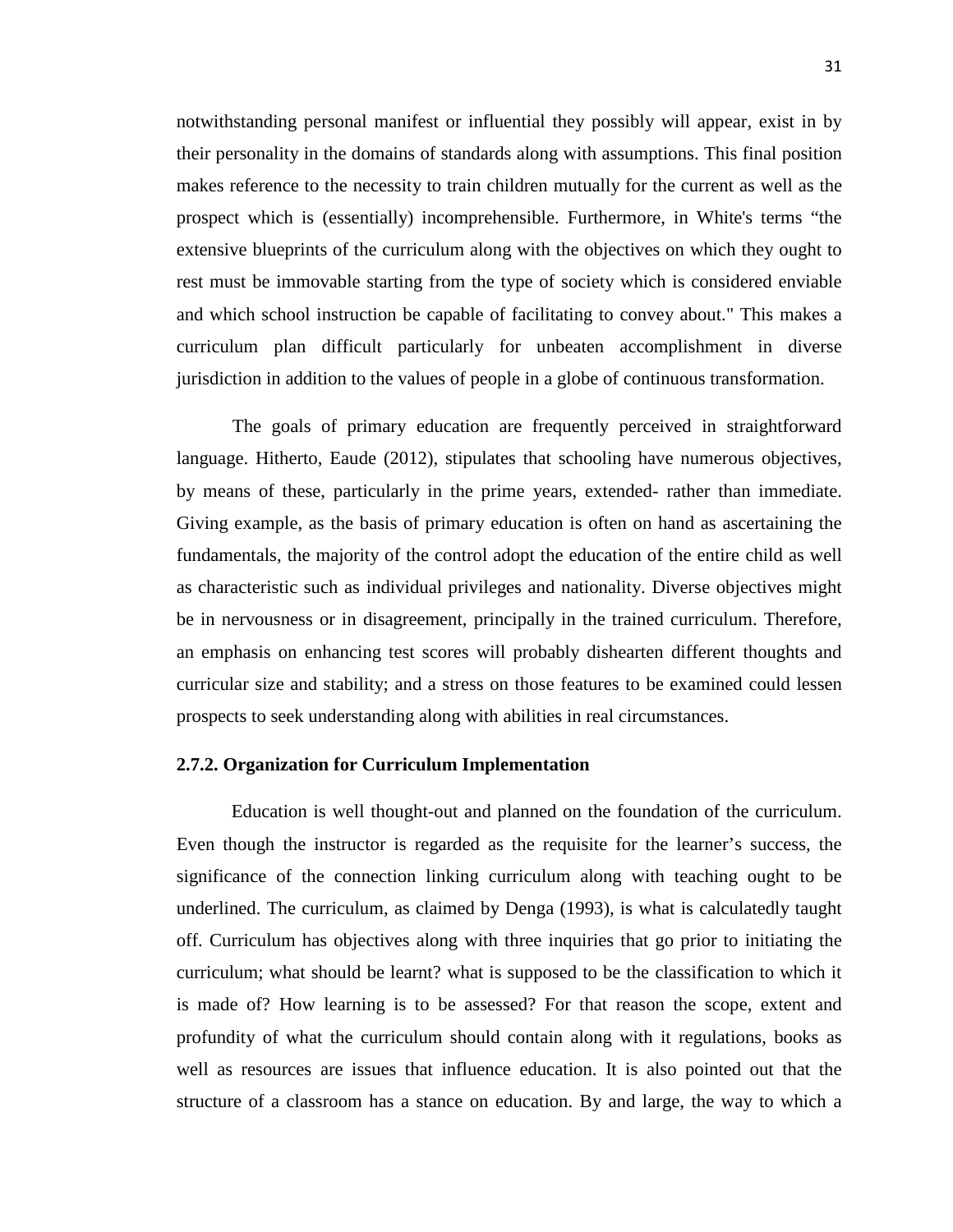notwithstanding personal manifest or influential they possibly will appear, exist in by their personality in the domains of standards along with assumptions. This final position makes reference to the necessity to train children mutually for the current as well as the prospect which is (essentially) incomprehensible. Furthermore, in White's terms "the extensive blueprints of the curriculum along with the objectives on which they ought to rest must be immovable starting from the type of society which is considered enviable and which school instruction be capable of facilitating to convey about." This makes a curriculum plan difficult particularly for unbeaten accomplishment in diverse jurisdiction in addition to the values of people in a globe of continuous transformation.

The goals of primary education are frequently perceived in straightforward language. Hitherto, Eaude (2012), stipulates that schooling have numerous objectives, by means of these, particularly in the prime years, extended- rather than immediate. Giving example, as the basis of primary education is often on hand as ascertaining the fundamentals, the majority of the control adopt the education of the entire child as well as characteristic such as individual privileges and nationality. Diverse objectives might be in nervousness or in disagreement, principally in the trained curriculum. Therefore, an emphasis on enhancing test scores will probably dishearten different thoughts and curricular size and stability; and a stress on those features to be examined could lessen prospects to seek understanding along with abilities in real circumstances.

### 2.7.2. Organization for Curriculum Implementation

Education is well thought-out and planned on the foundation of the curriculum. Even though the instructor is regarded as the requisite for the learner's success, the significance of the connection linking curriculum along with teaching ought to be underlined. The curriculum, as claimed by Denga (1993), is what is calculatedly taught off. Curriculum has objectives along with three inquiries that go prior to initiating the curriculum; what should be learnt? what is supposed to be the classification to which it is made of? How learning is to be assessed? For that reason the scope, extent and profundity of what the curriculum should contain along with it regulations, books as well as resources are issues that influence education. It is also pointed out that the structure of a classroom has a stance on education. By and large, the way to which a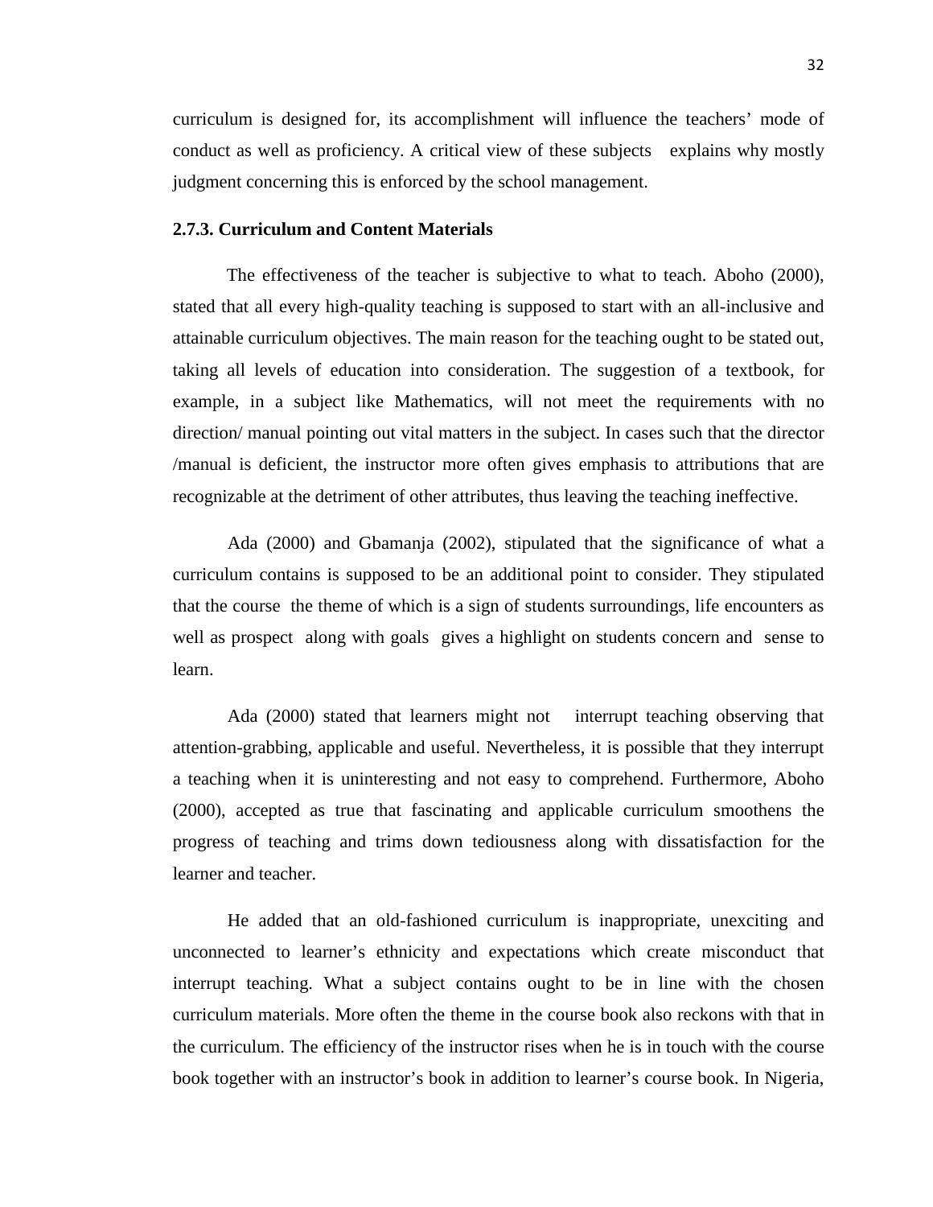curriculum is designed for, its accomplishment will influence the teachers' mode of conduct as well as proficiency. A critical view of these subjects explains why mostly judgment concerning this is enforced by the school management.

### 2.7.3. Curriculum and Content Materials

The effectiveness of the teacher is subjective to what to teach. Aboho (2000), stated that all every high-quality teaching is supposed to start with an all-inclusive and attainable curriculum objectives. The main reason for the teaching ought to be stated out, taking all levels of education into consideration. The suggestion of a textbook, for example, in a subject like Mathematics, will not meet the requirements with no direction/ manual pointing out vital matters in the subject. In cases such that the director /manual is deficient, the instructor more often gives emphasis to attributions that are recognizable at the detriment of other attributes, thus leaving the teaching ineffective.

Ada (2000) and Gbamanja (2002), stipulated that the significance of what a curriculum contains is supposed to be an additional point to consider. They stipulated that the course the theme of which is a sign of students surroundings, life encounters as well as prospect along with goals gives a highlight on students concern and sense to learn.

Ada (2000) stated that learners might not interrupt teaching observing that attention-grabbing, applicable and useful. Nevertheless, it is possible that they interrupt a teaching when it is uninteresting and not easy to comprehend. Furthermore, Aboho (2000), accepted as true that fascinating and applicable curriculum smoothens the progress of teaching and trims down tediousness along with dissatisfaction for the learner and teacher.

He added that an old-fashioned curriculum is inappropriate, unexciting and unconnected to learner's ethnicity and expectations which create misconduct that interrupt teaching. What a subject contains ought to be in line with the chosen curriculum materials. More often the theme in the course book also reckons with that in the curriculum. The efficiency of the instructor rises when he is in touch with the course book together with an instructor's book in addition to learner's course book. In Nigeria,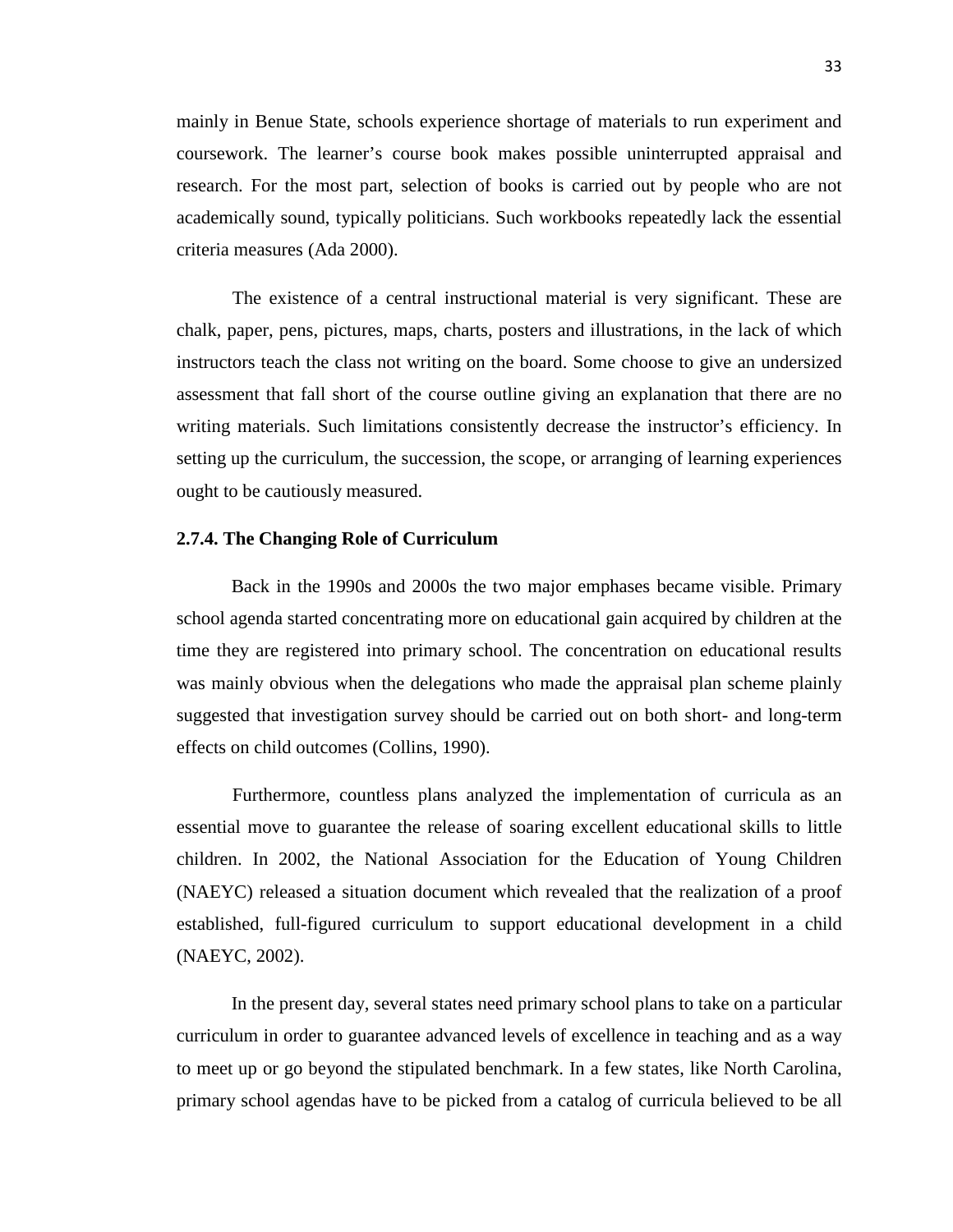mainly in Benue State, schools experience shortage of materials to run experiment and coursework. The learner's course book makes possible uninterrupted appraisal and research. For the most part, selection of books is carried out by people who are not academically sound, typically politicians. Such workbooks repeatedly lack the essential criteria measures (Ada 2000).

The existence of a central instructional material is very significant. These are chalk, paper, pens, pictures, maps, charts, posters and illustrations, in the lack of which instructors teach the class not writing on the board. Some choose to give an undersized assessment that fall short of the course outline giving an explanation that there are no writing materials. Such limitations consistently decrease the instructor's efficiency. In setting up the curriculum, the succession, the scope, or arranging of learning experiences ought to be cautiously measured.

### 2.7.4. The Changing Role of Curriculum

Back in the 1990s and 2000s the two major emphases became visible. Primary school agenda started concentrating more on educational gain acquired by children at the time they are registered into primary school. The concentration on educational results was mainly obvious when the delegations who made the appraisal plan scheme plainly suggested that investigation survey should be carried out on both short- and long-term effects on child outcomes (Collins, 1990).

Furthermore, countless plans analyzed the implementation of curricula as an essential move to guarantee the release of soaring excellent educational skills to little children. In 2002, the National Association for the Education of Young Children (NAEYC) released a situation document which revealed that the realization of a proof established, full-figured curriculum to support educational development in a child (NAEYC, 2002).

In the present day, several states need primary school plans to take on a particular curriculum in order to guarantee advanced levels of excellence in teaching and as a way to meet up or go beyond the stipulated benchmark. In a few states, like North Carolina, primary school agendas have to be picked from a catalog of curricula believed to be all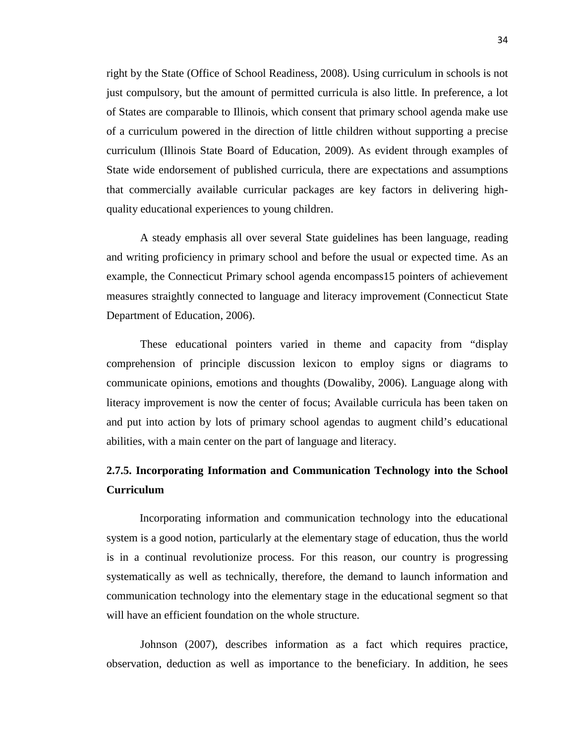right by the State (Office of School Readiness, 2008). Using curriculum in schools is not just compulsory, but the amount of permitted curricula is also little. In preference, a lot of States are comparable to Illinois, which consent that primary school agenda make use of a curriculum powered in the direction of little children without supporting a precise curriculum (Illinois State Board of Education, 2009). As evident through examples of State wide endorsement of published curricula, there are expectations and assumptions that commercially available curricular packages are key factors in delivering high-quality educational experiences to young children.

A steady emphasis all over several State guidelines has been language, reading and writing proficiency in primary school and before the usual or expected time. As an example, the Connecticut Primary school agenda encompass15 pointers of achievement measures straightly connected to language and literacy improvement (Connecticut State Department of Education, 2006).

These educational pointers varied in theme and capacity from "display comprehension of principle discussion lexicon to employ signs or diagrams to communicate opinions, emotions and thoughts (Dowaliby, 2006). Language along with literacy improvement is now the center of focus; Available curricula has been taken on and put into action by lots of primary school agendas to augment child's educational abilities, with a main center on the part of language and literacy.

## 2.7.5. Incorporating Information and Communication Technology into the School Curriculum

Incorporating information and communication technology into the educational system is a good notion, particularly at the elementary stage of education, thus the world is in a continual revolutionize process. For this reason, our country is progressing systematically as well as technically, therefore, the demand to launch information and communication technology into the elementary stage in the educational segment so that will have an efficient foundation on the whole structure.

Johnson (2007), describes information as a fact which requires practice, observation, deduction as well as importance to the beneficiary. In addition, he sees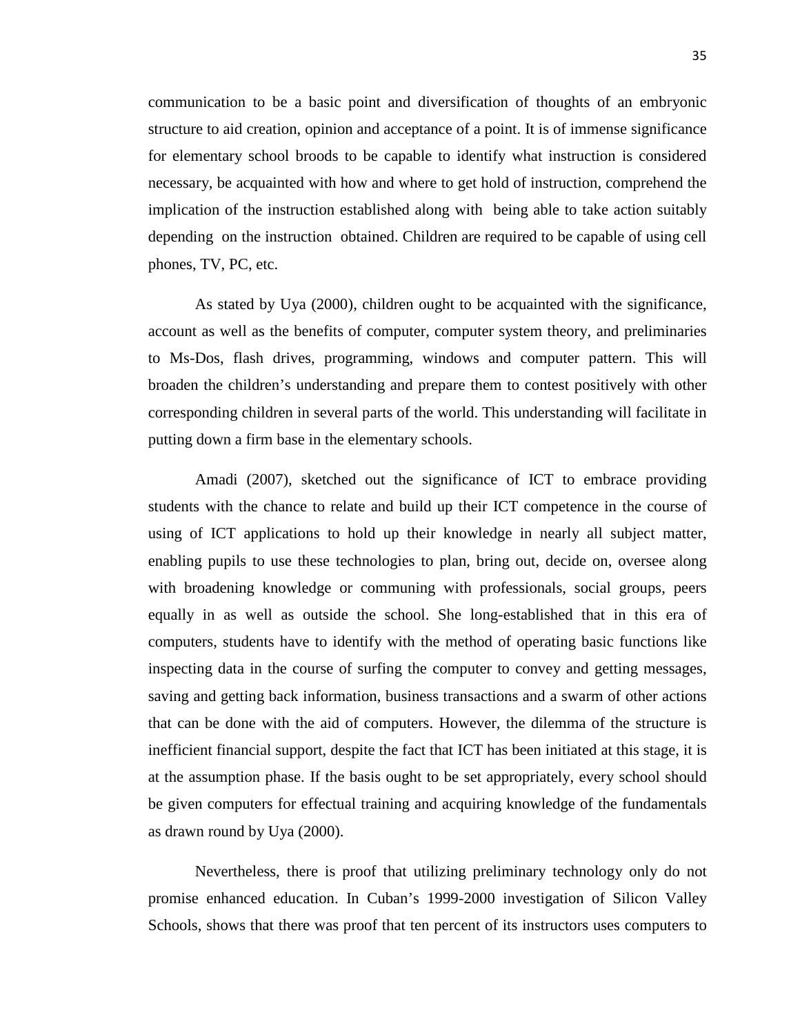communication to be a basic point and diversification of thoughts of an embryonic structure to aid creation, opinion and acceptance of a point. It is of immense significance for elementary school broods to be capable to identify what instruction is considered necessary, be acquainted with how and where to get hold of instruction, comprehend the implication of the instruction established along with being able to take action suitably depending on the instruction obtained. Children are required to be capable of using cell phones, TV, PC, etc.

As stated by Uya (2000), children ought to be acquainted with the significance, account as well as the benefits of computer, computer system theory, and preliminaries to Ms-Dos, flash drives, programming, windows and computer pattern. This will broaden the children's understanding and prepare them to contest positively with other corresponding children in several parts of the world. This understanding will facilitate in putting down a firm base in the elementary schools.

Amadi (2007), sketched out the significance of ICT to embrace providing students with the chance to relate and build up their ICT competence in the course of using of ICT applications to hold up their knowledge in nearly all subject matter, enabling pupils to use these technologies to plan, bring out, decide on, oversee along with broadening knowledge or communing with professionals, social groups, peers equally in as well as outside the school. She long-established that in this era of computers, students have to identify with the method of operating basic functions like inspecting data in the course of surfing the computer to convey and getting messages, saving and getting back information, business transactions and a swarm of other actions that can be done with the aid of computers. However, the dilemma of the structure is inefficient financial support, despite the fact that ICT has been initiated at this stage, it is at the assumption phase. If the basis ought to be set appropriately, every school should be given computers for effectual training and acquiring knowledge of the fundamentals as drawn round by Uya (2000).

Nevertheless, there is proof that utilizing preliminary technology only do not promise enhanced education. In Cuban's 1999-2000 investigation of Silicon Valley Schools, shows that there was proof that ten percent of its instructors uses computers to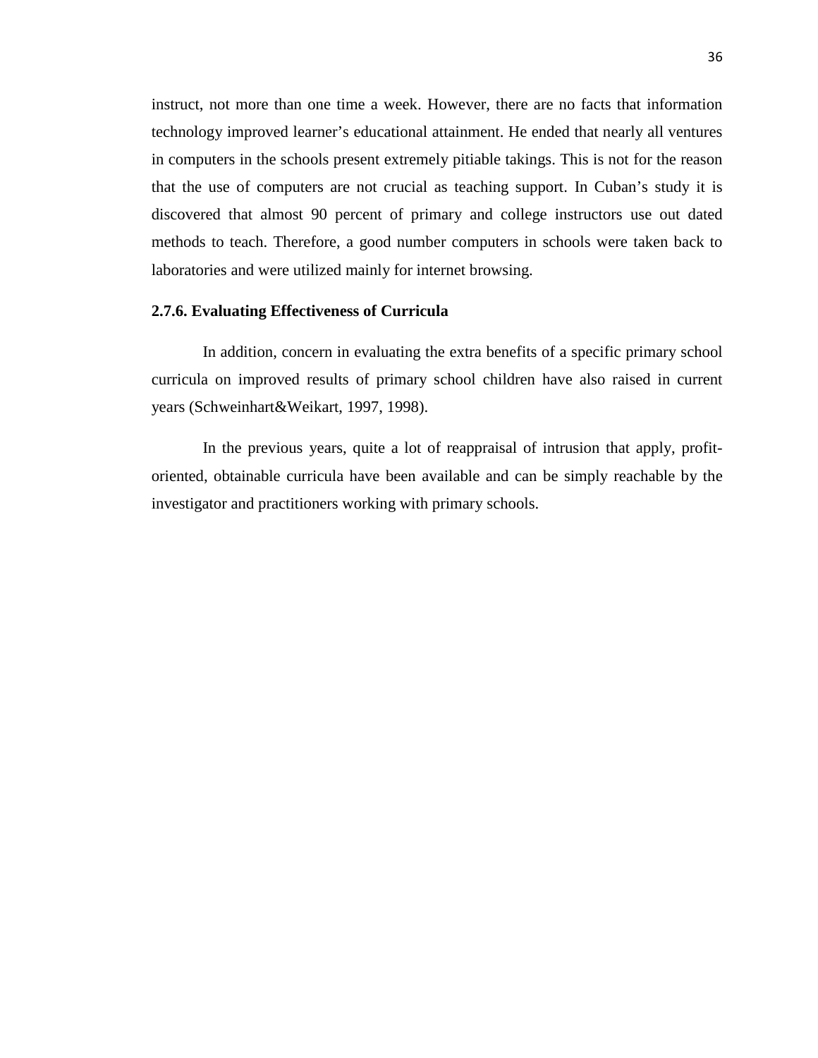instruct, not more than one time a week. However, there are no facts that information technology improved learner's educational attainment. He ended that nearly all ventures in computers in the schools present extremely pitiable takings. This is not for the reason that the use of computers are not crucial as teaching support. In Cuban's study it is discovered that almost 90 percent of primary and college instructors use out dated methods to teach. Therefore, a good number computers in schools were taken back to laboratories and were utilized mainly for internet browsing.

### 2.7.6. Evaluating Effectiveness of Curricula

In addition, concern in evaluating the extra benefits of a specific primary school curricula on improved results of primary school children have also raised in current years (Schweinhart&Weikart, 1997, 1998).

In the previous years, quite a lot of reappraisal of intrusion that apply, profit-oriented, obtainable curricula have been available and can be simply reachable by the investigator and practitioners working with primary schools.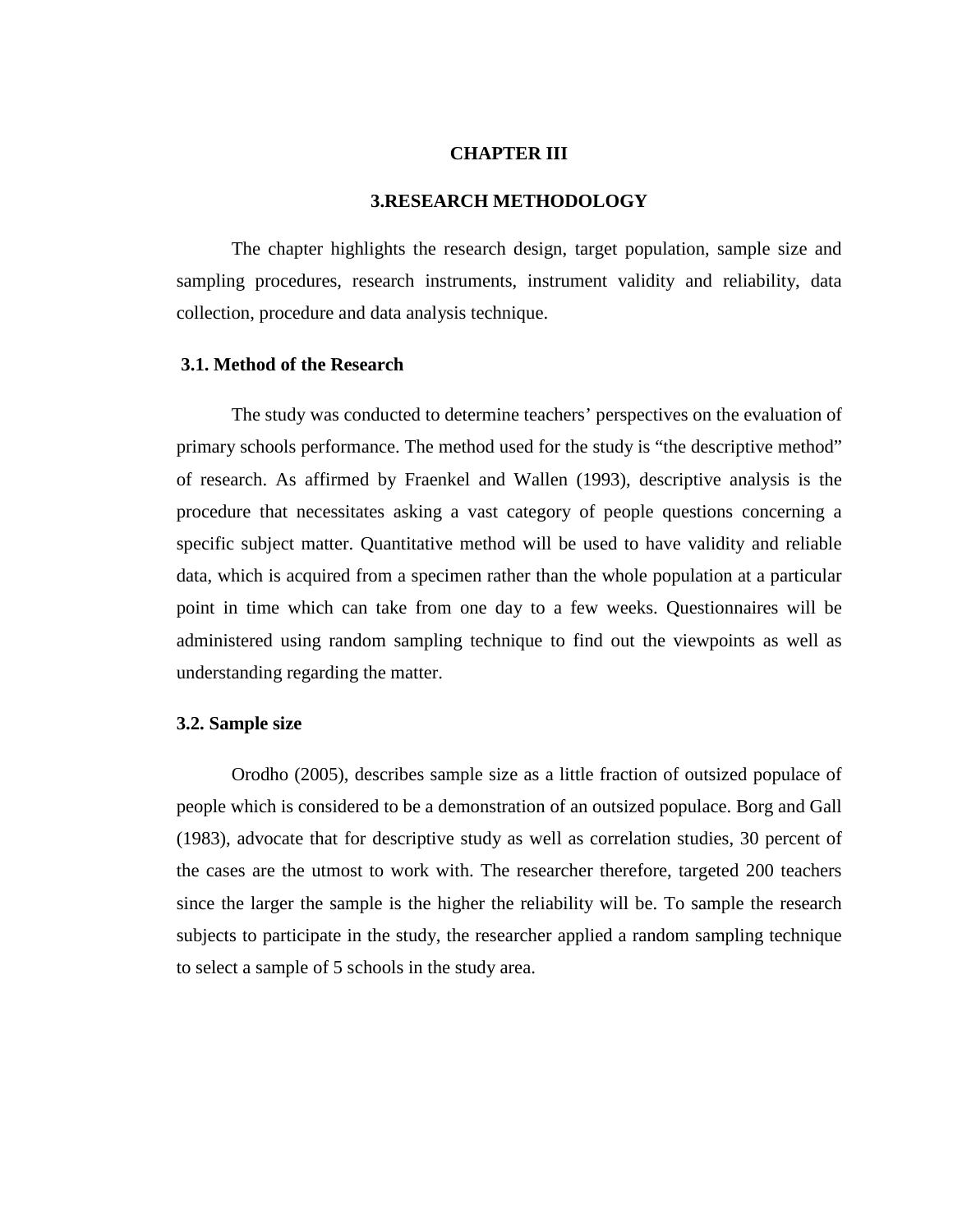# CHAPTER III

## 3.RESEARCH METHODOLOGY

The chapter highlights the research design, target population, sample size and sampling procedures, research instruments, instrument validity and reliability, data collection, procedure and data analysis technique.

### 3.1. Method of the Research

The study was conducted to determine teachers' perspectives on the evaluation of primary schools performance. The method used for the study is "the descriptive method" of research. As affirmed by Fraenkel and Wallen (1993), descriptive analysis is the procedure that necessitates asking a vast category of people questions concerning a specific subject matter. Quantitative method will be used to have validity and reliable data, which is acquired from a specimen rather than the whole population at a particular point in time which can take from one day to a few weeks. Questionnaires will be administered using random sampling technique to find out the viewpoints as well as understanding regarding the matter.

### 3.2. Sample size

Orodho (2005), describes sample size as a little fraction of outsized populace of people which is considered to be a demonstration of an outsized populace. Borg and Gall (1983), advocate that for descriptive study as well as correlation studies, 30 percent of the cases are the utmost to work with. The researcher therefore, targeted 200 teachers since the larger the sample is the higher the reliability will be. To sample the research subjects to participate in the study, the researcher applied a random sampling technique to select a sample of 5 schools in the study area.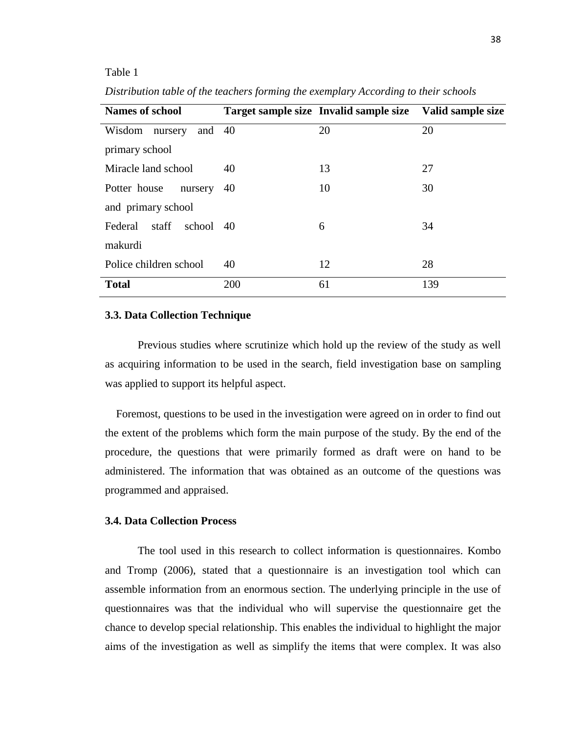Table 1

*Distribution table of the teachers forming the exemplary According to their schools*

| Names of school | Target sample size | Invalid sample size | Valid sample size |
|---|---|---|---|
| Wisdom nursery and primary school | 40 | 20 | 20 |
| Miracle land school | 40 | 13 | 27 |
| Potter house nursery and primary school | 40 | 10 | 30 |
| Federal staff school makurdi | 40 | 6 | 34 |
| Police children school | 40 | 12 | 28 |
| **Total** | 200 | 61 | 139 |

### 3.3. Data Collection Technique

Previous studies where scrutinize which hold up the review of the study as well as acquiring information to be used in the search, field investigation base on sampling was applied to support its helpful aspect.

Foremost, questions to be used in the investigation were agreed on in order to find out the extent of the problems which form the main purpose of the study. By the end of the procedure, the questions that were primarily formed as draft were on hand to be administered. The information that was obtained as an outcome of the questions was programmed and appraised.

### 3.4. Data Collection Process

The tool used in this research to collect information is questionnaires. Kombo and Tromp (2006), stated that a questionnaire is an investigation tool which can assemble information from an enormous section. The underlying principle in the use of questionnaires was that the individual who will supervise the questionnaire get the chance to develop special relationship. This enables the individual to highlight the major aims of the investigation as well as simplify the items that were complex. It was also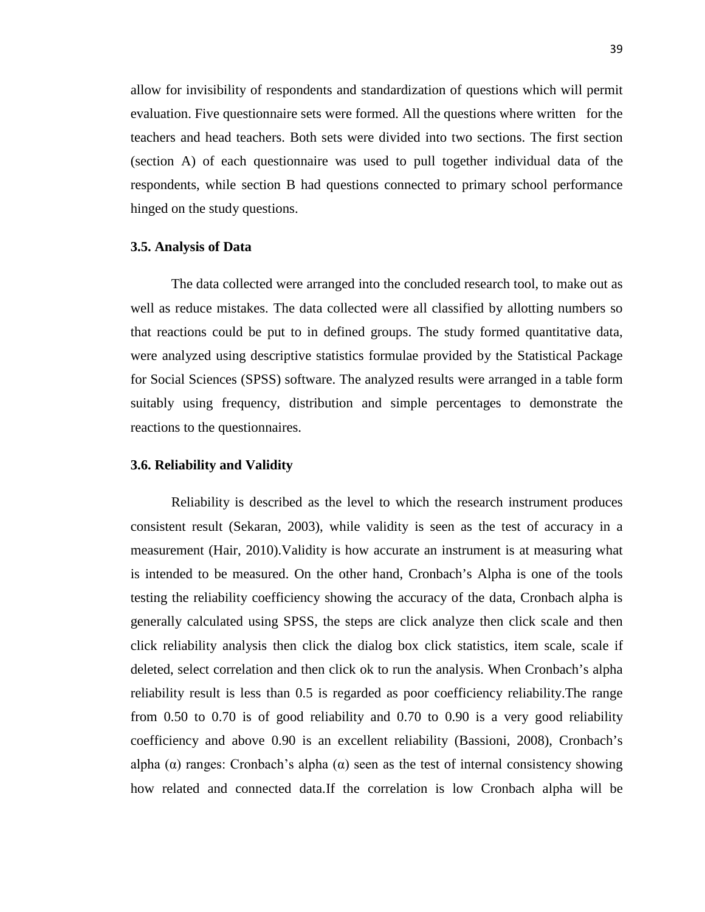allow for invisibility of respondents and standardization of questions which will permit evaluation. Five questionnaire sets were formed. All the questions where written for the teachers and head teachers. Both sets were divided into two sections. The first section (section A) of each questionnaire was used to pull together individual data of the respondents, while section B had questions connected to primary school performance hinged on the study questions.

### 3.5. Analysis of Data

The data collected were arranged into the concluded research tool, to make out as well as reduce mistakes. The data collected were all classified by allotting numbers so that reactions could be put to in defined groups. The study formed quantitative data, were analyzed using descriptive statistics formulae provided by the Statistical Package for Social Sciences (SPSS) software. The analyzed results were arranged in a table form suitably using frequency, distribution and simple percentages to demonstrate the reactions to the questionnaires.

### 3.6. Reliability and Validity

Reliability is described as the level to which the research instrument produces consistent result (Sekaran, 2003), while validity is seen as the test of accuracy in a measurement (Hair, 2010).Validity is how accurate an instrument is at measuring what is intended to be measured. On the other hand, Cronbach's Alpha is one of the tools testing the reliability coefficiency showing the accuracy of the data, Cronbach alpha is generally calculated using SPSS, the steps are click analyze then click scale and then click reliability analysis then click the dialog box click statistics, item scale, scale if deleted, select correlation and then click ok to run the analysis. When Cronbach's alpha reliability result is less than 0.5 is regarded as poor coefficiency reliability.The range from 0.50 to 0.70 is of good reliability and 0.70 to 0.90 is a very good reliability coefficiency and above 0.90 is an excellent reliability (Bassioni, 2008), Cronbach's alpha (α) ranges: Cronbach's alpha (α) seen as the test of internal consistency showing how related and connected data.If the correlation is low Cronbach alpha will be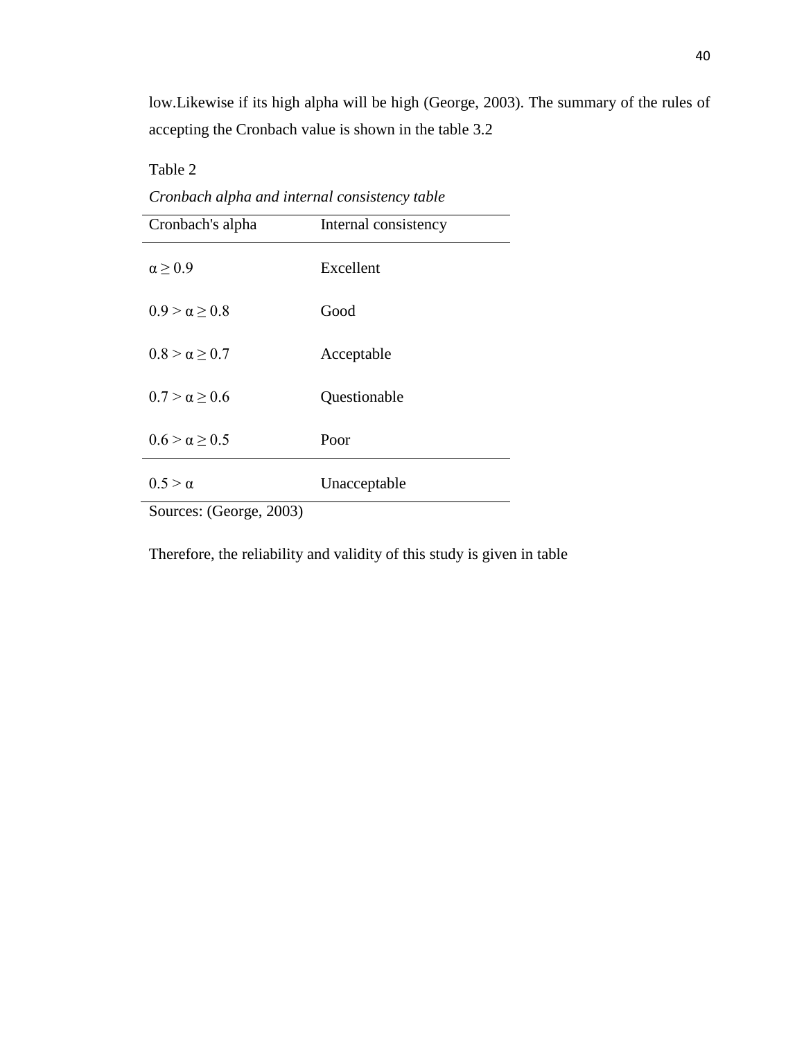low.Likewise if its high alpha will be high (George, 2003). The summary of the rules of accepting the Cronbach value is shown in the table 3.2

Table 2

*Cronbach alpha and internal consistency table*

| Cronbach's alpha | Internal consistency |
|---|---|
| $\alpha \geq 0.9$ | Excellent |
| $0.9 > \alpha \geq 0.8$ | Good |
| $0.8 > \alpha \geq 0.7$ | Acceptable |
| $0.7 > \alpha \geq 0.6$ | Questionable |
| $0.6 > \alpha \geq 0.5$ | Poor |
| $0.5 > \alpha$ | Unacceptable |

Sources: (George, 2003)

Therefore, the reliability and validity of this study is given in table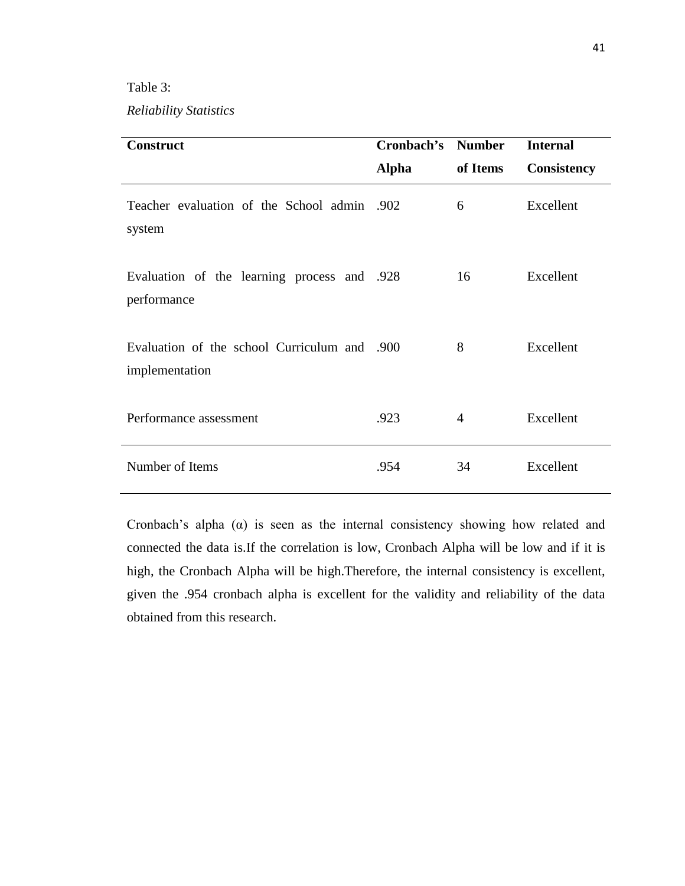Table 3:

*Reliability Statistics*

| Construct | Cronbach's Alpha | Number of Items | Internal Consistency |
|---|---|---|---|
| Teacher evaluation of the School admin system | .902 | 6 | Excellent |
| Evaluation of the learning process and performance | .928 | 16 | Excellent |
| Evaluation of the school Curriculum and implementation | .900 | 8 | Excellent |
| Performance assessment | .923 | 4 | Excellent |
| Number of Items | .954 | 34 | Excellent |

Cronbach's alpha (α) is seen as the internal consistency showing how related and connected the data is.If the correlation is low, Cronbach Alpha will be low and if it is high, the Cronbach Alpha will be high.Therefore, the internal consistency is excellent, given the .954 cronbach alpha is excellent for the validity and reliability of the data obtained from this research.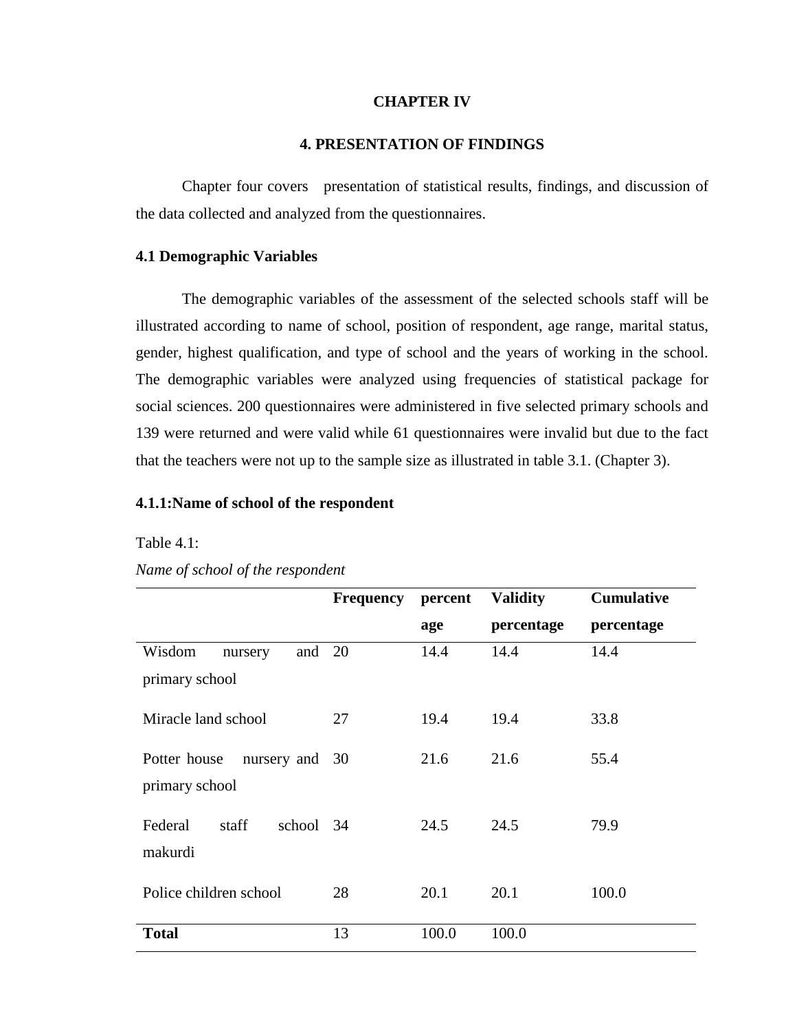# CHAPTER IV

## 4. PRESENTATION OF FINDINGS

Chapter four covers presentation of statistical results, findings, and discussion of the data collected and analyzed from the questionnaires.

### 4.1 Demographic Variables

The demographic variables of the assessment of the selected schools staff will be illustrated according to name of school, position of respondent, age range, marital status, gender, highest qualification, and type of school and the years of working in the school. The demographic variables were analyzed using frequencies of statistical package for social sciences. 200 questionnaires were administered in five selected primary schools and 139 were returned and were valid while 61 questionnaires were invalid but due to the fact that the teachers were not up to the sample size as illustrated in table 3.1. (Chapter 3).

#### 4.1.1:Name of school of the respondent

Table 4.1:

*Name of school of the respondent*

| | **Frequency** | **percent age** | **Validity percentage** | **Cumulative percentage** |
|---|---|---|---|---|
| Wisdom nursery and primary school | 20 | 14.4 | 14.4 | 14.4 |
| Miracle land school | 27 | 19.4 | 19.4 | 33.8 |
| Potter house nursery and primary school | 30 | 21.6 | 21.6 | 55.4 |
| Federal staff school makurdi | 34 | 24.5 | 24.5 | 79.9 |
| Police children school | 28 | 20.1 | 20.1 | 100.0 |
| **Total** | 13 | 100.0 | 100.0 | |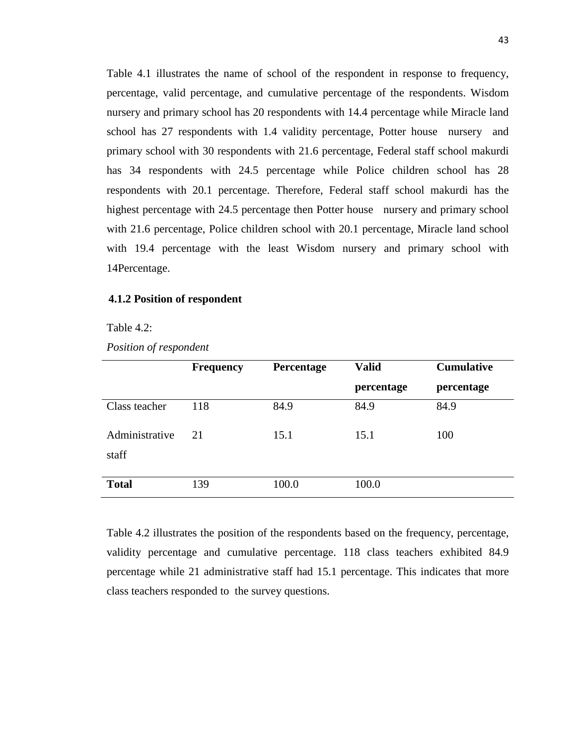Table 4.1 illustrates the name of school of the respondent in response to frequency, percentage, valid percentage, and cumulative percentage of the respondents. Wisdom nursery and primary school has 20 respondents with 14.4 percentage while Miracle land school has 27 respondents with 1.4 validity percentage, Potter house nursery and primary school with 30 respondents with 21.6 percentage, Federal staff school makurdi has 34 respondents with 24.5 percentage while Police children school has 28 respondents with 20.1 percentage. Therefore, Federal staff school makurdi has the highest percentage with 24.5 percentage then Potter house nursery and primary school with 21.6 percentage, Police children school with 20.1 percentage, Miracle land school with 19.4 percentage with the least Wisdom nursery and primary school with 14Percentage.

### 4.1.2 Position of respondent

Table 4.2:

*Position of respondent*

| | Frequency | Percentage | Valid percentage | Cumulative percentage |
|---|---|---|---|---|
| Class teacher | 118 | 84.9 | 84.9 | 84.9 |
| Administrative staff | 21 | 15.1 | 15.1 | 100 |
| **Total** | 139 | 100.0 | 100.0 | |

Table 4.2 illustrates the position of the respondents based on the frequency, percentage, validity percentage and cumulative percentage. 118 class teachers exhibited 84.9 percentage while 21 administrative staff had 15.1 percentage. This indicates that more class teachers responded to the survey questions.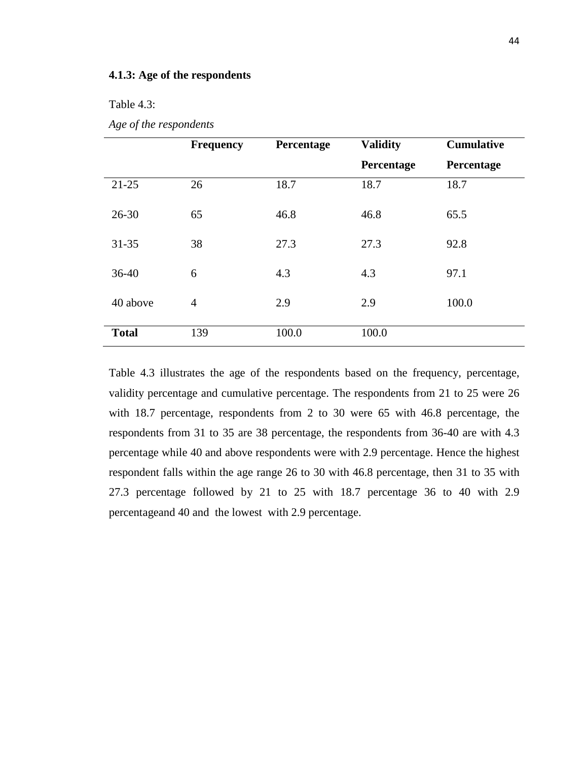#### 4.1.3: Age of the respondents

Table 4.3:

*Age of the respondents*

| | Frequency | Percentage | Validity Percentage | Cumulative Percentage |
|---|---|---|---|---|
| 21-25 | 26 | 18.7 | 18.7 | 18.7 |
| 26-30 | 65 | 46.8 | 46.8 | 65.5 |
| 31-35 | 38 | 27.3 | 27.3 | 92.8 |
| 36-40 | 6 | 4.3 | 4.3 | 97.1 |
| 40 above | 4 | 2.9 | 2.9 | 100.0 |
| **Total** | 139 | 100.0 | 100.0 | |

Table 4.3 illustrates the age of the respondents based on the frequency, percentage, validity percentage and cumulative percentage. The respondents from 21 to 25 were 26 with 18.7 percentage, respondents from 2 to 30 were 65 with 46.8 percentage, the respondents from 31 to 35 are 38 percentage, the respondents from 36-40 are with 4.3 percentage while 40 and above respondents were with 2.9 percentage. Hence the highest respondent falls within the age range 26 to 30 with 46.8 percentage, then 31 to 35 with 27.3 percentage followed by 21 to 25 with 18.7 percentage 36 to 40 with 2.9 percentageand 40 and the lowest with 2.9 percentage.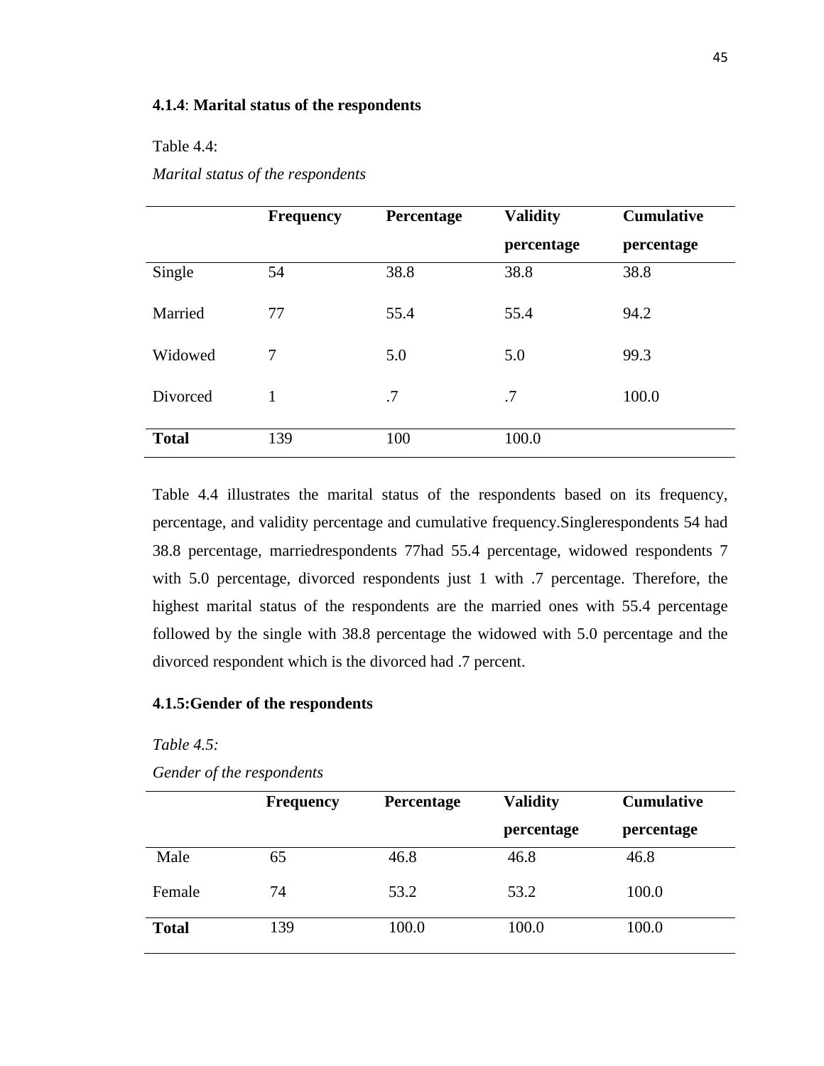#### 4.1.4: Marital status of the respondents

Table 4.4:

*Marital status of the respondents*

| | Frequency | Percentage | Validity percentage | Cumulative percentage |
|---|---|---|---|---|
| Single | 54 | 38.8 | 38.8 | 38.8 |
| Married | 77 | 55.4 | 55.4 | 94.2 |
| Widowed | 7 | 5.0 | 5.0 | 99.3 |
| Divorced | 1 | .7 | .7 | 100.0 |
| **Total** | 139 | 100 | 100.0 | |

Table 4.4 illustrates the marital status of the respondents based on its frequency, percentage, and validity percentage and cumulative frequency.Singlerespondents 54 had 38.8 percentage, marriedrespondents 77had 55.4 percentage, widowed respondents 7 with 5.0 percentage, divorced respondents just 1 with .7 percentage. Therefore, the highest marital status of the respondents are the married ones with 55.4 percentage followed by the single with 38.8 percentage the widowed with 5.0 percentage and the divorced respondent which is the divorced had .7 percent.

#### 4.1.5:Gender of the respondents

*Table 4.5:*

*Gender of the respondents*

| | Frequency | Percentage | Validity percentage | Cumulative percentage |
|---|---|---|---|---|
| Male | 65 | 46.8 | 46.8 | 46.8 |
| Female | 74 | 53.2 | 53.2 | 100.0 |
| **Total** | 139 | 100.0 | 100.0 | 100.0 |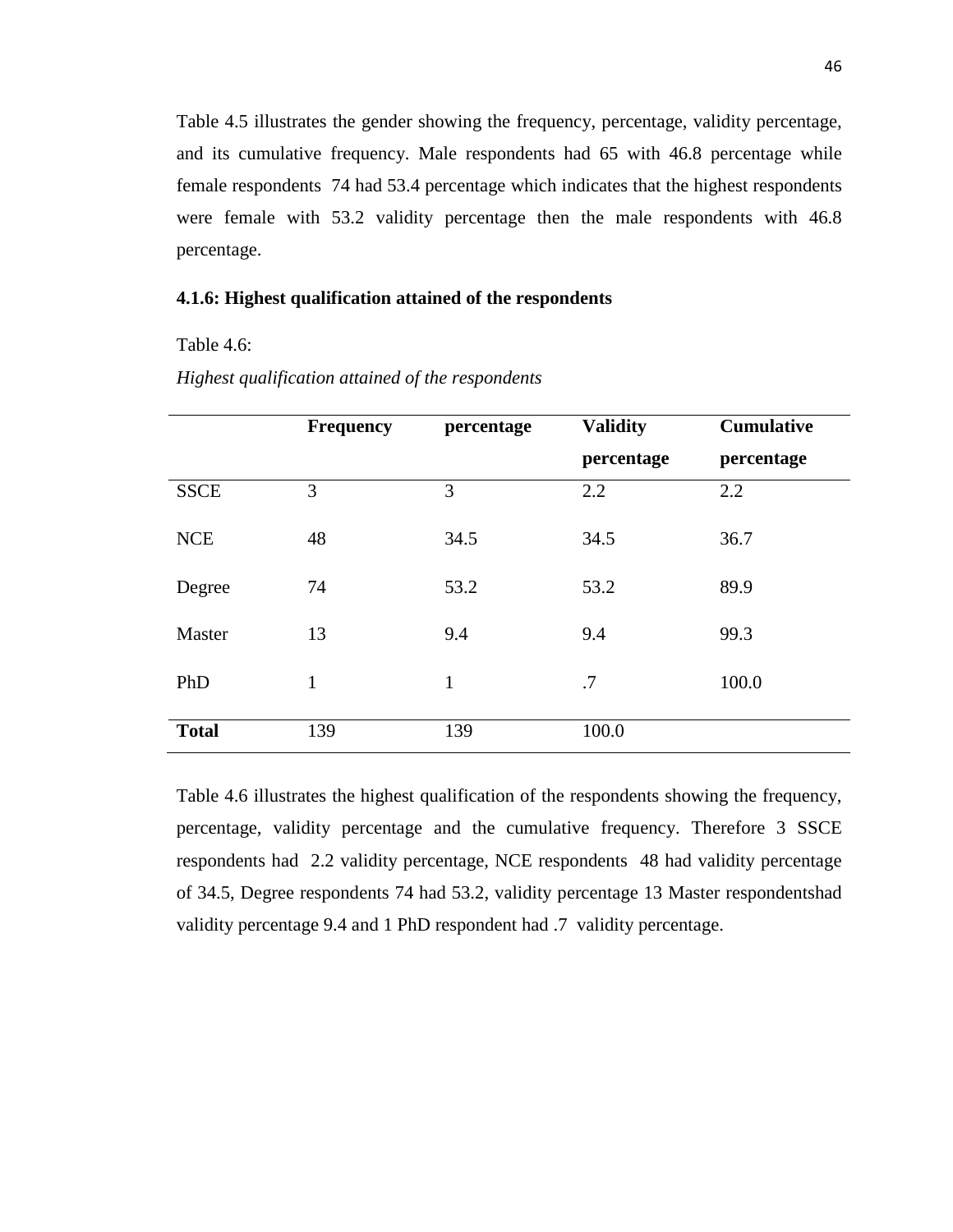Table 4.5 illustrates the gender showing the frequency, percentage, validity percentage, and its cumulative frequency. Male respondents had 65 with 46.8 percentage while female respondents 74 had 53.4 percentage which indicates that the highest respondents were female with 53.2 validity percentage then the male respondents with 46.8 percentage.

### 4.1.6: Highest qualification attained of the respondents

Table 4.6:

*Highest qualification attained of the respondents*

| | **Frequency** | **percentage** | **Validity percentage** | **Cumulative percentage** |
|---|---|---|---|---|
| SSCE | 3 | 3 | 2.2 | 2.2 |
| NCE | 48 | 34.5 | 34.5 | 36.7 |
| Degree | 74 | 53.2 | 53.2 | 89.9 |
| Master | 13 | 9.4 | 9.4 | 99.3 |
| PhD | 1 | 1 | .7 | 100.0 |
| **Total** | 139 | 139 | 100.0 | |

Table 4.6 illustrates the highest qualification of the respondents showing the frequency, percentage, validity percentage and the cumulative frequency. Therefore 3 SSCE respondents had 2.2 validity percentage, NCE respondents 48 had validity percentage of 34.5, Degree respondents 74 had 53.2, validity percentage 13 Master respondentshad validity percentage 9.4 and 1 PhD respondent had .7 validity percentage.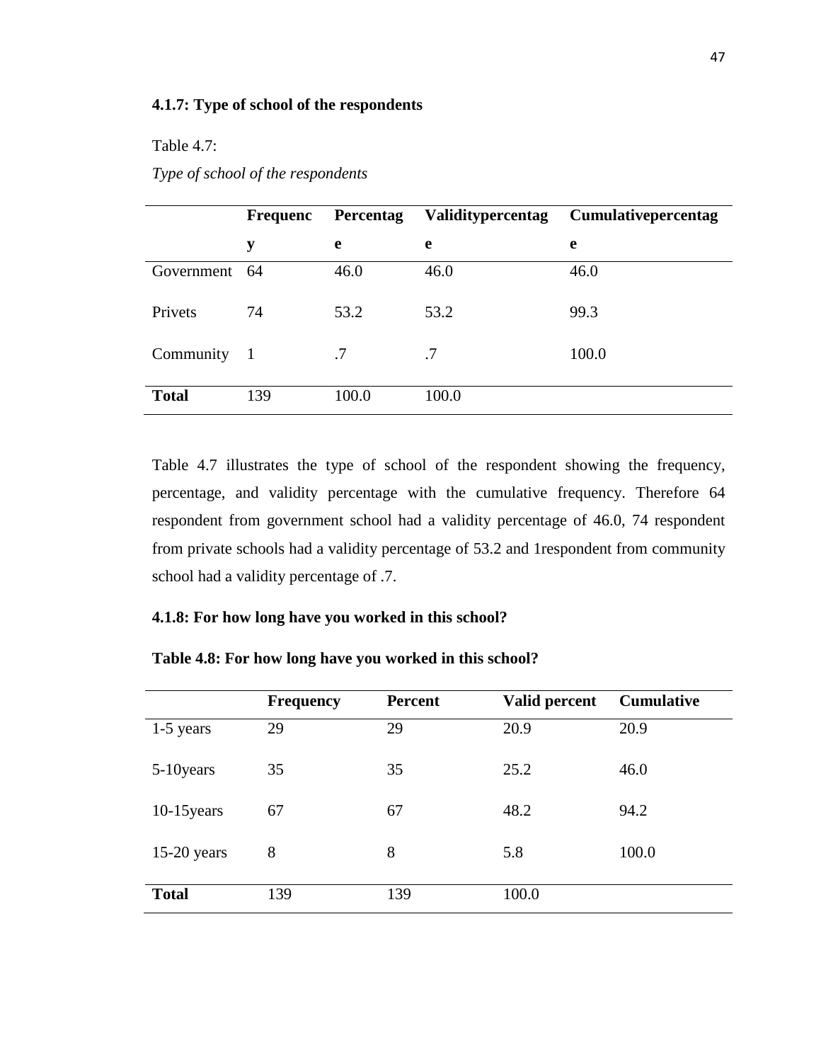### 4.1.7: Type of school of the respondents

Table 4.7:

*Type of school of the respondents*

| | Frequency | Percentage | Validitypercentage | Cumulativepercentage |
|---|---|---|---|---|
| Government | 64 | 46.0 | 46.0 | 46.0 |
| Privets | 74 | 53.2 | 53.2 | 99.3 |
| Community | 1 | .7 | .7 | 100.0 |
| **Total** | 139 | 100.0 | 100.0 | |

Table 4.7 illustrates the type of school of the respondent showing the frequency, percentage, and validity percentage with the cumulative frequency. Therefore 64 respondent from government school had a validity percentage of 46.0, 74 respondent from private schools had a validity percentage of 53.2 and 1respondent from community school had a validity percentage of .7.

### 4.1.8: For how long have you worked in this school?

**Table 4.8: For how long have you worked in this school?**

| | Frequency | Percent | Valid percent | Cumulative |
|---|---|---|---|---|
| 1-5 years | 29 | 29 | 20.9 | 20.9 |
| 5-10years | 35 | 35 | 25.2 | 46.0 |
| 10-15years | 67 | 67 | 48.2 | 94.2 |
| 15-20 years | 8 | 8 | 5.8 | 100.0 |
| **Total** | 139 | 139 | 100.0 | |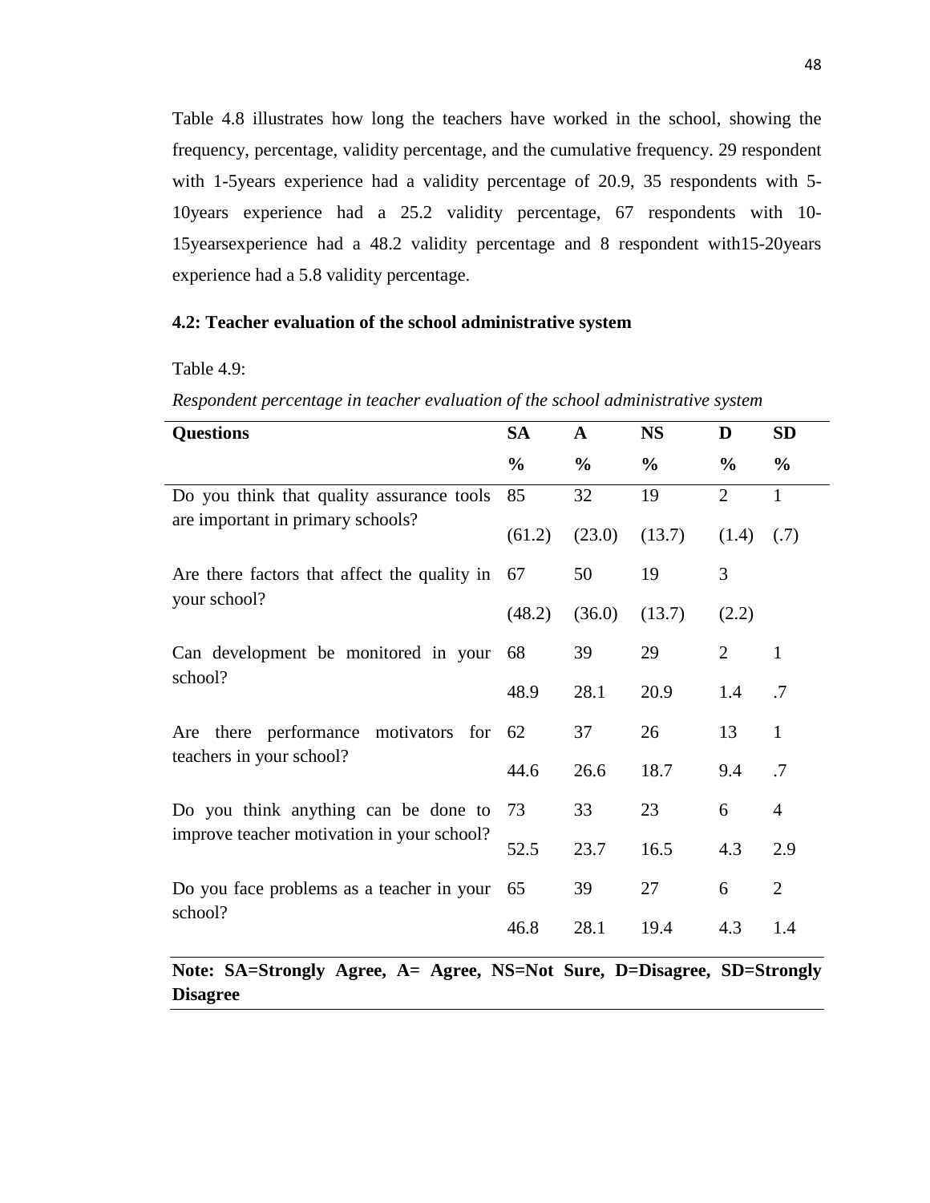Table 4.8 illustrates how long the teachers have worked in the school, showing the frequency, percentage, validity percentage, and the cumulative frequency. 29 respondent with 1-5years experience had a validity percentage of 20.9, 35 respondents with 5-10years experience had a 25.2 validity percentage, 67 respondents with 10-15yearsexperience had a 48.2 validity percentage and 8 respondent with15-20years experience had a 5.8 validity percentage.

### 4.2: Teacher evaluation of the school administrative system

Table 4.9:

*Respondent percentage in teacher evaluation of the school administrative system*

| Questions | SA % | A % | NS % | D % | SD % |
|---|---|---|---|---|---|
| Do you think that quality assurance tools are important in primary schools? | 85 (61.2) | 32 (23.0) | 19 (13.7) | 2 (1.4) | 1 (.7) |
| Are there factors that affect the quality in your school? | 67 (48.2) | 50 (36.0) | 19 (13.7) | 3 (2.2) | |
| Can development be monitored in your school? | 68 48.9 | 39 28.1 | 29 20.9 | 2 1.4 | 1 .7 |
| Are there performance motivators for teachers in your school? | 62 44.6 | 37 26.6 | 26 18.7 | 13 9.4 | 1 .7 |
| Do you think anything can be done to improve teacher motivation in your school? | 73 52.5 | 33 23.7 | 23 16.5 | 6 4.3 | 4 2.9 |
| Do you face problems as a teacher in your school? | 65 46.8 | 39 28.1 | 27 19.4 | 6 4.3 | 2 1.4 |

**Note: SA=Strongly Agree, A= Agree, NS=Not Sure, D=Disagree, SD=Strongly Disagree**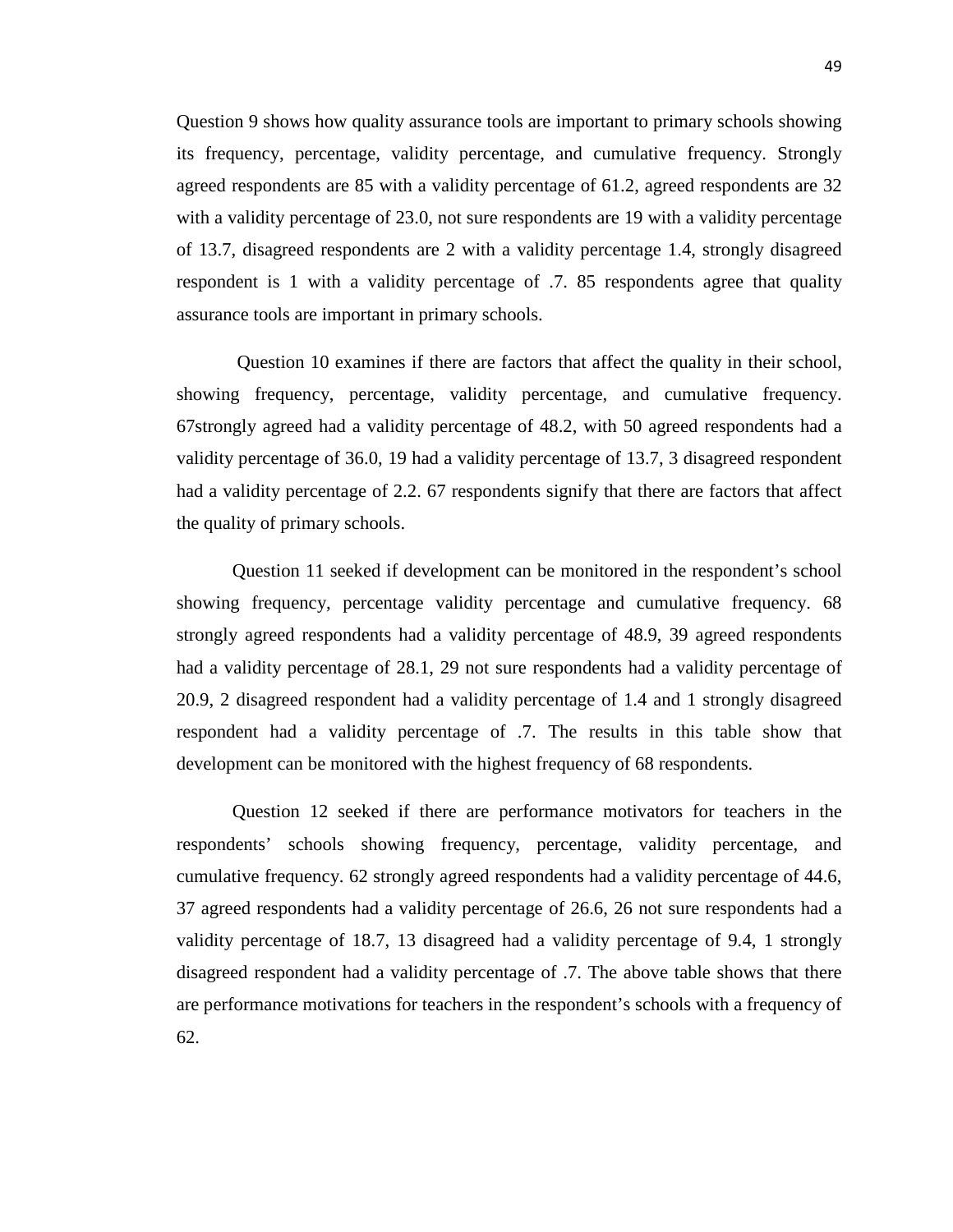Question 9 shows how quality assurance tools are important to primary schools showing its frequency, percentage, validity percentage, and cumulative frequency. Strongly agreed respondents are 85 with a validity percentage of 61.2, agreed respondents are 32 with a validity percentage of 23.0, not sure respondents are 19 with a validity percentage of 13.7, disagreed respondents are 2 with a validity percentage 1.4, strongly disagreed respondent is 1 with a validity percentage of .7. 85 respondents agree that quality assurance tools are important in primary schools.

Question 10 examines if there are factors that affect the quality in their school, showing frequency, percentage, validity percentage, and cumulative frequency. 67strongly agreed had a validity percentage of 48.2, with 50 agreed respondents had a validity percentage of 36.0, 19 had a validity percentage of 13.7, 3 disagreed respondent had a validity percentage of 2.2. 67 respondents signify that there are factors that affect the quality of primary schools.

Question 11 seeked if development can be monitored in the respondent's school showing frequency, percentage validity percentage and cumulative frequency. 68 strongly agreed respondents had a validity percentage of 48.9, 39 agreed respondents had a validity percentage of 28.1, 29 not sure respondents had a validity percentage of 20.9, 2 disagreed respondent had a validity percentage of 1.4 and 1 strongly disagreed respondent had a validity percentage of .7. The results in this table show that development can be monitored with the highest frequency of 68 respondents.

Question 12 seeked if there are performance motivators for teachers in the respondents' schools showing frequency, percentage, validity percentage, and cumulative frequency. 62 strongly agreed respondents had a validity percentage of 44.6, 37 agreed respondents had a validity percentage of 26.6, 26 not sure respondents had a validity percentage of 18.7, 13 disagreed had a validity percentage of 9.4, 1 strongly disagreed respondent had a validity percentage of .7. The above table shows that there are performance motivations for teachers in the respondent's schools with a frequency of 62.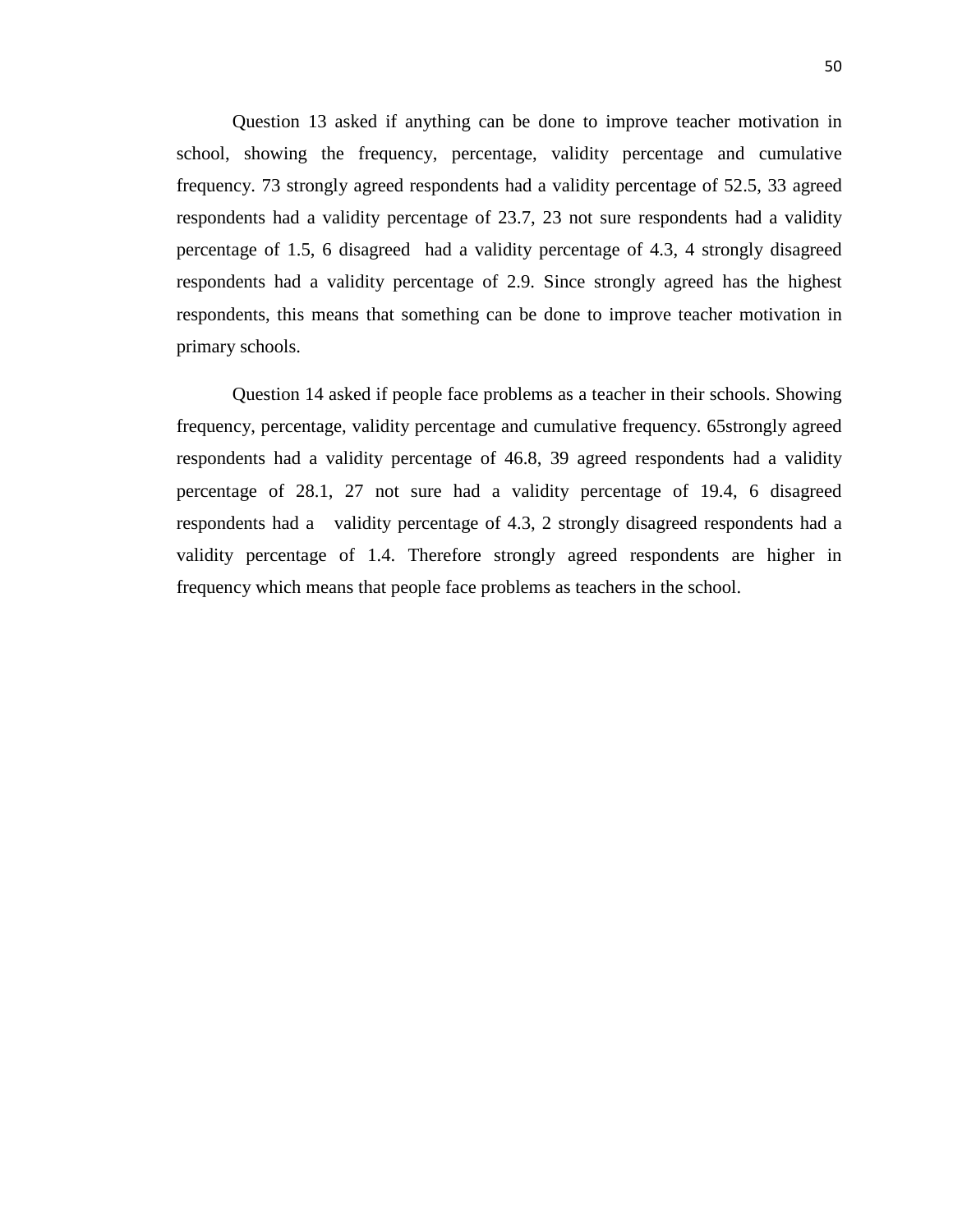Question 13 asked if anything can be done to improve teacher motivation in school, showing the frequency, percentage, validity percentage and cumulative frequency. 73 strongly agreed respondents had a validity percentage of 52.5, 33 agreed respondents had a validity percentage of 23.7, 23 not sure respondents had a validity percentage of 1.5, 6 disagreed had a validity percentage of 4.3, 4 strongly disagreed respondents had a validity percentage of 2.9. Since strongly agreed has the highest respondents, this means that something can be done to improve teacher motivation in primary schools.

Question 14 asked if people face problems as a teacher in their schools. Showing frequency, percentage, validity percentage and cumulative frequency. 65strongly agreed respondents had a validity percentage of 46.8, 39 agreed respondents had a validity percentage of 28.1, 27 not sure had a validity percentage of 19.4, 6 disagreed respondents had a validity percentage of 4.3, 2 strongly disagreed respondents had a validity percentage of 1.4. Therefore strongly agreed respondents are higher in frequency which means that people face problems as teachers in the school.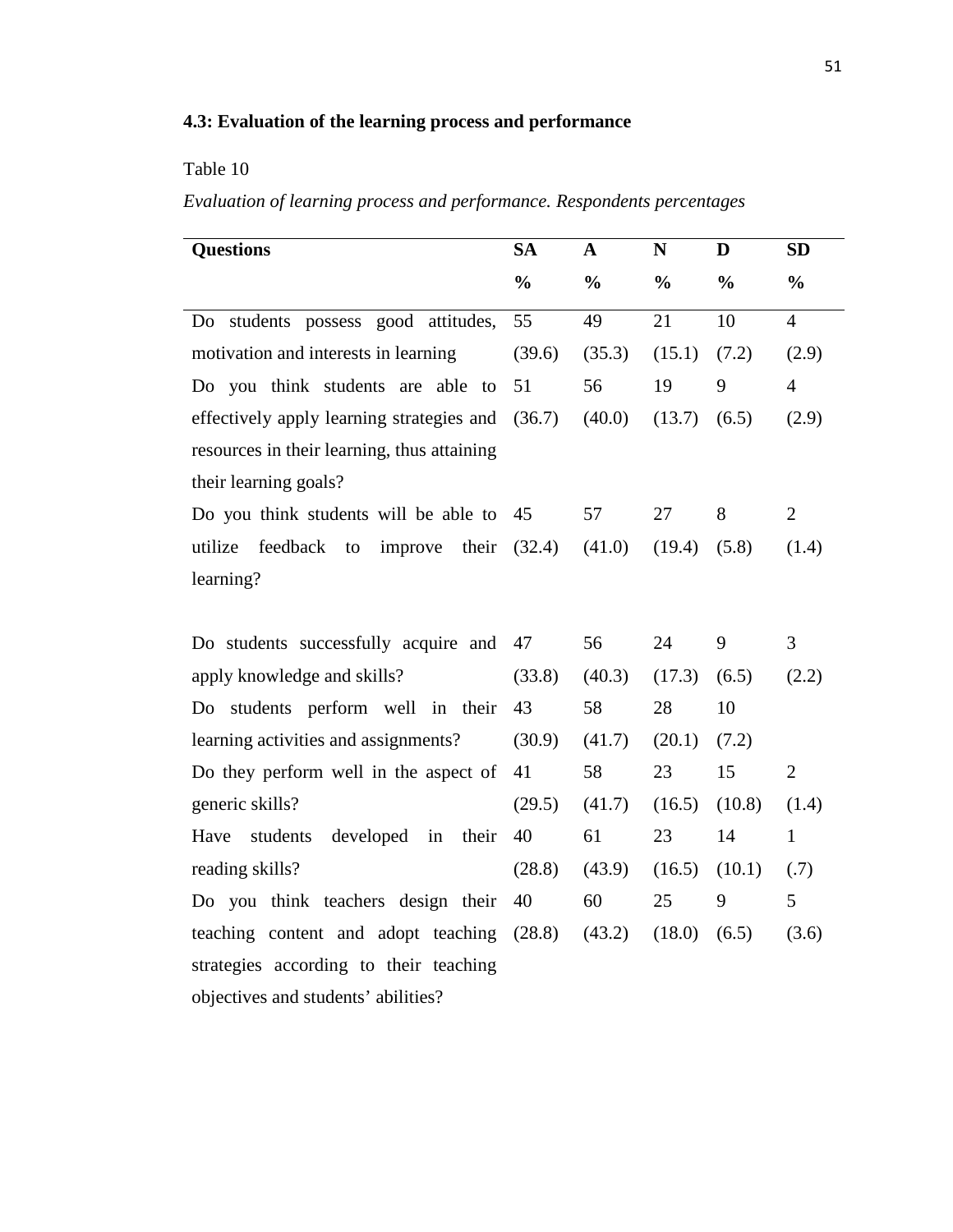### 4.3: Evaluation of the learning process and performance

Table 10

*Evaluation of learning process and performance. Respondents percentages*

| Questions | SA<br>% | A<br>% | N<br>% | D<br>% | SD<br>% |
|---|---|---|---|---|---|
| Do students possess good attitudes, motivation and interests in learning | 55<br>(39.6) | 49<br>(35.3) | 21<br>(15.1) | 10<br>(7.2) | 4<br>(2.9) |
| Do you think students are able to effectively apply learning strategies and resources in their learning, thus attaining their learning goals? | 51<br>(36.7) | 56<br>(40.0) | 19<br>(13.7) | 9<br>(6.5) | 4<br>(2.9) |
| Do you think students will be able to utilize feedback to improve their learning? | 45<br>(32.4) | 57<br>(41.0) | 27<br>(19.4) | 8<br>(5.8) | 2<br>(1.4) |
| Do students successfully acquire and apply knowledge and skills? | 47<br>(33.8) | 56<br>(40.3) | 24<br>(17.3) | 9<br>(6.5) | 3<br>(2.2) |
| Do students perform well in their learning activities and assignments? | 43<br>(30.9) | 58<br>(41.7) | 28<br>(20.1) | 10<br>(7.2) | |
| Do they perform well in the aspect of generic skills? | 41<br>(29.5) | 58<br>(41.7) | 23<br>(16.5) | 15<br>(10.8) | 2<br>(1.4) |
| Have students developed in their reading skills? | 40<br>(28.8) | 61<br>(43.9) | 23<br>(16.5) | 14<br>(10.1) | 1<br>(.7) |
| Do you think teachers design their teaching content and adopt teaching strategies according to their teaching objectives and students' abilities? | 40<br>(28.8) | 60<br>(43.2) | 25<br>(18.0) | 9<br>(6.5) | 5<br>(3.6) |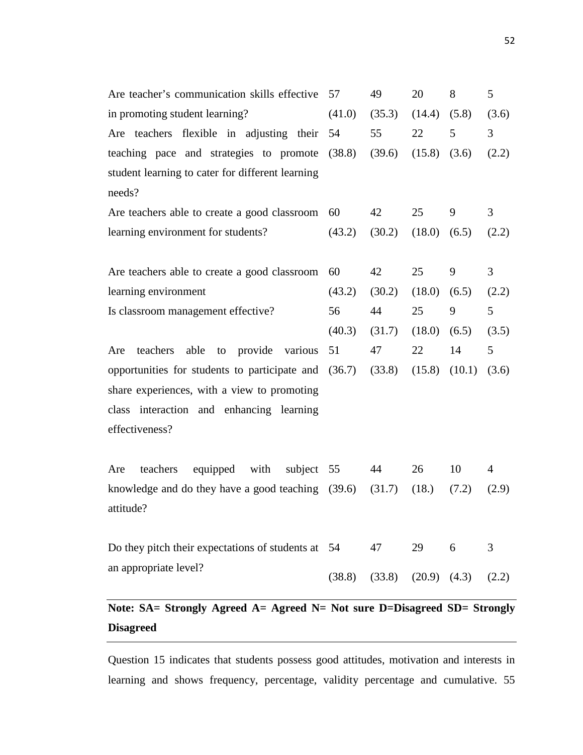| | | | | | |
|---|---|---|---|---|---|
| Are teacher's communication skills effective in promoting student learning? | 57 (41.0) | 49 (35.3) | 20 (14.4) | 8 (5.8) | 5 (3.6) |
| Are teachers flexible in adjusting their teaching pace and strategies to promote student learning to cater for different learning needs? | 54 (38.8) | 55 (39.6) | 22 (15.8) | 5 (3.6) | 3 (2.2) |
| Are teachers able to create a good classroom learning environment for students? | 60 (43.2) | 42 (30.2) | 25 (18.0) | 9 (6.5) | 3 (2.2) |
| Are teachers able to create a good classroom learning environment | 60 (43.2) | 42 (30.2) | 25 (18.0) | 9 (6.5) | 3 (2.2) |
| Is classroom management effective? | 56 (40.3) | 44 (31.7) | 25 (18.0) | 9 (6.5) | 5 (3.5) |
| Are teachers able to provide various opportunities for students to participate and share experiences, with a view to promoting class interaction and enhancing learning effectiveness? | 51 (36.7) | 47 (33.8) | 22 (15.8) | 14 (10.1) | 5 (3.6) |
| Are teachers equipped with subject knowledge and do they have a good teaching attitude? | 55 (39.6) | 44 (31.7) | 26 (18.) | 10 (7.2) | 4 (2.9) |
| Do they pitch their expectations of students at an appropriate level? | 54 (38.8) | 47 (33.8) | 29 (20.9) | 6 (4.3) | 3 (2.2) |

**Note: SA= Strongly Agreed A= Agreed N= Not sure D=Disagreed SD= Strongly Disagreed**

Question 15 indicates that students possess good attitudes, motivation and interests in learning and shows frequency, percentage, validity percentage and cumulative. 55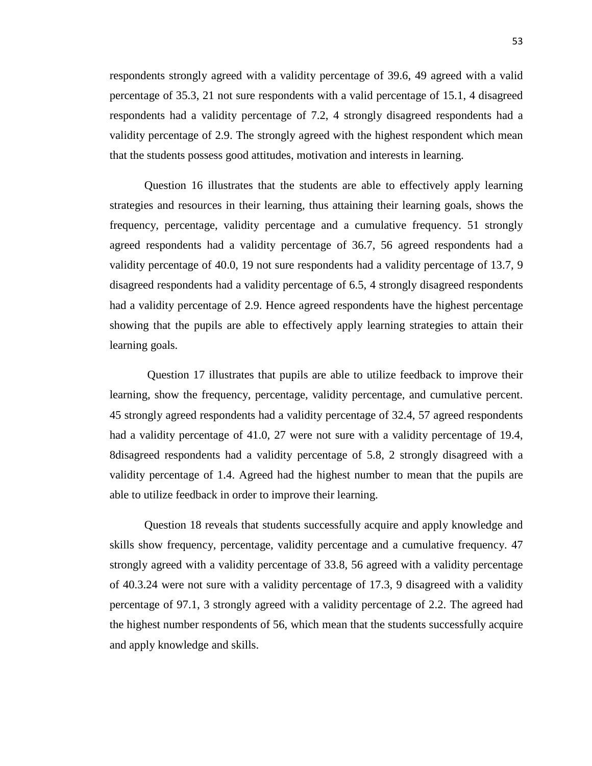respondents strongly agreed with a validity percentage of 39.6, 49 agreed with a valid percentage of 35.3, 21 not sure respondents with a valid percentage of 15.1, 4 disagreed respondents had a validity percentage of 7.2, 4 strongly disagreed respondents had a validity percentage of 2.9. The strongly agreed with the highest respondent which mean that the students possess good attitudes, motivation and interests in learning.

Question 16 illustrates that the students are able to effectively apply learning strategies and resources in their learning, thus attaining their learning goals, shows the frequency, percentage, validity percentage and a cumulative frequency. 51 strongly agreed respondents had a validity percentage of 36.7, 56 agreed respondents had a validity percentage of 40.0, 19 not sure respondents had a validity percentage of 13.7, 9 disagreed respondents had a validity percentage of 6.5, 4 strongly disagreed respondents had a validity percentage of 2.9. Hence agreed respondents have the highest percentage showing that the pupils are able to effectively apply learning strategies to attain their learning goals.

Question 17 illustrates that pupils are able to utilize feedback to improve their learning, show the frequency, percentage, validity percentage, and cumulative percent. 45 strongly agreed respondents had a validity percentage of 32.4, 57 agreed respondents had a validity percentage of 41.0, 27 were not sure with a validity percentage of 19.4, 8disagreed respondents had a validity percentage of 5.8, 2 strongly disagreed with a validity percentage of 1.4. Agreed had the highest number to mean that the pupils are able to utilize feedback in order to improve their learning.

Question 18 reveals that students successfully acquire and apply knowledge and skills show frequency, percentage, validity percentage and a cumulative frequency. 47 strongly agreed with a validity percentage of 33.8, 56 agreed with a validity percentage of 40.3.24 were not sure with a validity percentage of 17.3, 9 disagreed with a validity percentage of 97.1, 3 strongly agreed with a validity percentage of 2.2. The agreed had the highest number respondents of 56, which mean that the students successfully acquire and apply knowledge and skills.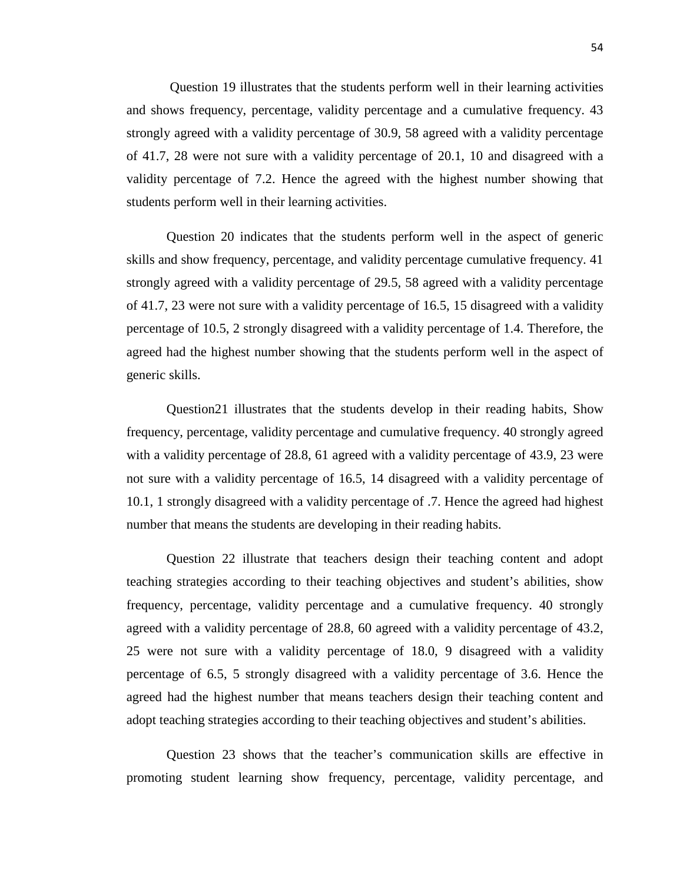Question 19 illustrates that the students perform well in their learning activities and shows frequency, percentage, validity percentage and a cumulative frequency. 43 strongly agreed with a validity percentage of 30.9, 58 agreed with a validity percentage of 41.7, 28 were not sure with a validity percentage of 20.1, 10 and disagreed with a validity percentage of 7.2. Hence the agreed with the highest number showing that students perform well in their learning activities.

Question 20 indicates that the students perform well in the aspect of generic skills and show frequency, percentage, and validity percentage cumulative frequency. 41 strongly agreed with a validity percentage of 29.5, 58 agreed with a validity percentage of 41.7, 23 were not sure with a validity percentage of 16.5, 15 disagreed with a validity percentage of 10.5, 2 strongly disagreed with a validity percentage of 1.4. Therefore, the agreed had the highest number showing that the students perform well in the aspect of generic skills.

Question21 illustrates that the students develop in their reading habits, Show frequency, percentage, validity percentage and cumulative frequency. 40 strongly agreed with a validity percentage of 28.8, 61 agreed with a validity percentage of 43.9, 23 were not sure with a validity percentage of 16.5, 14 disagreed with a validity percentage of 10.1, 1 strongly disagreed with a validity percentage of .7. Hence the agreed had highest number that means the students are developing in their reading habits.

Question 22 illustrate that teachers design their teaching content and adopt teaching strategies according to their teaching objectives and student's abilities, show frequency, percentage, validity percentage and a cumulative frequency. 40 strongly agreed with a validity percentage of 28.8, 60 agreed with a validity percentage of 43.2, 25 were not sure with a validity percentage of 18.0, 9 disagreed with a validity percentage of 6.5, 5 strongly disagreed with a validity percentage of 3.6. Hence the agreed had the highest number that means teachers design their teaching content and adopt teaching strategies according to their teaching objectives and student's abilities.

Question 23 shows that the teacher's communication skills are effective in promoting student learning show frequency, percentage, validity percentage, and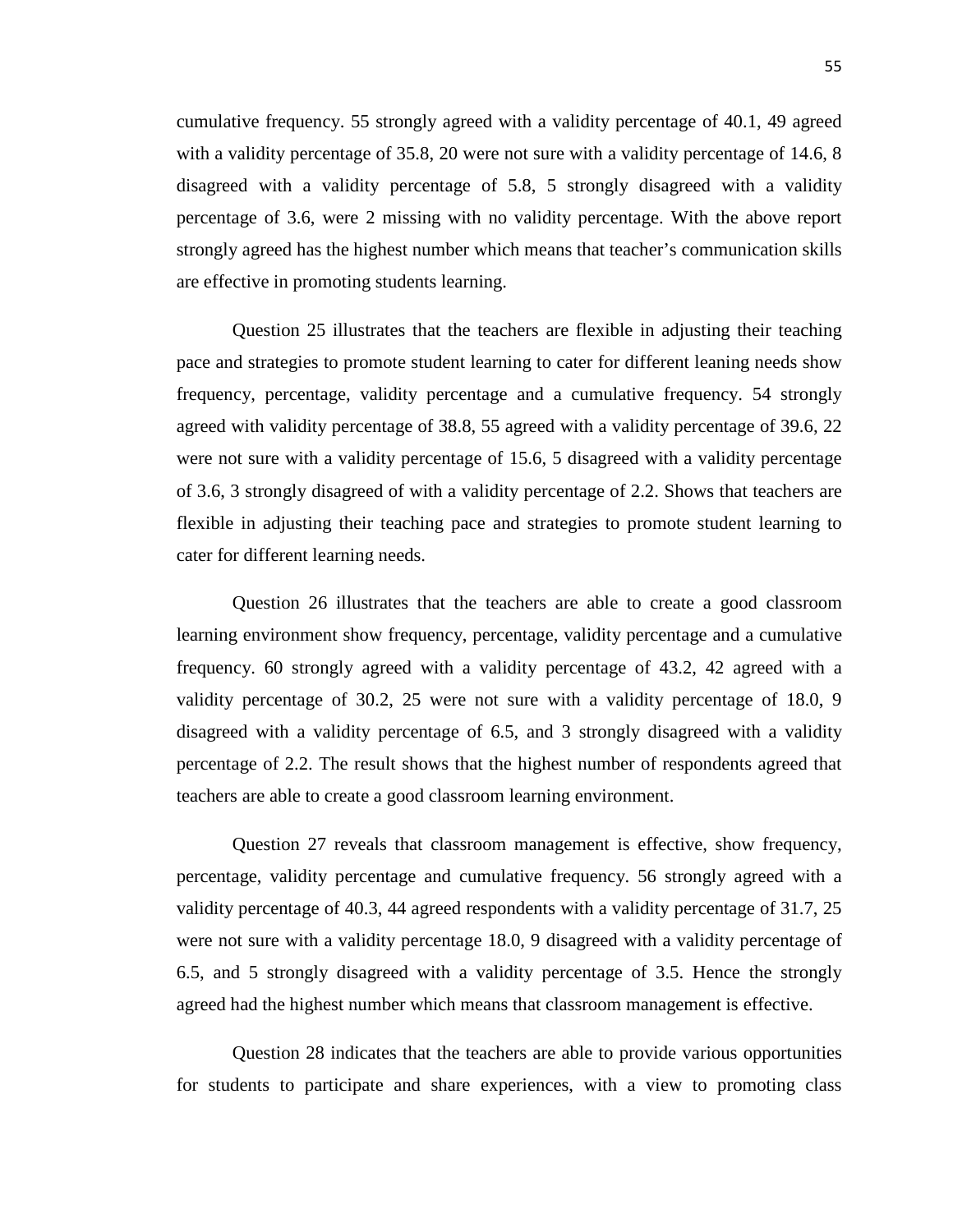cumulative frequency. 55 strongly agreed with a validity percentage of 40.1, 49 agreed with a validity percentage of 35.8, 20 were not sure with a validity percentage of 14.6, 8 disagreed with a validity percentage of 5.8, 5 strongly disagreed with a validity percentage of 3.6, were 2 missing with no validity percentage. With the above report strongly agreed has the highest number which means that teacher's communication skills are effective in promoting students learning.

Question 25 illustrates that the teachers are flexible in adjusting their teaching pace and strategies to promote student learning to cater for different leaning needs show frequency, percentage, validity percentage and a cumulative frequency. 54 strongly agreed with validity percentage of 38.8, 55 agreed with a validity percentage of 39.6, 22 were not sure with a validity percentage of 15.6, 5 disagreed with a validity percentage of 3.6, 3 strongly disagreed of with a validity percentage of 2.2. Shows that teachers are flexible in adjusting their teaching pace and strategies to promote student learning to cater for different learning needs.

Question 26 illustrates that the teachers are able to create a good classroom learning environment show frequency, percentage, validity percentage and a cumulative frequency. 60 strongly agreed with a validity percentage of 43.2, 42 agreed with a validity percentage of 30.2, 25 were not sure with a validity percentage of 18.0, 9 disagreed with a validity percentage of 6.5, and 3 strongly disagreed with a validity percentage of 2.2. The result shows that the highest number of respondents agreed that teachers are able to create a good classroom learning environment.

Question 27 reveals that classroom management is effective, show frequency, percentage, validity percentage and cumulative frequency. 56 strongly agreed with a validity percentage of 40.3, 44 agreed respondents with a validity percentage of 31.7, 25 were not sure with a validity percentage 18.0, 9 disagreed with a validity percentage of 6.5, and 5 strongly disagreed with a validity percentage of 3.5. Hence the strongly agreed had the highest number which means that classroom management is effective.

Question 28 indicates that the teachers are able to provide various opportunities for students to participate and share experiences, with a view to promoting class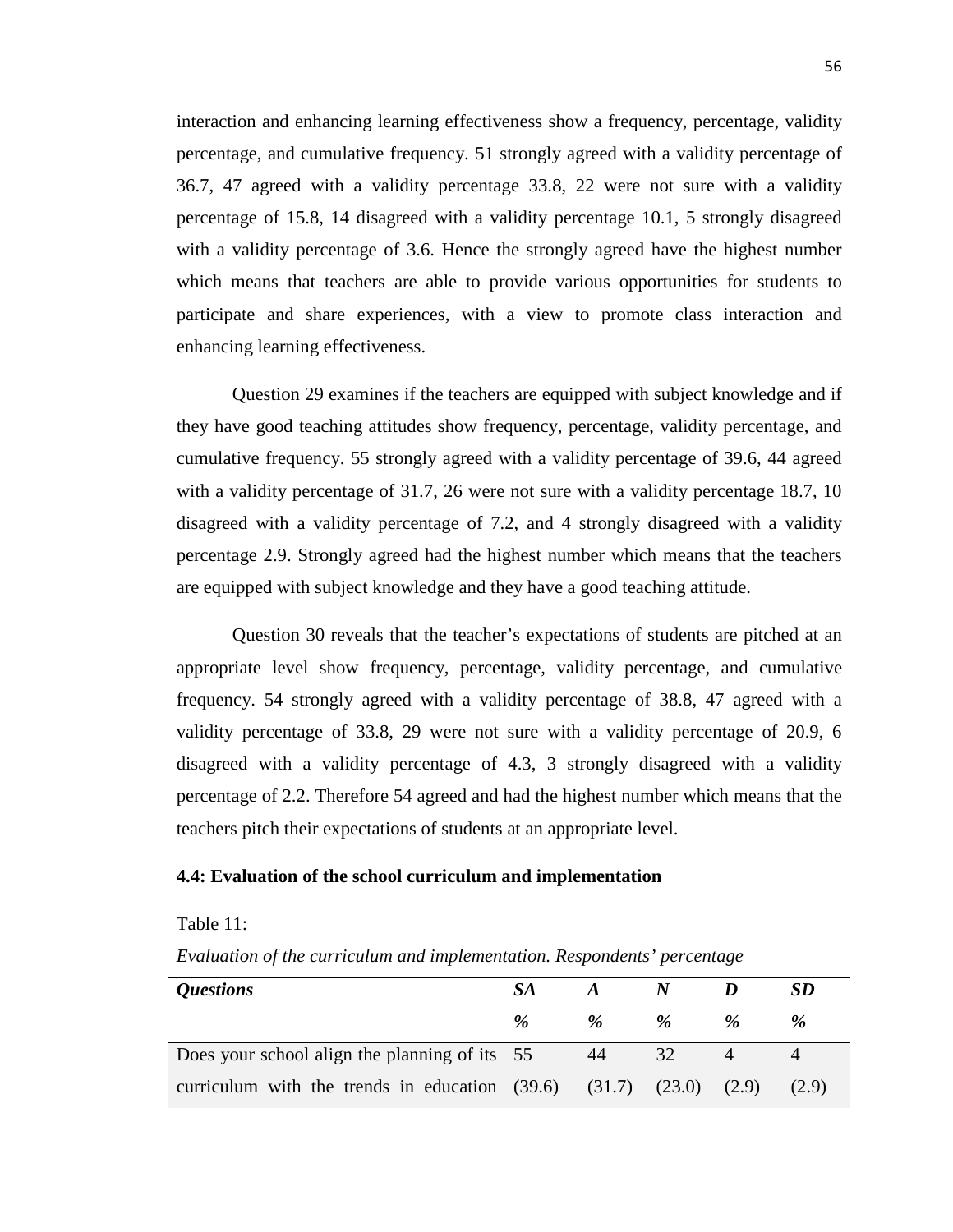interaction and enhancing learning effectiveness show a frequency, percentage, validity percentage, and cumulative frequency. 51 strongly agreed with a validity percentage of 36.7, 47 agreed with a validity percentage 33.8, 22 were not sure with a validity percentage of 15.8, 14 disagreed with a validity percentage 10.1, 5 strongly disagreed with a validity percentage of 3.6. Hence the strongly agreed have the highest number which means that teachers are able to provide various opportunities for students to participate and share experiences, with a view to promote class interaction and enhancing learning effectiveness.

Question 29 examines if the teachers are equipped with subject knowledge and if they have good teaching attitudes show frequency, percentage, validity percentage, and cumulative frequency. 55 strongly agreed with a validity percentage of 39.6, 44 agreed with a validity percentage of 31.7, 26 were not sure with a validity percentage 18.7, 10 disagreed with a validity percentage of 7.2, and 4 strongly disagreed with a validity percentage 2.9. Strongly agreed had the highest number which means that the teachers are equipped with subject knowledge and they have a good teaching attitude.

Question 30 reveals that the teacher's expectations of students are pitched at an appropriate level show frequency, percentage, validity percentage, and cumulative frequency. 54 strongly agreed with a validity percentage of 38.8, 47 agreed with a validity percentage of 33.8, 29 were not sure with a validity percentage of 20.9, 6 disagreed with a validity percentage of 4.3, 3 strongly disagreed with a validity percentage of 2.2. Therefore 54 agreed and had the highest number which means that the teachers pitch their expectations of students at an appropriate level.

**4.4: Evaluation of the school curriculum and implementation**

Table 11:

*Evaluation of the curriculum and implementation. Respondents' percentage*

| ***Questions*** | ***SA*** | ***A*** | ***N*** | ***D*** | ***SD*** |
|---|---|---|---|---|---|
| | ***%*** | ***%*** | ***%*** | ***%*** | ***%*** |
| Does your school align the planning of its curriculum with the trends in education | 55 (39.6) | 44 (31.7) | 32 (23.0) | 4 (2.9) | 4 (2.9) |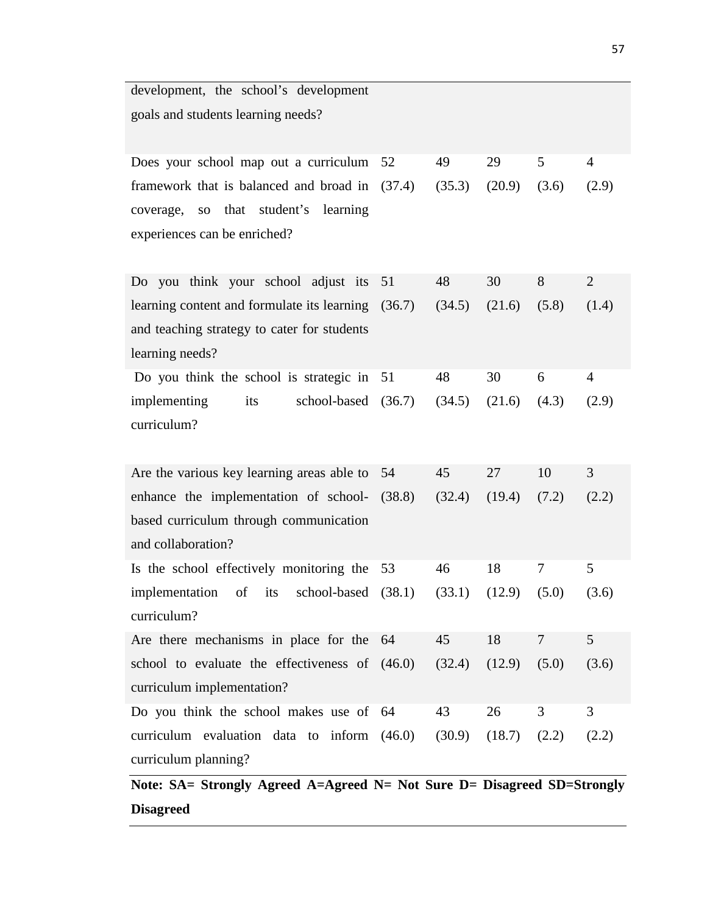| | | | | | |
|---|---|---|---|---|---|
| development, the school's development goals and students learning needs? | | | | | |
| Does your school map out a curriculum framework that is balanced and broad in coverage, so that student's learning experiences can be enriched? | 52 (37.4) | 49 (35.3) | 29 (20.9) | 5 (3.6) | 4 (2.9) |
| Do you think your school adjust its learning content and formulate its learning and teaching strategy to cater for students learning needs? | 51 (36.7) | 48 (34.5) | 30 (21.6) | 8 (5.8) | 2 (1.4) |
| Do you think the school is strategic in implementing its school-based curriculum? | 51 (36.7) | 48 (34.5) | 30 (21.6) | 6 (4.3) | 4 (2.9) |
| Are the various key learning areas able to enhance the implementation of school-based curriculum through communication and collaboration? | 54 (38.8) | 45 (32.4) | 27 (19.4) | 10 (7.2) | 3 (2.2) |
| Is the school effectively monitoring the implementation of its school-based curriculum? | 53 (38.1) | 46 (33.1) | 18 (12.9) | 7 (5.0) | 5 (3.6) |
| Are there mechanisms in place for the school to evaluate the effectiveness of curriculum implementation? | 64 (46.0) | 45 (32.4) | 18 (12.9) | 7 (5.0) | 5 (3.6) |
| Do you think the school makes use of curriculum evaluation data to inform curriculum planning? | 64 (46.0) | 43 (30.9) | 26 (18.7) | 3 (2.2) | 3 (2.2) |

**Note: SA= Strongly Agreed A=Agreed N= Not Sure D= Disagreed SD=Strongly Disagreed**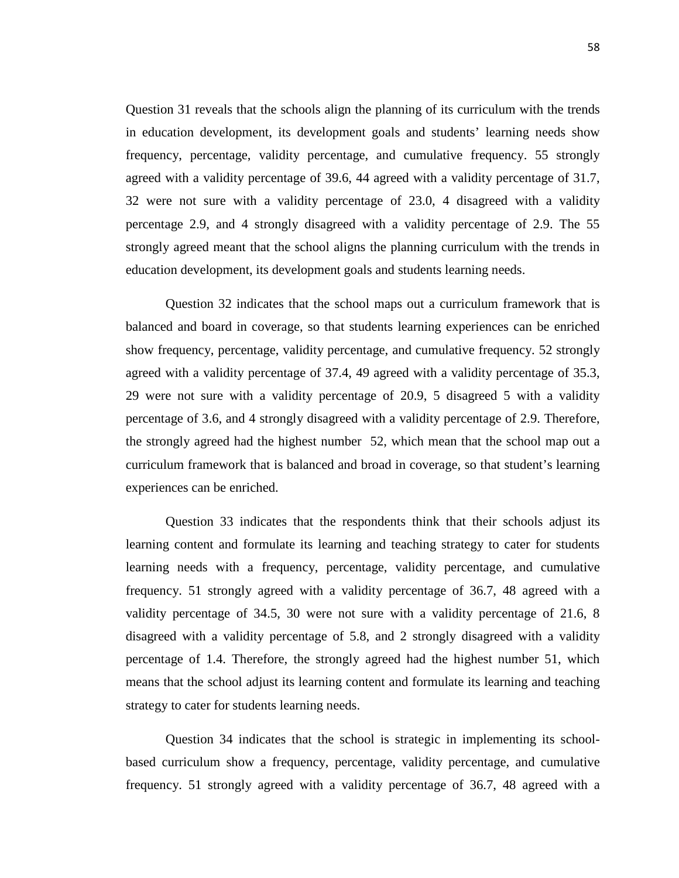Question 31 reveals that the schools align the planning of its curriculum with the trends in education development, its development goals and students' learning needs show frequency, percentage, validity percentage, and cumulative frequency. 55 strongly agreed with a validity percentage of 39.6, 44 agreed with a validity percentage of 31.7, 32 were not sure with a validity percentage of 23.0, 4 disagreed with a validity percentage 2.9, and 4 strongly disagreed with a validity percentage of 2.9. The 55 strongly agreed meant that the school aligns the planning curriculum with the trends in education development, its development goals and students learning needs.

Question 32 indicates that the school maps out a curriculum framework that is balanced and board in coverage, so that students learning experiences can be enriched show frequency, percentage, validity percentage, and cumulative frequency. 52 strongly agreed with a validity percentage of 37.4, 49 agreed with a validity percentage of 35.3, 29 were not sure with a validity percentage of 20.9, 5 disagreed 5 with a validity percentage of 3.6, and 4 strongly disagreed with a validity percentage of 2.9. Therefore, the strongly agreed had the highest number 52, which mean that the school map out a curriculum framework that is balanced and broad in coverage, so that student's learning experiences can be enriched.

Question 33 indicates that the respondents think that their schools adjust its learning content and formulate its learning and teaching strategy to cater for students learning needs with a frequency, percentage, validity percentage, and cumulative frequency. 51 strongly agreed with a validity percentage of 36.7, 48 agreed with a validity percentage of 34.5, 30 were not sure with a validity percentage of 21.6, 8 disagreed with a validity percentage of 5.8, and 2 strongly disagreed with a validity percentage of 1.4. Therefore, the strongly agreed had the highest number 51, which means that the school adjust its learning content and formulate its learning and teaching strategy to cater for students learning needs.

Question 34 indicates that the school is strategic in implementing its school-based curriculum show a frequency, percentage, validity percentage, and cumulative frequency. 51 strongly agreed with a validity percentage of 36.7, 48 agreed with a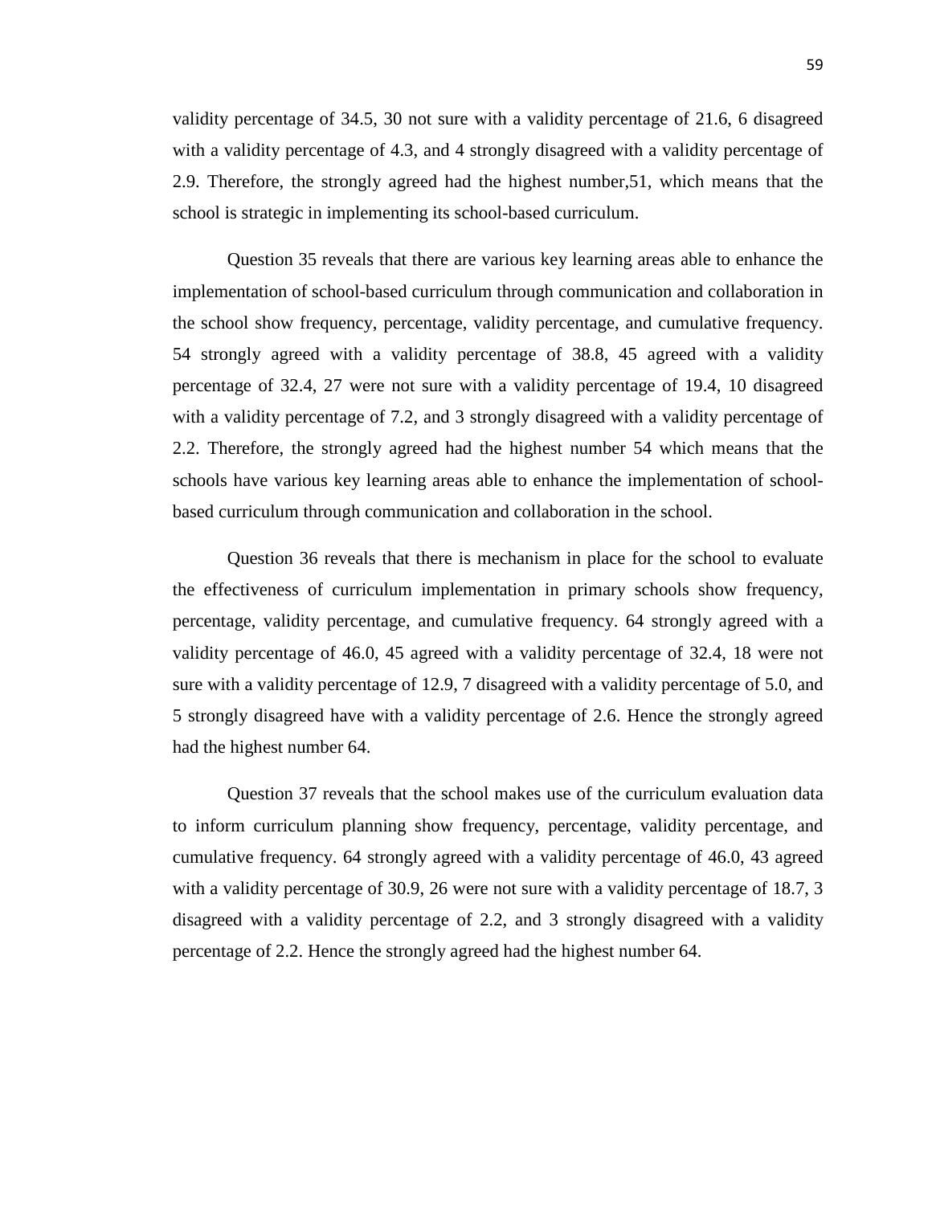validity percentage of 34.5, 30 not sure with a validity percentage of 21.6, 6 disagreed with a validity percentage of 4.3, and 4 strongly disagreed with a validity percentage of 2.9. Therefore, the strongly agreed had the highest number,51, which means that the school is strategic in implementing its school-based curriculum.

Question 35 reveals that there are various key learning areas able to enhance the implementation of school-based curriculum through communication and collaboration in the school show frequency, percentage, validity percentage, and cumulative frequency. 54 strongly agreed with a validity percentage of 38.8, 45 agreed with a validity percentage of 32.4, 27 were not sure with a validity percentage of 19.4, 10 disagreed with a validity percentage of 7.2, and 3 strongly disagreed with a validity percentage of 2.2. Therefore, the strongly agreed had the highest number 54 which means that the schools have various key learning areas able to enhance the implementation of school-based curriculum through communication and collaboration in the school.

Question 36 reveals that there is mechanism in place for the school to evaluate the effectiveness of curriculum implementation in primary schools show frequency, percentage, validity percentage, and cumulative frequency. 64 strongly agreed with a validity percentage of 46.0, 45 agreed with a validity percentage of 32.4, 18 were not sure with a validity percentage of 12.9, 7 disagreed with a validity percentage of 5.0, and 5 strongly disagreed have with a validity percentage of 2.6. Hence the strongly agreed had the highest number 64.

Question 37 reveals that the school makes use of the curriculum evaluation data to inform curriculum planning show frequency, percentage, validity percentage, and cumulative frequency. 64 strongly agreed with a validity percentage of 46.0, 43 agreed with a validity percentage of 30.9, 26 were not sure with a validity percentage of 18.7, 3 disagreed with a validity percentage of 2.2, and 3 strongly disagreed with a validity percentage of 2.2. Hence the strongly agreed had the highest number 64.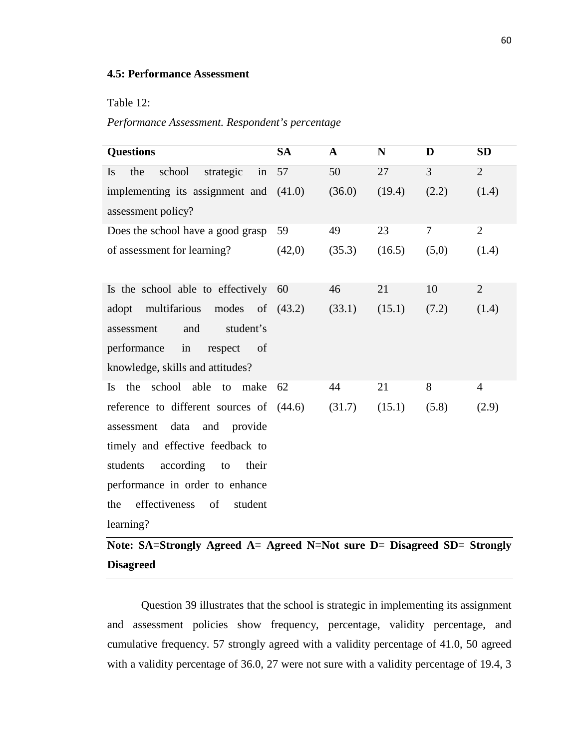### 4.5: Performance Assessment

Table 12:

*Performance Assessment. Respondent's percentage*

| Questions | SA | A | N | D | SD |
|---|---|---|---|---|---|
| Is the school strategic in implementing its assignment and assessment policy? | 57 (41.0) | 50 (36.0) | 27 (19.4) | 3 (2.2) | 2 (1.4) |
| Does the school have a good grasp of assessment for learning? | 59 (42,0) | 49 (35.3) | 23 (16.5) | 7 (5,0) | 2 (1.4) |
| Is the school able to effectively adopt multifarious modes of assessment and student's performance in respect of knowledge, skills and attitudes? | 60 (43.2) | 46 (33.1) | 21 (15.1) | 10 (7.2) | 2 (1.4) |
| Is the school able to make reference to different sources of assessment data and provide timely and effective feedback to students according to their performance in order to enhance the effectiveness of student learning? | 62 (44.6) | 44 (31.7) | 21 (15.1) | 8 (5.8) | 4 (2.9) |

**Note: SA=Strongly Agreed A= Agreed N=Not sure D= Disagreed SD= Strongly Disagreed**

Question 39 illustrates that the school is strategic in implementing its assignment and assessment policies show frequency, percentage, validity percentage, and cumulative frequency. 57 strongly agreed with a validity percentage of 41.0, 50 agreed with a validity percentage of 36.0, 27 were not sure with a validity percentage of 19.4, 3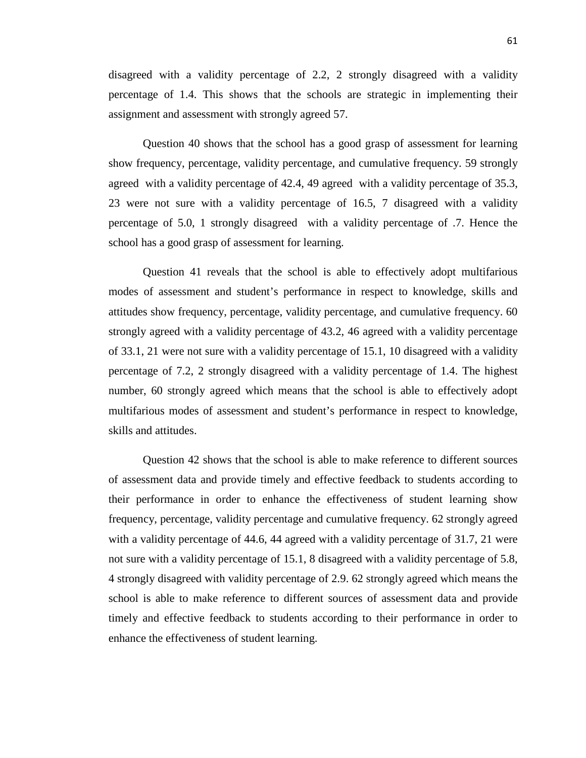disagreed with a validity percentage of 2.2, 2 strongly disagreed with a validity percentage of 1.4. This shows that the schools are strategic in implementing their assignment and assessment with strongly agreed 57.

Question 40 shows that the school has a good grasp of assessment for learning show frequency, percentage, validity percentage, and cumulative frequency. 59 strongly agreed with a validity percentage of 42.4, 49 agreed with a validity percentage of 35.3, 23 were not sure with a validity percentage of 16.5, 7 disagreed with a validity percentage of 5.0, 1 strongly disagreed with a validity percentage of .7. Hence the school has a good grasp of assessment for learning.

Question 41 reveals that the school is able to effectively adopt multifarious modes of assessment and student's performance in respect to knowledge, skills and attitudes show frequency, percentage, validity percentage, and cumulative frequency. 60 strongly agreed with a validity percentage of 43.2, 46 agreed with a validity percentage of 33.1, 21 were not sure with a validity percentage of 15.1, 10 disagreed with a validity percentage of 7.2, 2 strongly disagreed with a validity percentage of 1.4. The highest number, 60 strongly agreed which means that the school is able to effectively adopt multifarious modes of assessment and student's performance in respect to knowledge, skills and attitudes.

Question 42 shows that the school is able to make reference to different sources of assessment data and provide timely and effective feedback to students according to their performance in order to enhance the effectiveness of student learning show frequency, percentage, validity percentage and cumulative frequency. 62 strongly agreed with a validity percentage of 44.6, 44 agreed with a validity percentage of 31.7, 21 were not sure with a validity percentage of 15.1, 8 disagreed with a validity percentage of 5.8, 4 strongly disagreed with validity percentage of 2.9. 62 strongly agreed which means the school is able to make reference to different sources of assessment data and provide timely and effective feedback to students according to their performance in order to enhance the effectiveness of student learning.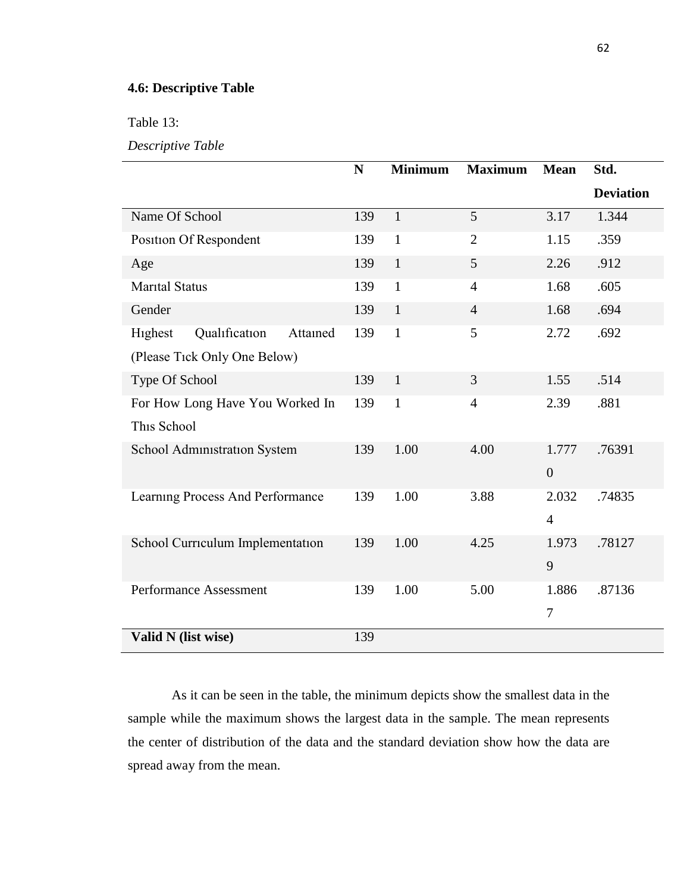### 4.6: Descriptive Table

Table 13:

*Descriptive Table*

| | N | Minimum | Maximum | Mean | Std. Deviation |
|---|---|---|---|---|---|
| Name Of School | 139 | 1 | 5 | 3.17 | 1.344 |
| Posıtıon Of Respondent | 139 | 1 | 2 | 1.15 | .359 |
| Age | 139 | 1 | 5 | 2.26 | .912 |
| Marıtal Status | 139 | 1 | 4 | 1.68 | .605 |
| Gender | 139 | 1 | 4 | 1.68 | .694 |
| Hıghest Qualıfıcatıon Attaıned (Please Tıck Only One Below) | 139 | 1 | 5 | 2.72 | .692 |
| Type Of School | 139 | 1 | 3 | 1.55 | .514 |
| For How Long Have You Worked In Thıs School | 139 | 1 | 4 | 2.39 | .881 |
| School Admınıstratıon System | 139 | 1.00 | 4.00 | 1.7770 | .76391 |
| Learnıng Process And Performance | 139 | 1.00 | 3.88 | 2.0324 | .74835 |
| School Currıculum Implementatıon | 139 | 1.00 | 4.25 | 1.9739 | .78127 |
| Performance Assessment | 139 | 1.00 | 5.00 | 1.8867 | .87136 |
| **Valid N (list wise)** | 139 | | | | |

As it can be seen in the table, the minimum depicts show the smallest data in the sample while the maximum shows the largest data in the sample. The mean represents the center of distribution of the data and the standard deviation show how the data are spread away from the mean.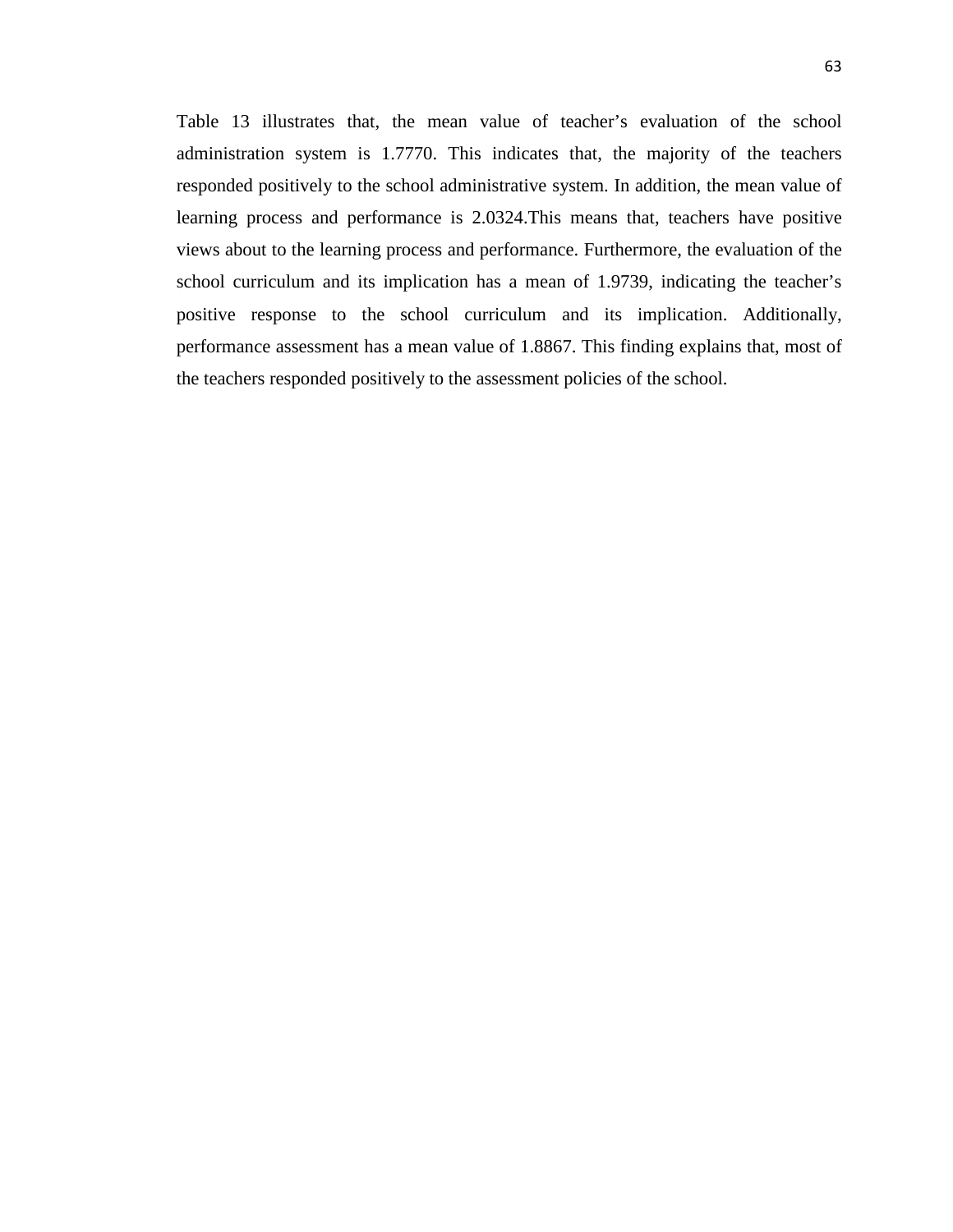Table 13 illustrates that, the mean value of teacher's evaluation of the school administration system is 1.7770. This indicates that, the majority of the teachers responded positively to the school administrative system. In addition, the mean value of learning process and performance is 2.0324.This means that, teachers have positive views about to the learning process and performance. Furthermore, the evaluation of the school curriculum and its implication has a mean of 1.9739, indicating the teacher's positive response to the school curriculum and its implication. Additionally, performance assessment has a mean value of 1.8867. This finding explains that, most of the teachers responded positively to the assessment policies of the school.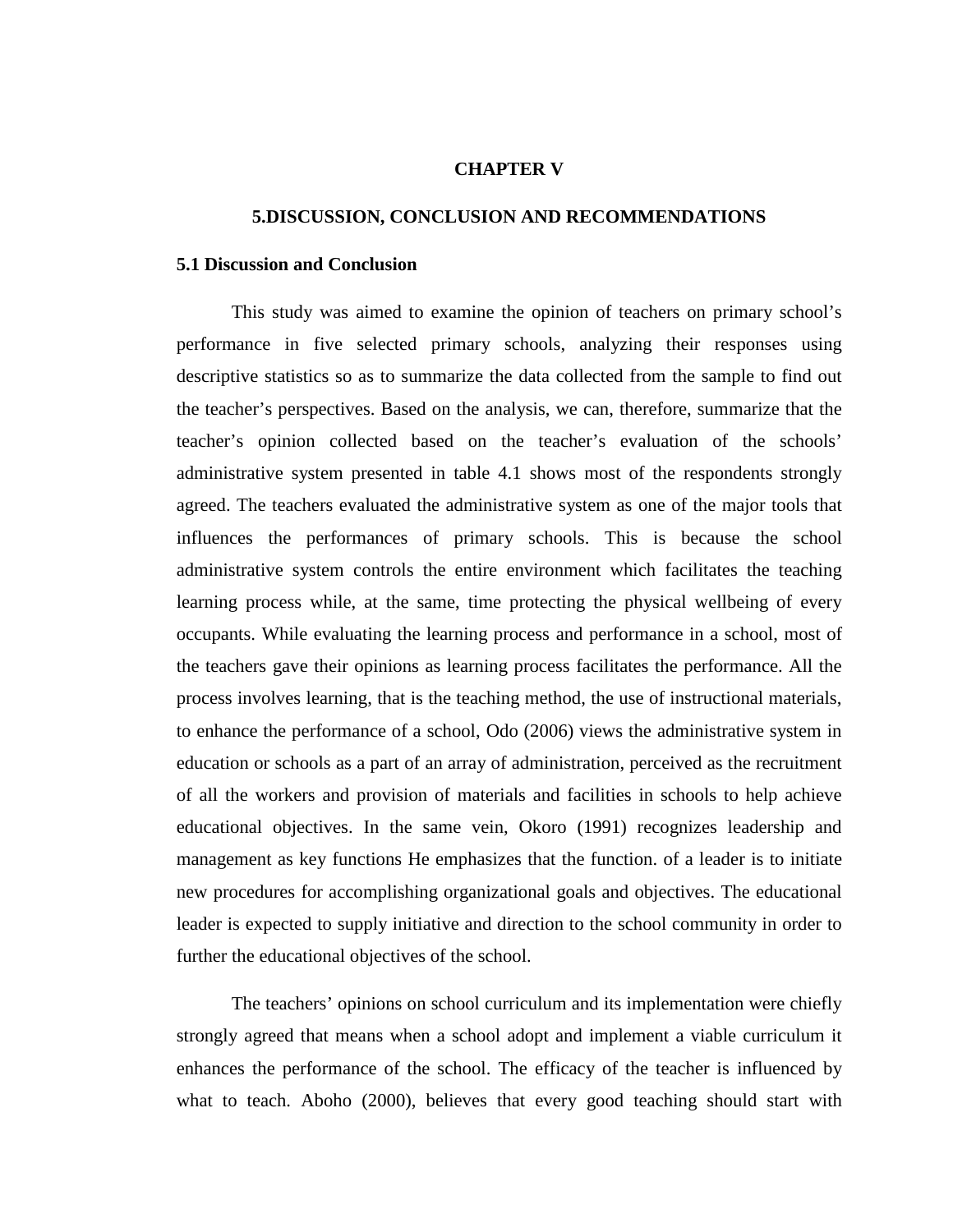# CHAPTER V

## 5.DISCUSSION, CONCLUSION AND RECOMMENDATIONS

### 5.1 Discussion and Conclusion

This study was aimed to examine the opinion of teachers on primary school's performance in five selected primary schools, analyzing their responses using descriptive statistics so as to summarize the data collected from the sample to find out the teacher's perspectives. Based on the analysis, we can, therefore, summarize that the teacher's opinion collected based on the teacher's evaluation of the schools' administrative system presented in table 4.1 shows most of the respondents strongly agreed. The teachers evaluated the administrative system as one of the major tools that influences the performances of primary schools. This is because the school administrative system controls the entire environment which facilitates the teaching learning process while, at the same, time protecting the physical wellbeing of every occupants. While evaluating the learning process and performance in a school, most of the teachers gave their opinions as learning process facilitates the performance. All the process involves learning, that is the teaching method, the use of instructional materials, to enhance the performance of a school, Odo (2006) views the administrative system in education or schools as a part of an array of administration, perceived as the recruitment of all the workers and provision of materials and facilities in schools to help achieve educational objectives. In the same vein, Okoro (1991) recognizes leadership and management as key functions He emphasizes that the function. of a leader is to initiate new procedures for accomplishing organizational goals and objectives. The educational leader is expected to supply initiative and direction to the school community in order to further the educational objectives of the school.

The teachers' opinions on school curriculum and its implementation were chiefly strongly agreed that means when a school adopt and implement a viable curriculum it enhances the performance of the school. The efficacy of the teacher is influenced by what to teach. Aboho (2000), believes that every good teaching should start with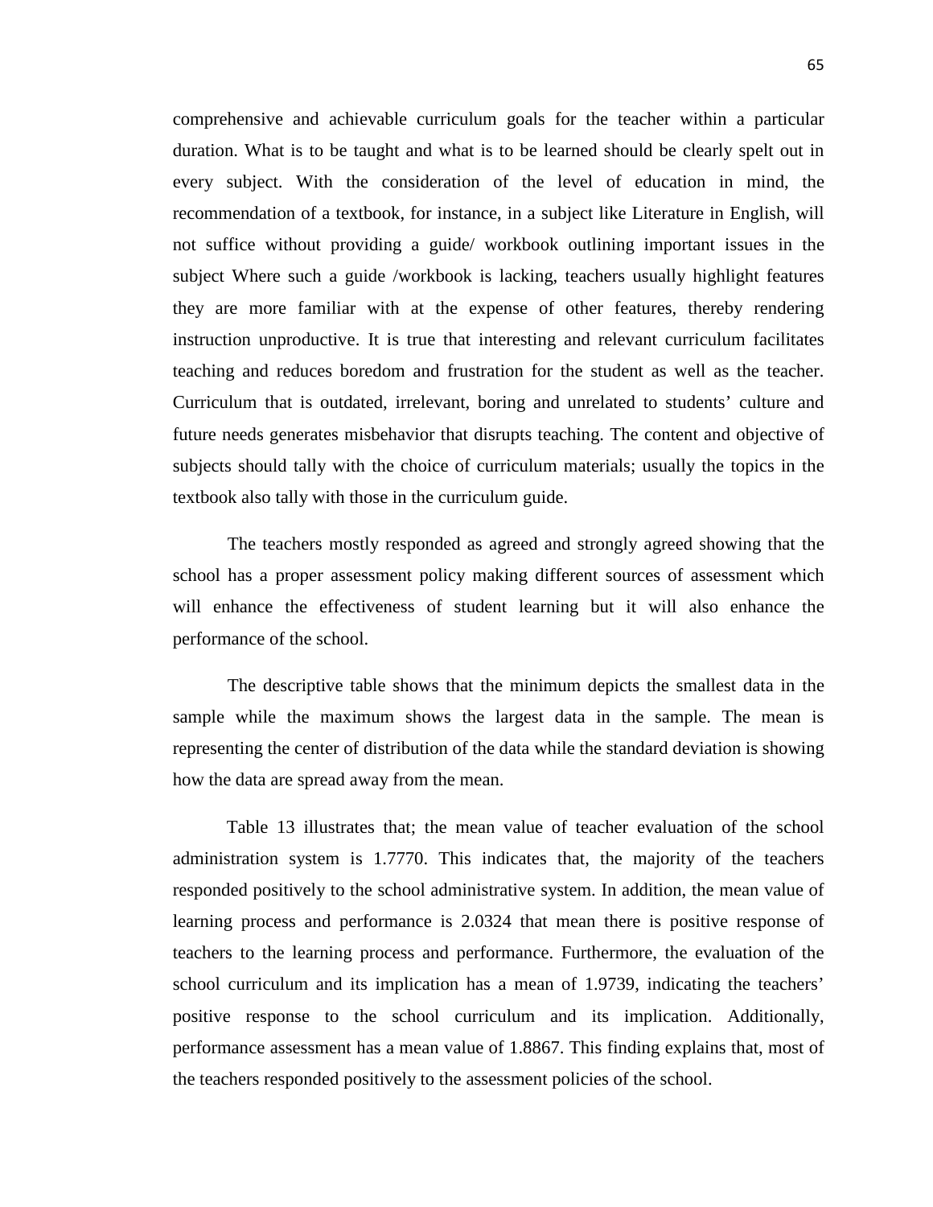comprehensive and achievable curriculum goals for the teacher within a particular duration. What is to be taught and what is to be learned should be clearly spelt out in every subject. With the consideration of the level of education in mind, the recommendation of a textbook, for instance, in a subject like Literature in English, will not suffice without providing a guide/ workbook outlining important issues in the subject Where such a guide /workbook is lacking, teachers usually highlight features they are more familiar with at the expense of other features, thereby rendering instruction unproductive. It is true that interesting and relevant curriculum facilitates teaching and reduces boredom and frustration for the student as well as the teacher. Curriculum that is outdated, irrelevant, boring and unrelated to students' culture and future needs generates misbehavior that disrupts teaching. The content and objective of subjects should tally with the choice of curriculum materials; usually the topics in the textbook also tally with those in the curriculum guide.

The teachers mostly responded as agreed and strongly agreed showing that the school has a proper assessment policy making different sources of assessment which will enhance the effectiveness of student learning but it will also enhance the performance of the school.

The descriptive table shows that the minimum depicts the smallest data in the sample while the maximum shows the largest data in the sample. The mean is representing the center of distribution of the data while the standard deviation is showing how the data are spread away from the mean.

Table 13 illustrates that; the mean value of teacher evaluation of the school administration system is 1.7770. This indicates that, the majority of the teachers responded positively to the school administrative system. In addition, the mean value of learning process and performance is 2.0324 that mean there is positive response of teachers to the learning process and performance. Furthermore, the evaluation of the school curriculum and its implication has a mean of 1.9739, indicating the teachers' positive response to the school curriculum and its implication. Additionally, performance assessment has a mean value of 1.8867. This finding explains that, most of the teachers responded positively to the assessment policies of the school.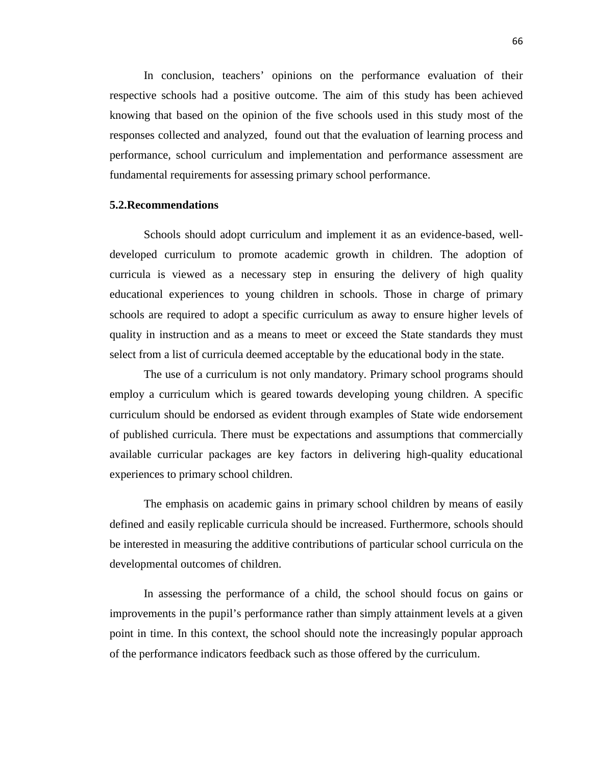In conclusion, teachers' opinions on the performance evaluation of their respective schools had a positive outcome. The aim of this study has been achieved knowing that based on the opinion of the five schools used in this study most of the responses collected and analyzed, found out that the evaluation of learning process and performance, school curriculum and implementation and performance assessment are fundamental requirements for assessing primary school performance.

## 5.2.Recommendations

Schools should adopt curriculum and implement it as an evidence-based, well-developed curriculum to promote academic growth in children. The adoption of curricula is viewed as a necessary step in ensuring the delivery of high quality educational experiences to young children in schools. Those in charge of primary schools are required to adopt a specific curriculum as away to ensure higher levels of quality in instruction and as a means to meet or exceed the State standards they must select from a list of curricula deemed acceptable by the educational body in the state.

The use of a curriculum is not only mandatory. Primary school programs should employ a curriculum which is geared towards developing young children. A specific curriculum should be endorsed as evident through examples of State wide endorsement of published curricula. There must be expectations and assumptions that commercially available curricular packages are key factors in delivering high-quality educational experiences to primary school children.

The emphasis on academic gains in primary school children by means of easily defined and easily replicable curricula should be increased. Furthermore, schools should be interested in measuring the additive contributions of particular school curricula on the developmental outcomes of children.

In assessing the performance of a child, the school should focus on gains or improvements in the pupil's performance rather than simply attainment levels at a given point in time. In this context, the school should note the increasingly popular approach of the performance indicators feedback such as those offered by the curriculum.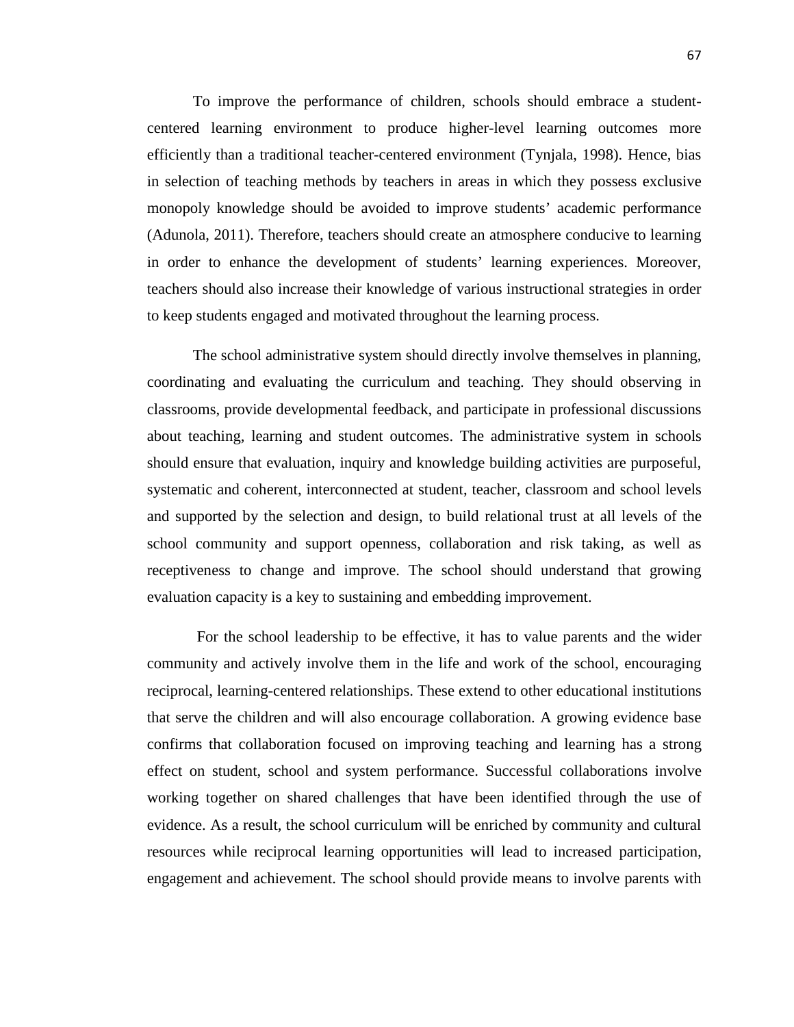To improve the performance of children, schools should embrace a student-centered learning environment to produce higher-level learning outcomes more efficiently than a traditional teacher-centered environment (Tynjala, 1998). Hence, bias in selection of teaching methods by teachers in areas in which they possess exclusive monopoly knowledge should be avoided to improve students' academic performance (Adunola, 2011). Therefore, teachers should create an atmosphere conducive to learning in order to enhance the development of students' learning experiences. Moreover, teachers should also increase their knowledge of various instructional strategies in order to keep students engaged and motivated throughout the learning process.

The school administrative system should directly involve themselves in planning, coordinating and evaluating the curriculum and teaching. They should observing in classrooms, provide developmental feedback, and participate in professional discussions about teaching, learning and student outcomes. The administrative system in schools should ensure that evaluation, inquiry and knowledge building activities are purposeful, systematic and coherent, interconnected at student, teacher, classroom and school levels and supported by the selection and design, to build relational trust at all levels of the school community and support openness, collaboration and risk taking, as well as receptiveness to change and improve. The school should understand that growing evaluation capacity is a key to sustaining and embedding improvement.

For the school leadership to be effective, it has to value parents and the wider community and actively involve them in the life and work of the school, encouraging reciprocal, learning-centered relationships. These extend to other educational institutions that serve the children and will also encourage collaboration. A growing evidence base confirms that collaboration focused on improving teaching and learning has a strong effect on student, school and system performance. Successful collaborations involve working together on shared challenges that have been identified through the use of evidence. As a result, the school curriculum will be enriched by community and cultural resources while reciprocal learning opportunities will lead to increased participation, engagement and achievement. The school should provide means to involve parents with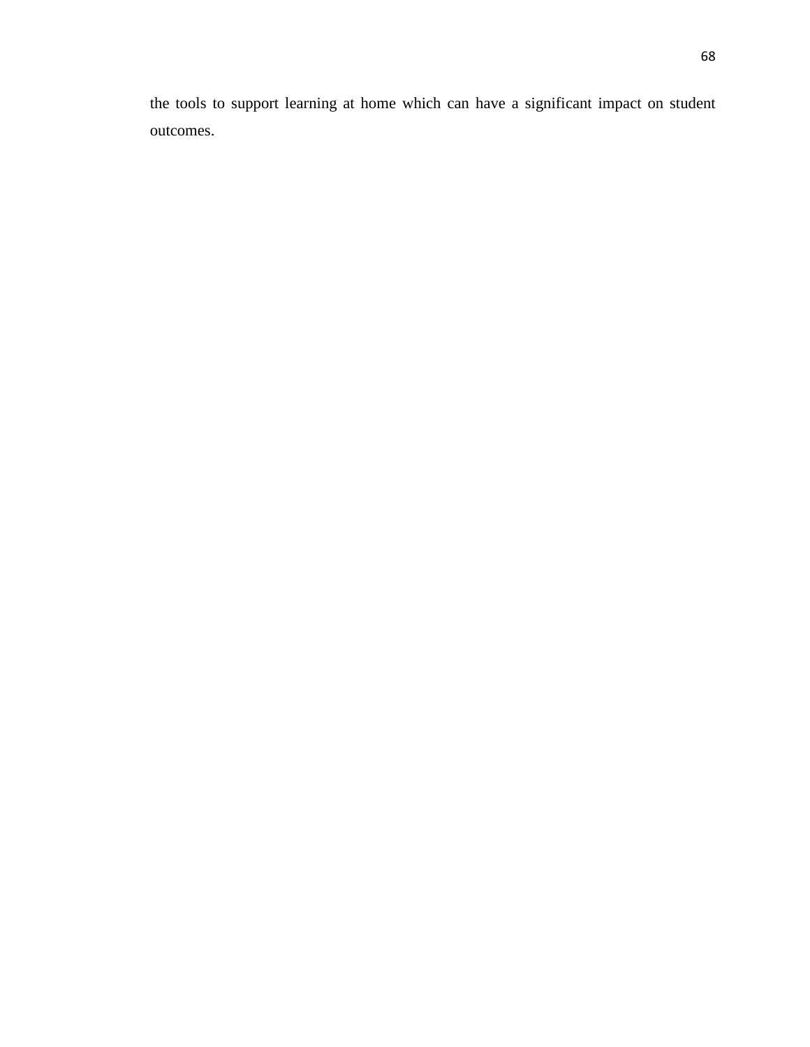the tools to support learning at home which can have a significant impact on student outcomes.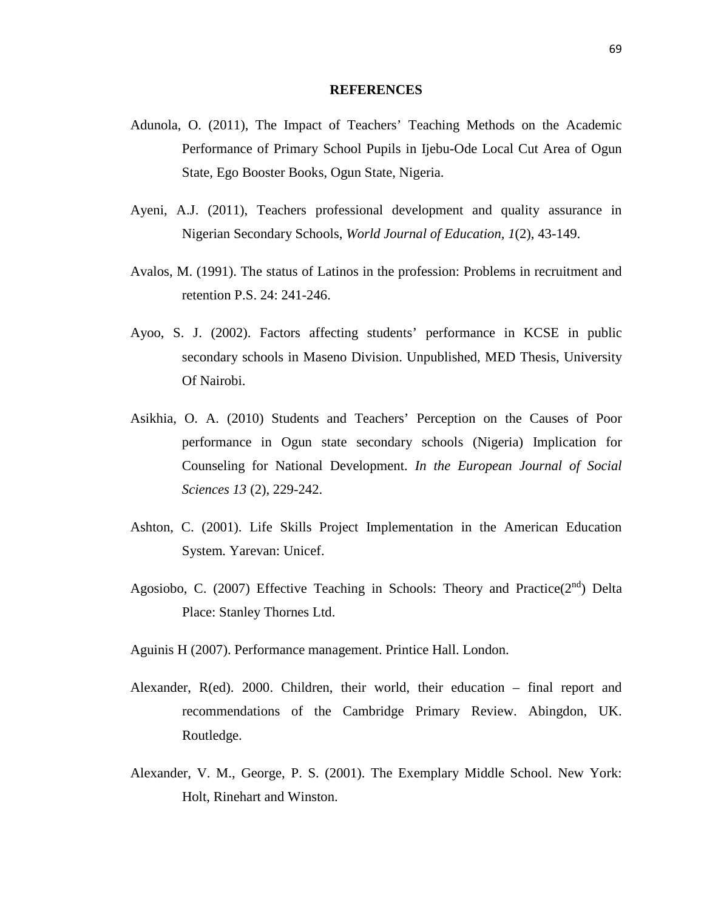# REFERENCES

Adunola, O. (2011), The Impact of Teachers' Teaching Methods on the Academic Performance of Primary School Pupils in Ijebu-Ode Local Cut Area of Ogun State, Ego Booster Books, Ogun State, Nigeria.

Ayeni, A.J. (2011), Teachers professional development and quality assurance in Nigerian Secondary Schools, *World Journal of Education, 1*(2), 43-149.

Avalos, M. (1991). The status of Latinos in the profession: Problems in recruitment and retention P.S. 24: 241-246.

Ayoo, S. J. (2002). Factors affecting students' performance in KCSE in public secondary schools in Maseno Division. Unpublished, MED Thesis, University Of Nairobi.

Asikhia, O. A. (2010) Students and Teachers' Perception on the Causes of Poor performance in Ogun state secondary schools (Nigeria) Implication for Counseling for National Development. *In the European Journal of Social Sciences 13* (2), 229-242.

Ashton, C. (2001). Life Skills Project Implementation in the American Education System. Yarevan: Unicef.

Agosiobo, C. (2007) Effective Teaching in Schools: Theory and Practice(2nd) Delta Place: Stanley Thornes Ltd.

Aguinis H (2007). Performance management. Printice Hall. London.

Alexander, R(ed). 2000. Children, their world, their education – final report and recommendations of the Cambridge Primary Review. Abingdon, UK. Routledge.

Alexander, V. M., George, P. S. (2001). The Exemplary Middle School. New York: Holt, Rinehart and Winston.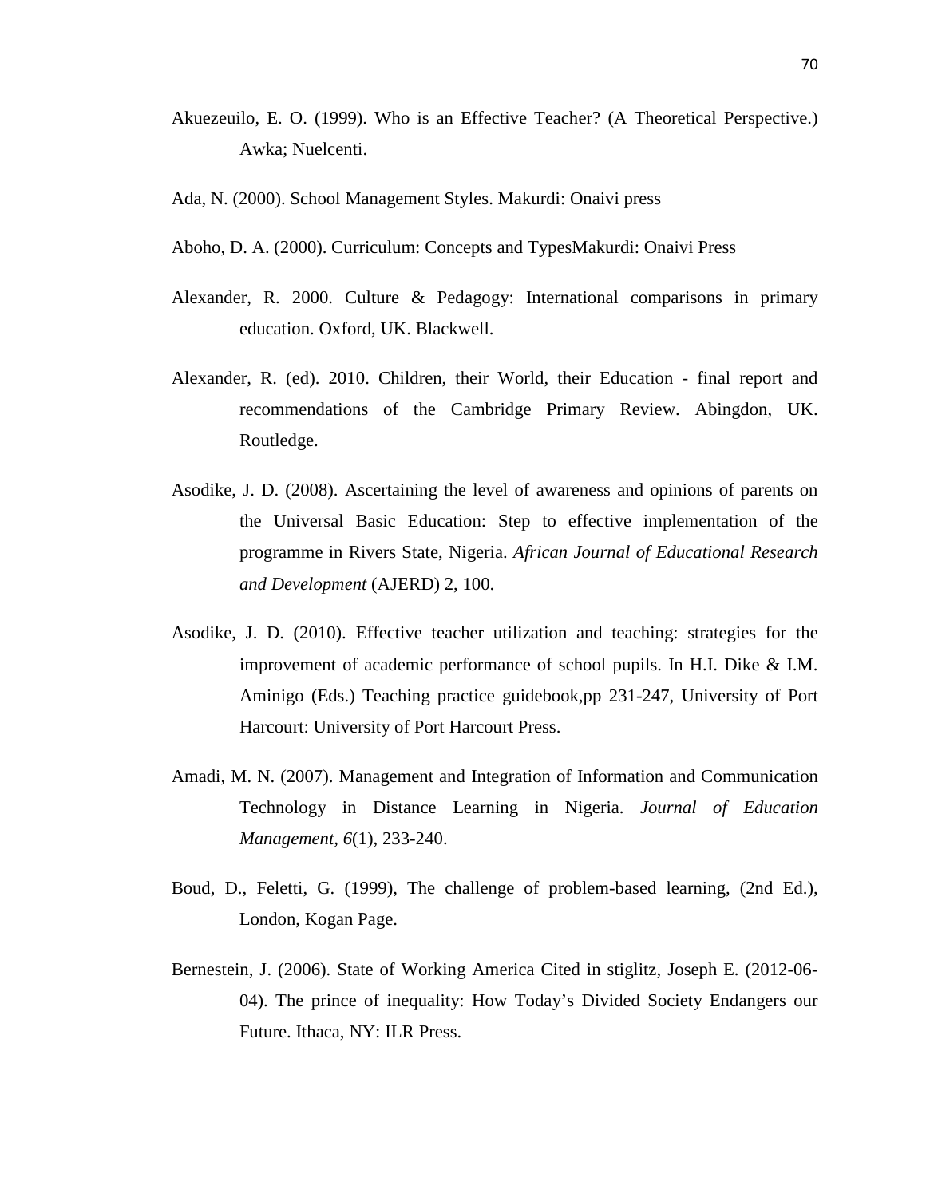Akuezeuilo, E. O. (1999). Who is an Effective Teacher? (A Theoretical Perspective.) Awka; Nuelcenti.

Ada, N. (2000). School Management Styles. Makurdi: Onaivi press

Aboho, D. A. (2000). Curriculum: Concepts and TypesMakurdi: Onaivi Press

Alexander, R. 2000. Culture & Pedagogy: International comparisons in primary education. Oxford, UK. Blackwell.

Alexander, R. (ed). 2010. Children, their World, their Education - final report and recommendations of the Cambridge Primary Review. Abingdon, UK. Routledge.

Asodike, J. D. (2008). Ascertaining the level of awareness and opinions of parents on the Universal Basic Education: Step to effective implementation of the programme in Rivers State, Nigeria. *African Journal of Educational Research and Development* (AJERD) 2, 100.

Asodike, J. D. (2010). Effective teacher utilization and teaching: strategies for the improvement of academic performance of school pupils. In H.I. Dike & I.M. Aminigo (Eds.) Teaching practice guidebook,pp 231-247, University of Port Harcourt: University of Port Harcourt Press.

Amadi, M. N. (2007). Management and Integration of Information and Communication Technology in Distance Learning in Nigeria. *Journal of Education Management, 6*(1), 233-240.

Boud, D., Feletti, G. (1999), The challenge of problem-based learning, (2nd Ed.), London, Kogan Page.

Bernestein, J. (2006). State of Working America Cited in stiglitz, Joseph E. (2012-06-04). The prince of inequality: How Today's Divided Society Endangers our Future. Ithaca, NY: ILR Press.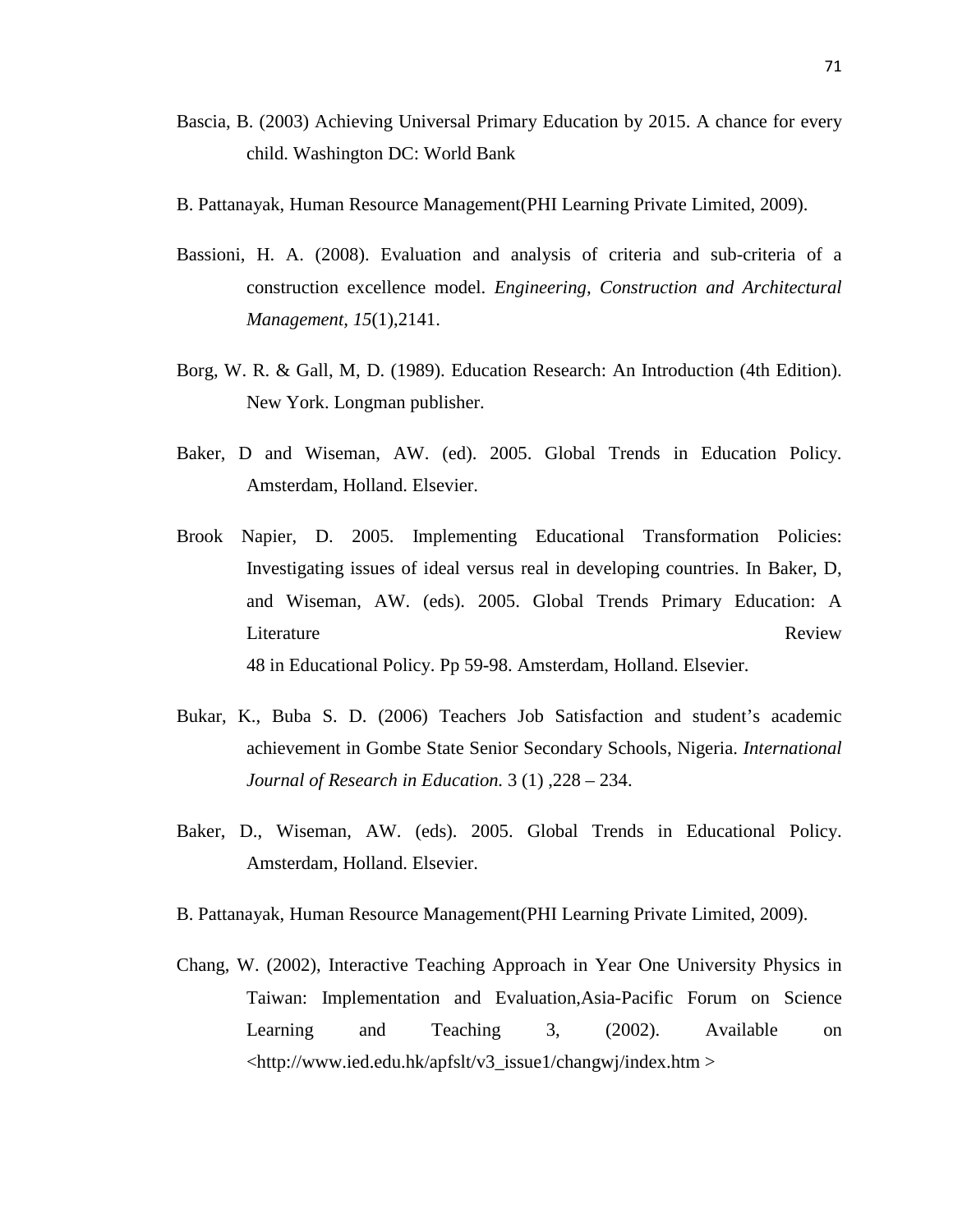Bascia, B. (2003) Achieving Universal Primary Education by 2015. A chance for every child. Washington DC: World Bank

B. Pattanayak, Human Resource Management(PHI Learning Private Limited, 2009).

Bassioni, H. A. (2008). Evaluation and analysis of criteria and sub-criteria of a construction excellence model. *Engineering, Construction and Architectural Management, 15*(1),2141.

Borg, W. R. & Gall, M, D. (1989). Education Research: An Introduction (4th Edition). New York. Longman publisher.

Baker, D and Wiseman, AW. (ed). 2005. Global Trends in Education Policy. Amsterdam, Holland. Elsevier.

Brook Napier, D. 2005. Implementing Educational Transformation Policies: Investigating issues of ideal versus real in developing countries. In Baker, D, and Wiseman, AW. (eds). 2005. Global Trends Primary Education: A Literature Review 48 in Educational Policy. Pp 59-98. Amsterdam, Holland. Elsevier.

Bukar, K., Buba S. D. (2006) Teachers Job Satisfaction and student's academic achievement in Gombe State Senior Secondary Schools, Nigeria. *International Journal of Research in Education.* 3 (1) ,228 – 234.

Baker, D., Wiseman, AW. (eds). 2005. Global Trends in Educational Policy. Amsterdam, Holland. Elsevier.

B. Pattanayak, Human Resource Management(PHI Learning Private Limited, 2009).

Chang, W. (2002), Interactive Teaching Approach in Year One University Physics in Taiwan: Implementation and Evaluation,Asia-Pacific Forum on Science Learning and Teaching 3, (2002). Available on <http://www.ied.edu.hk/apfslt/v3_issue1/changwj/index.htm >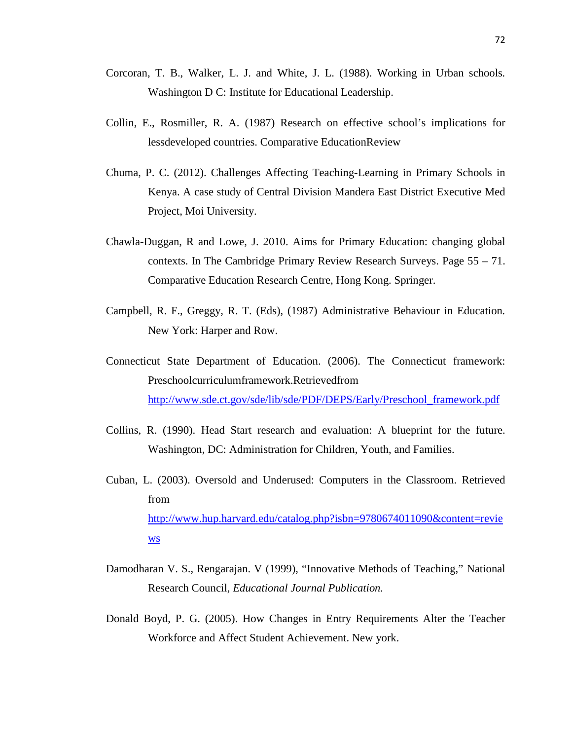Corcoran, T. B., Walker, L. J. and White, J. L. (1988). Working in Urban schools. Washington D C: Institute for Educational Leadership.

Collin, E., Rosmiller, R. A. (1987) Research on effective school's implications for lessdeveloped countries. Comparative EducationReview

Chuma, P. C. (2012). Challenges Affecting Teaching-Learning in Primary Schools in Kenya. A case study of Central Division Mandera East District Executive Med Project, Moi University.

Chawla-Duggan, R and Lowe, J. 2010. Aims for Primary Education: changing global contexts. In The Cambridge Primary Review Research Surveys. Page 55 – 71. Comparative Education Research Centre, Hong Kong. Springer.

Campbell, R. F., Greggy, R. T. (Eds), (1987) Administrative Behaviour in Education. New York: Harper and Row.

Connecticut State Department of Education. (2006). The Connecticut framework: Preschoolcurriculumframework.Retrievedfrom [http://www.sde.ct.gov/sde/lib/sde/PDF/DEPS/Early/Preschool_framework.pdf](http://www.sde.ct.gov/sde/lib/sde/PDF/DEPS/Early/Preschool_framework.pdf)

Collins, R. (1990). Head Start research and evaluation: A blueprint for the future. Washington, DC: Administration for Children, Youth, and Families.

Cuban, L. (2003). Oversold and Underused: Computers in the Classroom. Retrieved from [http://www.hup.harvard.edu/catalog.php?isbn=9780674011090&content=reviews](http://www.hup.harvard.edu/catalog.php?isbn=9780674011090&content=reviews)

Damodharan V. S., Rengarajan. V (1999), "Innovative Methods of Teaching," National Research Council, *Educational Journal Publication.*

Donald Boyd, P. G. (2005). How Changes in Entry Requirements Alter the Teacher Workforce and Affect Student Achievement. New york.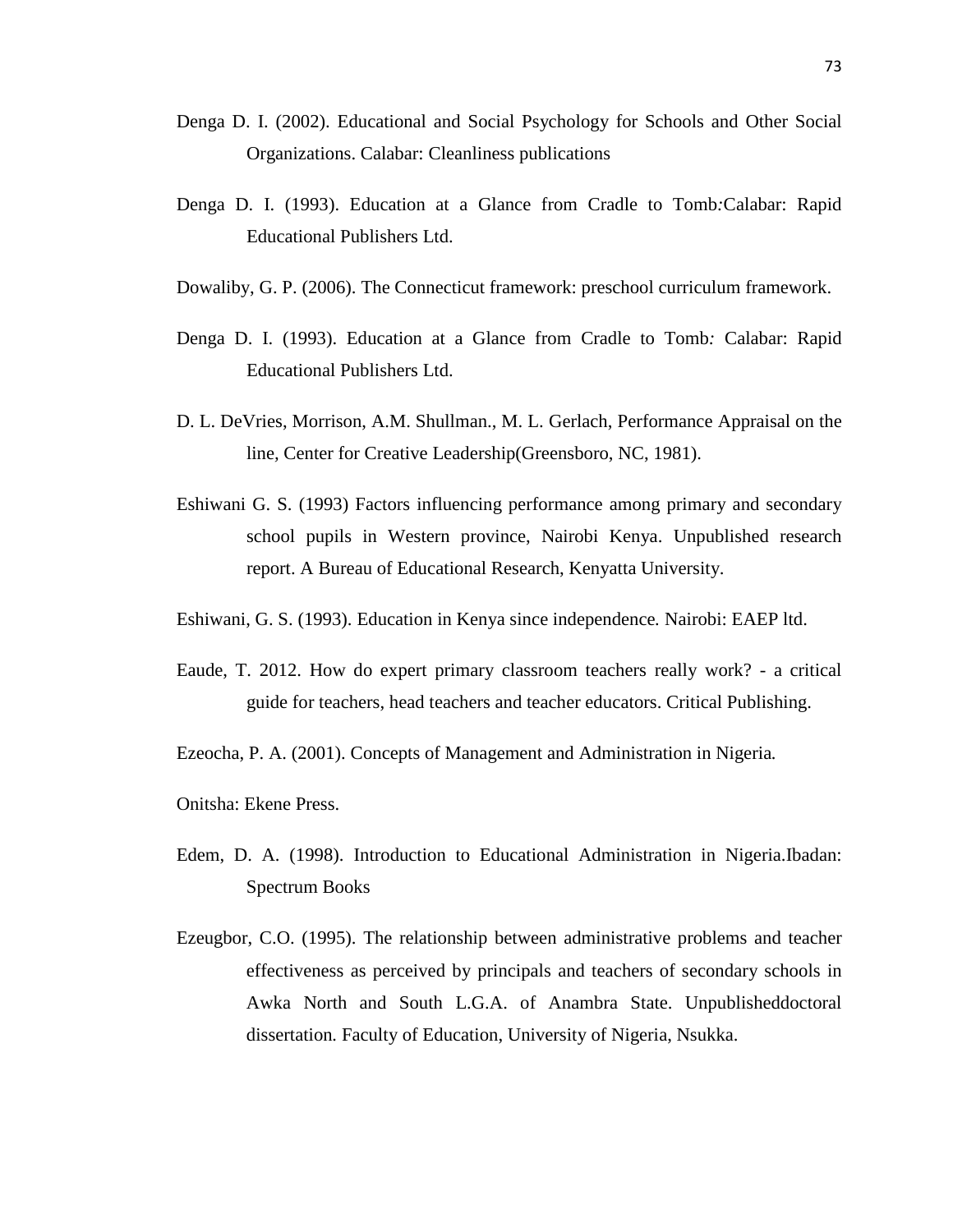Denga D. I. (2002). Educational and Social Psychology for Schools and Other Social Organizations. Calabar: Cleanliness publications

Denga D. I. (1993). Education at a Glance from Cradle to Tomb*:*Calabar: Rapid Educational Publishers Ltd.

Dowaliby, G. P. (2006). The Connecticut framework: preschool curriculum framework.

Denga D. I. (1993). Education at a Glance from Cradle to Tomb*:* Calabar: Rapid Educational Publishers Ltd.

D. L. DeVries, Morrison, A.M. Shullman., M. L. Gerlach, Performance Appraisal on the line, Center for Creative Leadership(Greensboro, NC, 1981).

Eshiwani G. S. (1993) Factors influencing performance among primary and secondary school pupils in Western province, Nairobi Kenya. Unpublished research report. A Bureau of Educational Research, Kenyatta University.

Eshiwani, G. S. (1993). Education in Kenya since independence*.* Nairobi: EAEP ltd.

Eaude, T. 2012. How do expert primary classroom teachers really work? - a critical guide for teachers, head teachers and teacher educators. Critical Publishing.

Ezeocha, P. A. (2001). Concepts of Management and Administration in Nigeria*.*

Onitsha: Ekene Press.

Edem, D. A. (1998). Introduction to Educational Administration in Nigeria.Ibadan: Spectrum Books

Ezeugbor, C.O. (1995). The relationship between administrative problems and teacher effectiveness as perceived by principals and teachers of secondary schools in Awka North and South L.G.A. of Anambra State. Unpublisheddoctoral dissertation*.* Faculty of Education, University of Nigeria, Nsukka.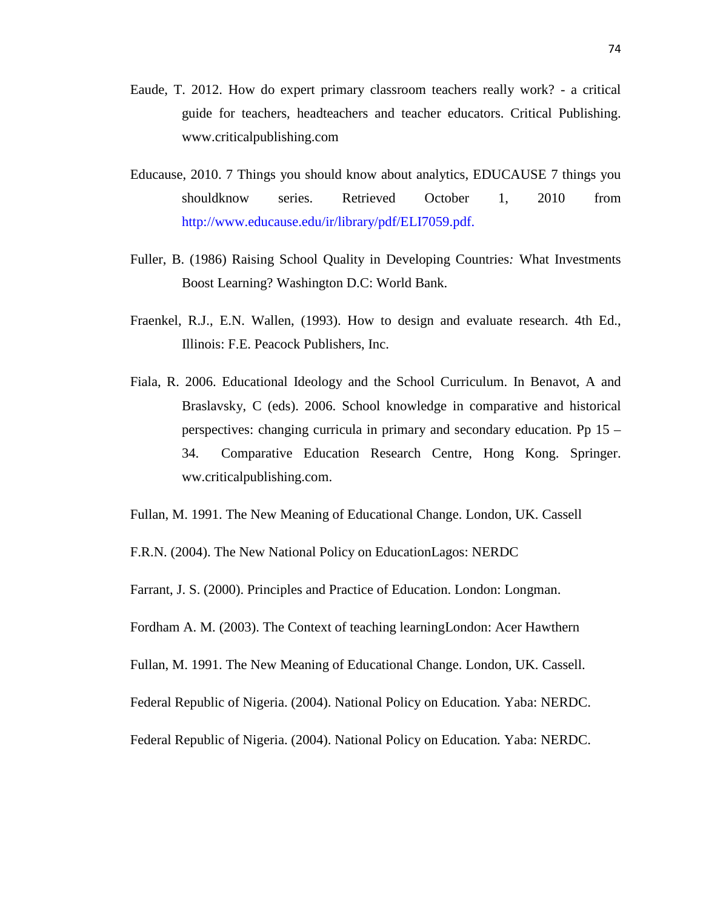Eaude, T. 2012. How do expert primary classroom teachers really work? - a critical guide for teachers, headteachers and teacher educators. Critical Publishing. www.criticalpublishing.com

Educause, 2010. 7 Things you should know about analytics, EDUCAUSE 7 things you shouldknow series. Retrieved October 1, 2010 from http://www.educause.edu/ir/library/pdf/ELI7059.pdf.

Fuller, B. (1986) Raising School Quality in Developing Countries: What Investments Boost Learning? Washington D.C: World Bank.

Fraenkel, R.J., E.N. Wallen, (1993). How to design and evaluate research. 4th Ed., Illinois: F.E. Peacock Publishers, Inc.

Fiala, R. 2006. Educational Ideology and the School Curriculum. In Benavot, A and Braslavsky, C (eds). 2006. School knowledge in comparative and historical perspectives: changing curricula in primary and secondary education. Pp 15 – 34. Comparative Education Research Centre, Hong Kong. Springer. ww.criticalpublishing.com.

Fullan, M. 1991. The New Meaning of Educational Change. London, UK. Cassell

F.R.N. (2004). The New National Policy on EducationLagos: NERDC

Farrant, J. S. (2000). Principles and Practice of Education. London: Longman.

Fordham A. M. (2003). The Context of teaching learningLondon: Acer Hawthern

Fullan, M. 1991. The New Meaning of Educational Change. London, UK. Cassell.

Federal Republic of Nigeria. (2004). National Policy on Education*.* Yaba: NERDC.

Federal Republic of Nigeria. (2004). National Policy on Education*.* Yaba: NERDC.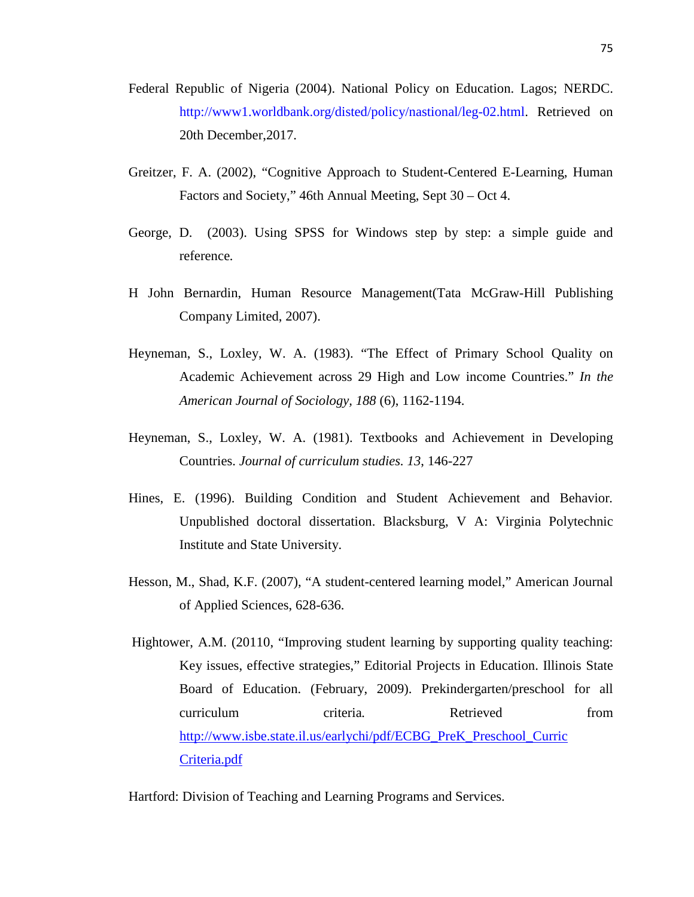Federal Republic of Nigeria (2004). National Policy on Education. Lagos; NERDC. http://www1.worldbank.org/disted/policy/nastional/leg-02.html. Retrieved on 20th December,2017.

Greitzer, F. A. (2002), "Cognitive Approach to Student-Centered E-Learning, Human Factors and Society," 46th Annual Meeting, Sept 30 – Oct 4.

George, D. (2003). Using SPSS for Windows step by step: a simple guide and reference.

H John Bernardin, Human Resource Management(Tata McGraw-Hill Publishing Company Limited, 2007).

Heyneman, S., Loxley, W. A. (1983). "The Effect of Primary School Quality on Academic Achievement across 29 High and Low income Countries." *In the American Journal of Sociology, 188* (6), 1162-1194.

Heyneman, S., Loxley, W. A. (1981). Textbooks and Achievement in Developing Countries. *Journal of curriculum studies. 13*, 146-227

Hines, E. (1996). Building Condition and Student Achievement and Behavior. Unpublished doctoral dissertation. Blacksburg, V A: Virginia Polytechnic Institute and State University.

Hesson, M., Shad, K.F. (2007), "A student-centered learning model," American Journal of Applied Sciences, 628-636.

Hightower, A.M. (20110, "Improving student learning by supporting quality teaching: Key issues, effective strategies," Editorial Projects in Education. Illinois State Board of Education. (February, 2009). Prekindergarten/preschool for all curriculum criteria. Retrieved from http://www.isbe.state.il.us/earlychi/pdf/ECBG_PreK_Preschool_Curric Criteria.pdf

Hartford: Division of Teaching and Learning Programs and Services.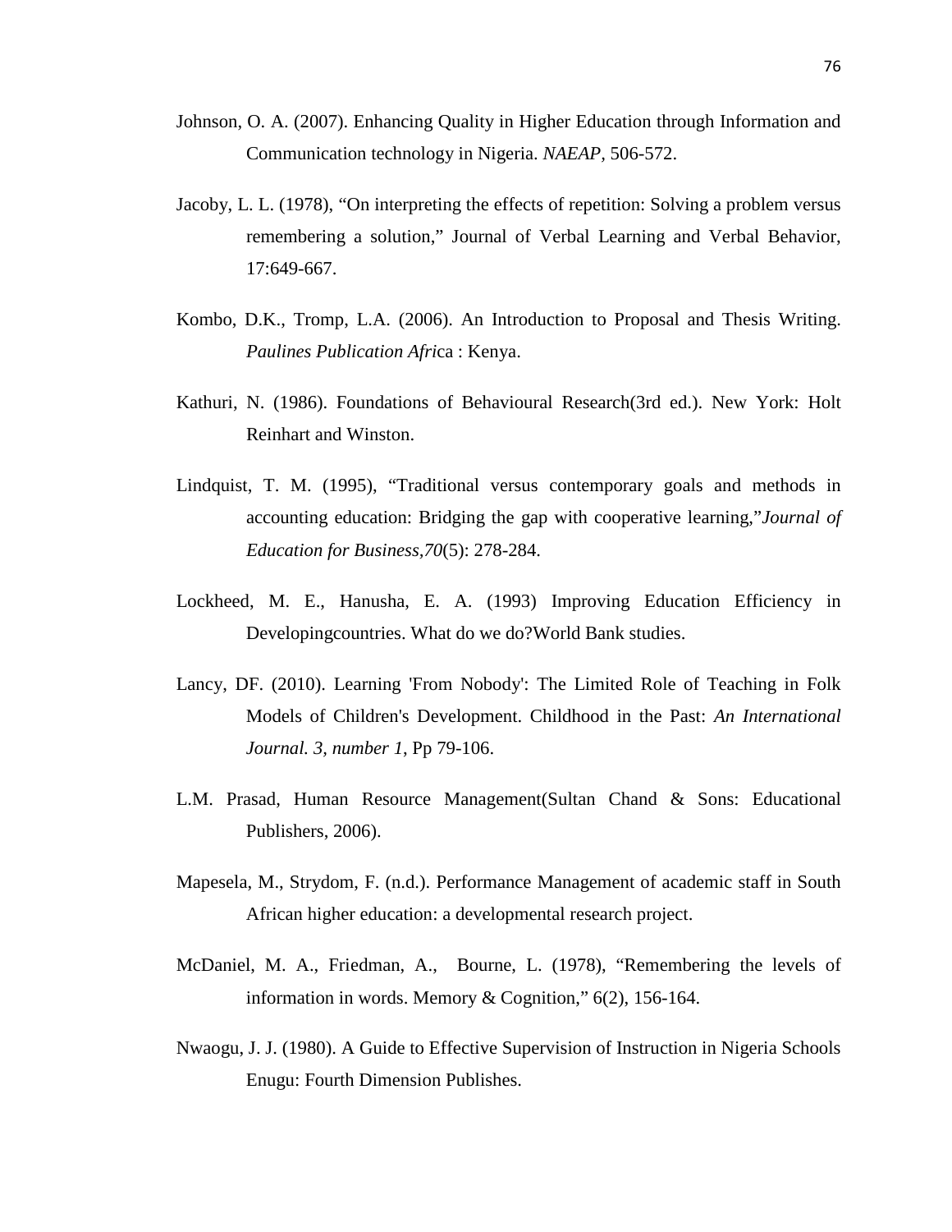Johnson, O. A. (2007). Enhancing Quality in Higher Education through Information and Communication technology in Nigeria. *NAEAP*, 506-572.

Jacoby, L. L. (1978), "On interpreting the effects of repetition: Solving a problem versus remembering a solution," Journal of Verbal Learning and Verbal Behavior, 17:649-667.

Kombo, D.K., Tromp, L.A. (2006). An Introduction to Proposal and Thesis Writing. *Paulines Publication Afri*ca : Kenya.

Kathuri, N. (1986). Foundations of Behavioural Research(3rd ed.). New York: Holt Reinhart and Winston.

Lindquist, T. M. (1995), "Traditional versus contemporary goals and methods in accounting education: Bridging the gap with cooperative learning,"*Journal of Education for Business,70*(5): 278-284.

Lockheed, M. E., Hanusha, E. A. (1993) Improving Education Efficiency in Developingcountries. What do we do?World Bank studies.

Lancy, DF. (2010). Learning 'From Nobody': The Limited Role of Teaching in Folk Models of Children's Development. Childhood in the Past: *An International Journal. 3, number 1*, Pp 79-106.

L.M. Prasad, Human Resource Management(Sultan Chand & Sons: Educational Publishers, 2006).

Mapesela, M., Strydom, F. (n.d.). Performance Management of academic staff in South African higher education: a developmental research project.

McDaniel, M. A., Friedman, A., Bourne, L. (1978), "Remembering the levels of information in words. Memory & Cognition," 6(2), 156-164.

Nwaogu, J. J. (1980). A Guide to Effective Supervision of Instruction in Nigeria Schools Enugu: Fourth Dimension Publishes.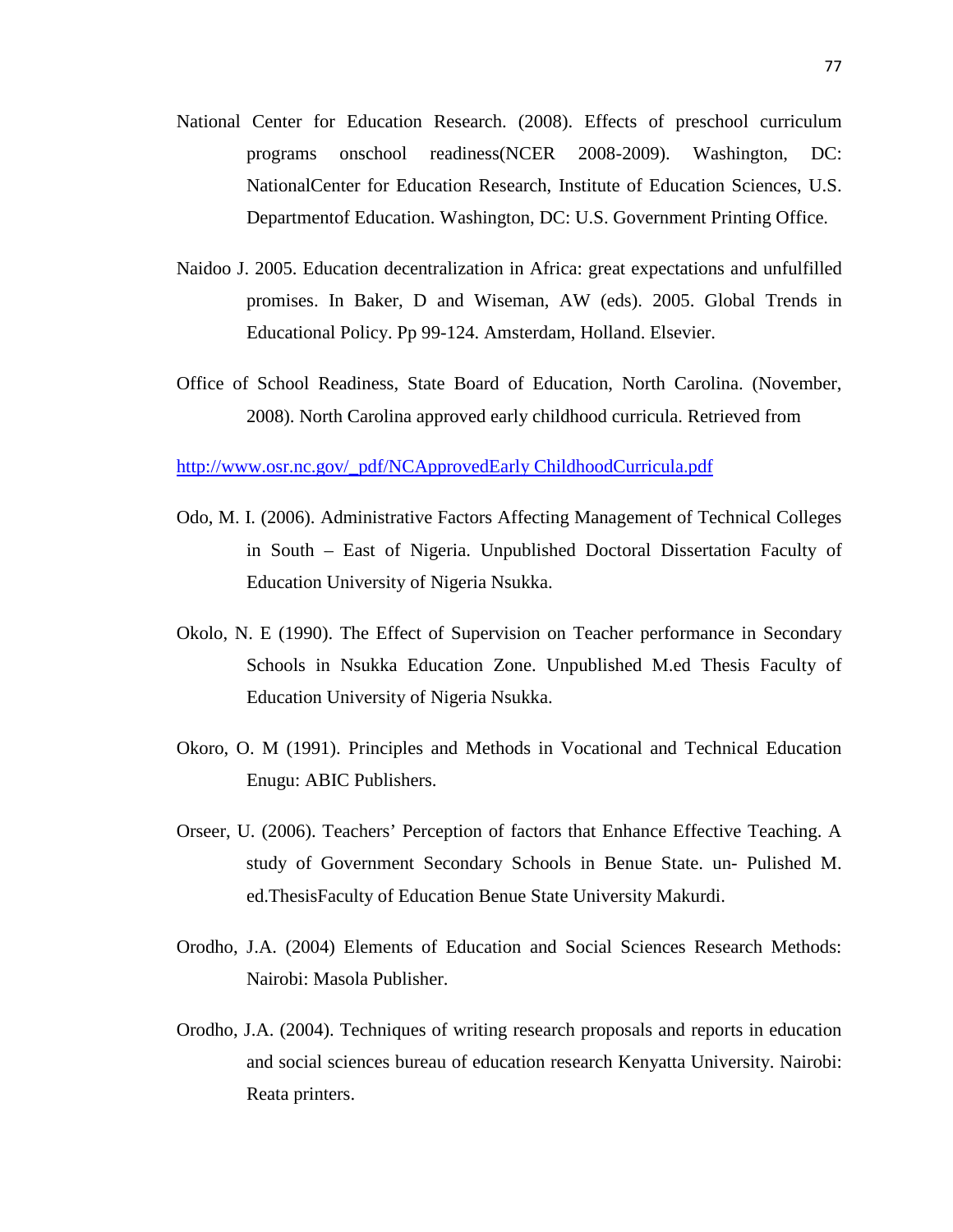National Center for Education Research. (2008). Effects of preschool curriculum programs onschool readiness(NCER 2008-2009). Washington, DC: NationalCenter for Education Research, Institute of Education Sciences, U.S. Departmentof Education. Washington, DC: U.S. Government Printing Office.

Naidoo J. 2005. Education decentralization in Africa: great expectations and unfulfilled promises. In Baker, D and Wiseman, AW (eds). 2005. Global Trends in Educational Policy. Pp 99-124. Amsterdam, Holland. Elsevier.

Office of School Readiness, State Board of Education, North Carolina. (November, 2008). North Carolina approved early childhood curricula. Retrieved from

http://www.osr.nc.gov/_pdf/NCApprovedEarly ChildhoodCurricula.pdf

Odo, M. I. (2006). Administrative Factors Affecting Management of Technical Colleges in South – East of Nigeria. Unpublished Doctoral Dissertation Faculty of Education University of Nigeria Nsukka.

Okolo, N. E (1990). The Effect of Supervision on Teacher performance in Secondary Schools in Nsukka Education Zone. Unpublished M.ed Thesis Faculty of Education University of Nigeria Nsukka.

Okoro, O. M (1991). Principles and Methods in Vocational and Technical Education Enugu: ABIC Publishers.

Orseer, U. (2006). Teachers' Perception of factors that Enhance Effective Teaching. A study of Government Secondary Schools in Benue State. un- Pulished M. ed.ThesisFaculty of Education Benue State University Makurdi.

Orodho, J.A. (2004) Elements of Education and Social Sciences Research Methods: Nairobi: Masola Publisher.

Orodho, J.A. (2004). Techniques of writing research proposals and reports in education and social sciences bureau of education research Kenyatta University. Nairobi: Reata printers.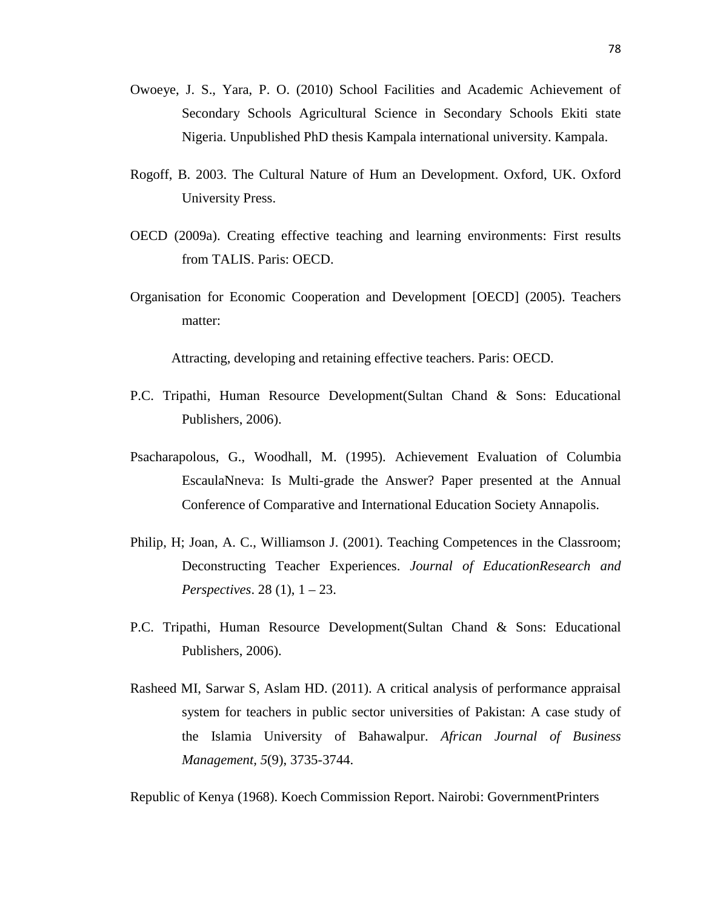Owoeye, J. S., Yara, P. O. (2010) School Facilities and Academic Achievement of Secondary Schools Agricultural Science in Secondary Schools Ekiti state Nigeria. Unpublished PhD thesis Kampala international university. Kampala.

Rogoff, B. 2003. The Cultural Nature of Hum an Development. Oxford, UK. Oxford University Press.

OECD (2009a). Creating effective teaching and learning environments: First results from TALIS. Paris: OECD.

Organisation for Economic Cooperation and Development [OECD] (2005). Teachers matter:

Attracting, developing and retaining effective teachers. Paris: OECD.

P.C. Tripathi, Human Resource Development(Sultan Chand & Sons: Educational Publishers, 2006).

Psacharapolous, G., Woodhall, M. (1995). Achievement Evaluation of Columbia EscaulaNneva: Is Multi-grade the Answer? Paper presented at the Annual Conference of Comparative and International Education Society Annapolis.

Philip, H; Joan, A. C., Williamson J. (2001). Teaching Competences in the Classroom; Deconstructing Teacher Experiences. *Journal of EducationResearch and Perspectives*. 28 (1), 1 – 23.

P.C. Tripathi, Human Resource Development(Sultan Chand & Sons: Educational Publishers, 2006).

Rasheed MI, Sarwar S, Aslam HD. (2011). A critical analysis of performance appraisal system for teachers in public sector universities of Pakistan: A case study of the Islamia University of Bahawalpur. *African Journal of Business Management, 5*(9), 3735-3744.

Republic of Kenya (1968). Koech Commission Report. Nairobi: GovernmentPrinters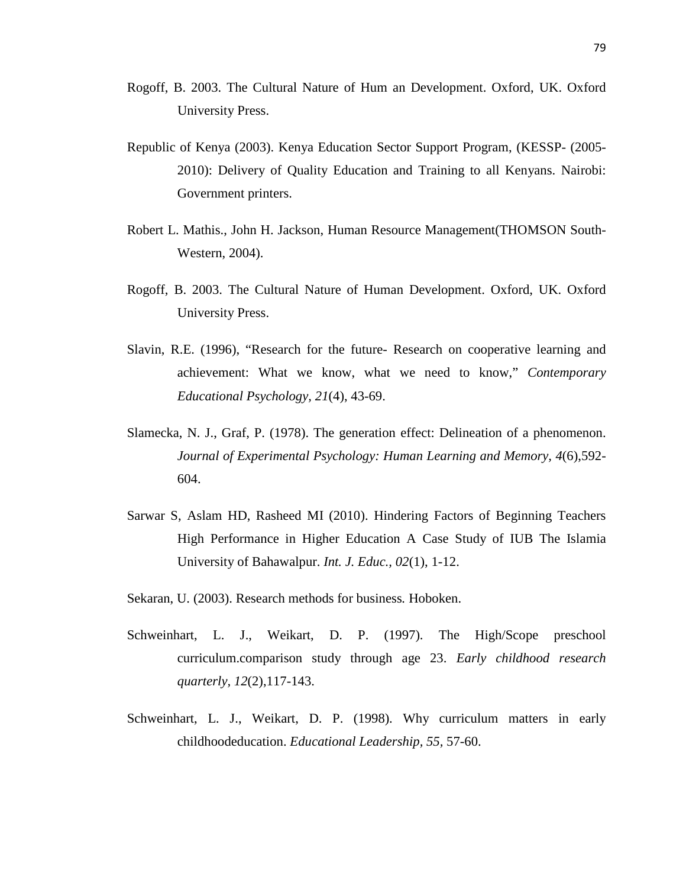Rogoff, B. 2003. The Cultural Nature of Hum an Development. Oxford, UK. Oxford University Press.

Republic of Kenya (2003). Kenya Education Sector Support Program, (KESSP- (2005-2010): Delivery of Quality Education and Training to all Kenyans. Nairobi: Government printers.

Robert L. Mathis., John H. Jackson, Human Resource Management(THOMSON South-Western, 2004).

Rogoff, B. 2003. The Cultural Nature of Human Development. Oxford, UK. Oxford University Press.

Slavin, R.E. (1996), "Research for the future- Research on cooperative learning and achievement: What we know, what we need to know," *Contemporary Educational Psychology, 21*(4), 43-69.

Slamecka, N. J., Graf, P. (1978). The generation effect: Delineation of a phenomenon. *Journal of Experimental Psychology: Human Learning and Memory, 4*(6),592-604.

Sarwar S, Aslam HD, Rasheed MI (2010). Hindering Factors of Beginning Teachers High Performance in Higher Education A Case Study of IUB The Islamia University of Bahawalpur. *Int. J. Educ., 02*(1), 1-12.

Sekaran, U. (2003). Research methods for business*.* Hoboken.

Schweinhart, L. J., Weikart, D. P. (1997). The High/Scope preschool curriculum.comparison study through age 23. *Early childhood research quarterly, 12*(2),117-143.

Schweinhart, L. J., Weikart, D. P. (1998). Why curriculum matters in early childhoodeducation. *Educational Leadership, 55,* 57-60.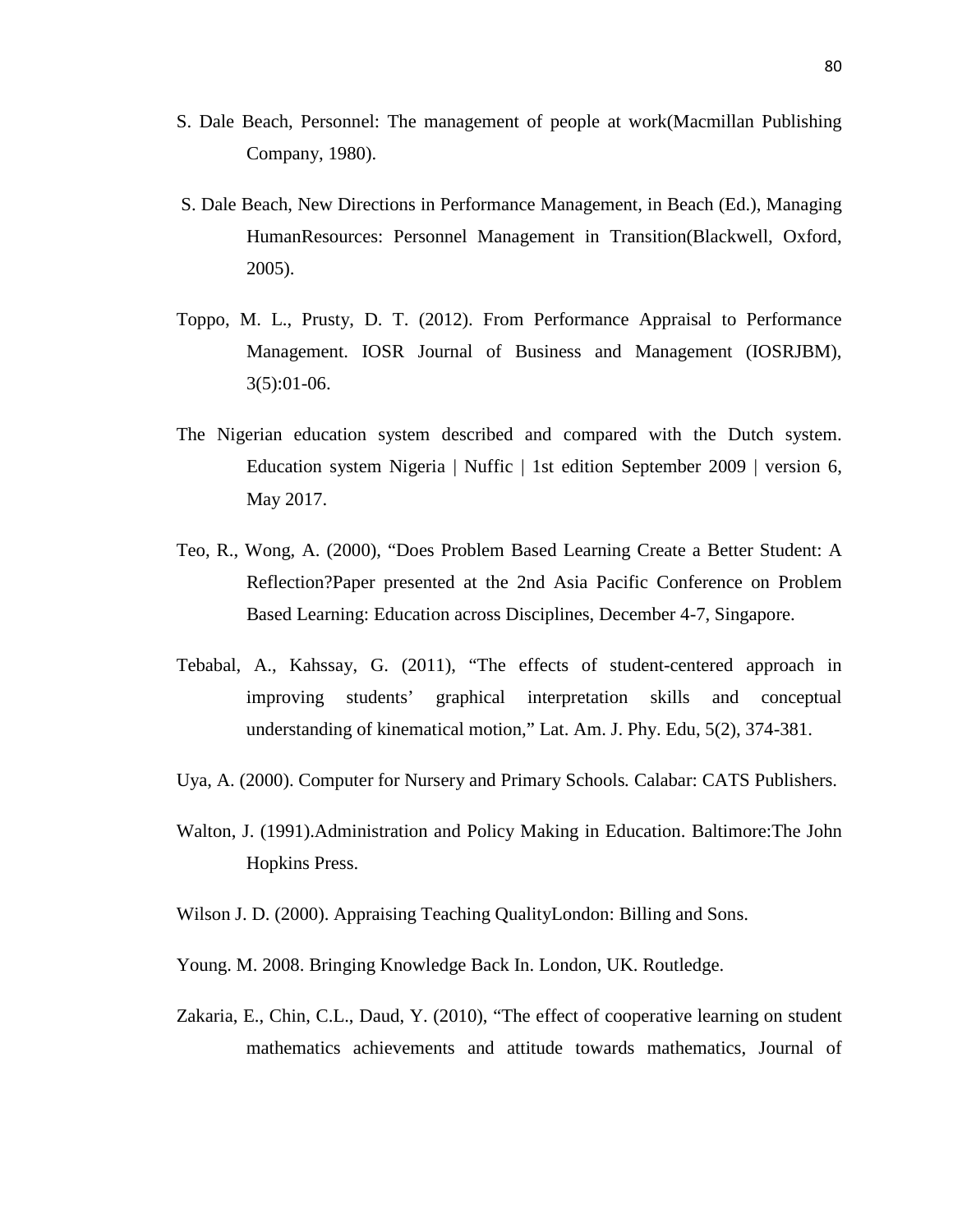S. Dale Beach, Personnel: The management of people at work(Macmillan Publishing Company, 1980).

S. Dale Beach, New Directions in Performance Management, in Beach (Ed.), Managing HumanResources: Personnel Management in Transition(Blackwell, Oxford, 2005).

Toppo, M. L., Prusty, D. T. (2012). From Performance Appraisal to Performance Management. IOSR Journal of Business and Management (IOSRJBM), 3(5):01-06.

The Nigerian education system described and compared with the Dutch system. Education system Nigeria | Nuffic | 1st edition September 2009 | version 6, May 2017.

Teo, R., Wong, A. (2000), "Does Problem Based Learning Create a Better Student: A Reflection?Paper presented at the 2nd Asia Pacific Conference on Problem Based Learning: Education across Disciplines, December 4-7, Singapore.

Tebabal, A., Kahssay, G. (2011), "The effects of student-centered approach in improving students' graphical interpretation skills and conceptual understanding of kinematical motion," Lat. Am. J. Phy. Edu, 5(2), 374-381.

Uya, A. (2000). Computer for Nursery and Primary Schools*.* Calabar: CATS Publishers.

Walton, J. (1991).Administration and Policy Making in Education. Baltimore:The John Hopkins Press.

Wilson J. D. (2000). Appraising Teaching QualityLondon: Billing and Sons.

Young. M. 2008. Bringing Knowledge Back In. London, UK. Routledge.

Zakaria, E., Chin, C.L., Daud, Y. (2010), "The effect of cooperative learning on student mathematics achievements and attitude towards mathematics, Journal of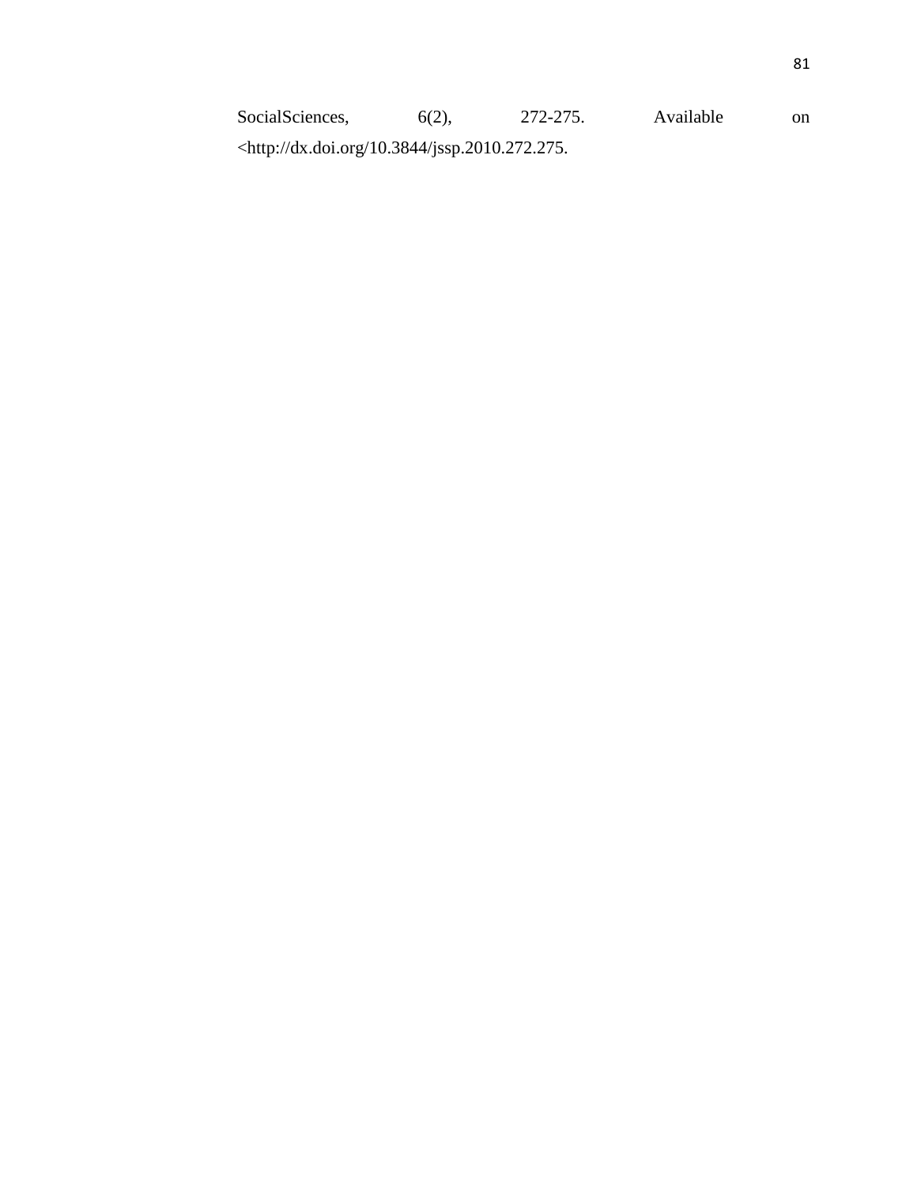SocialSciences, 6(2), 272-275. Available on <http://dx.doi.org/10.3844/jssp.2010.272.275.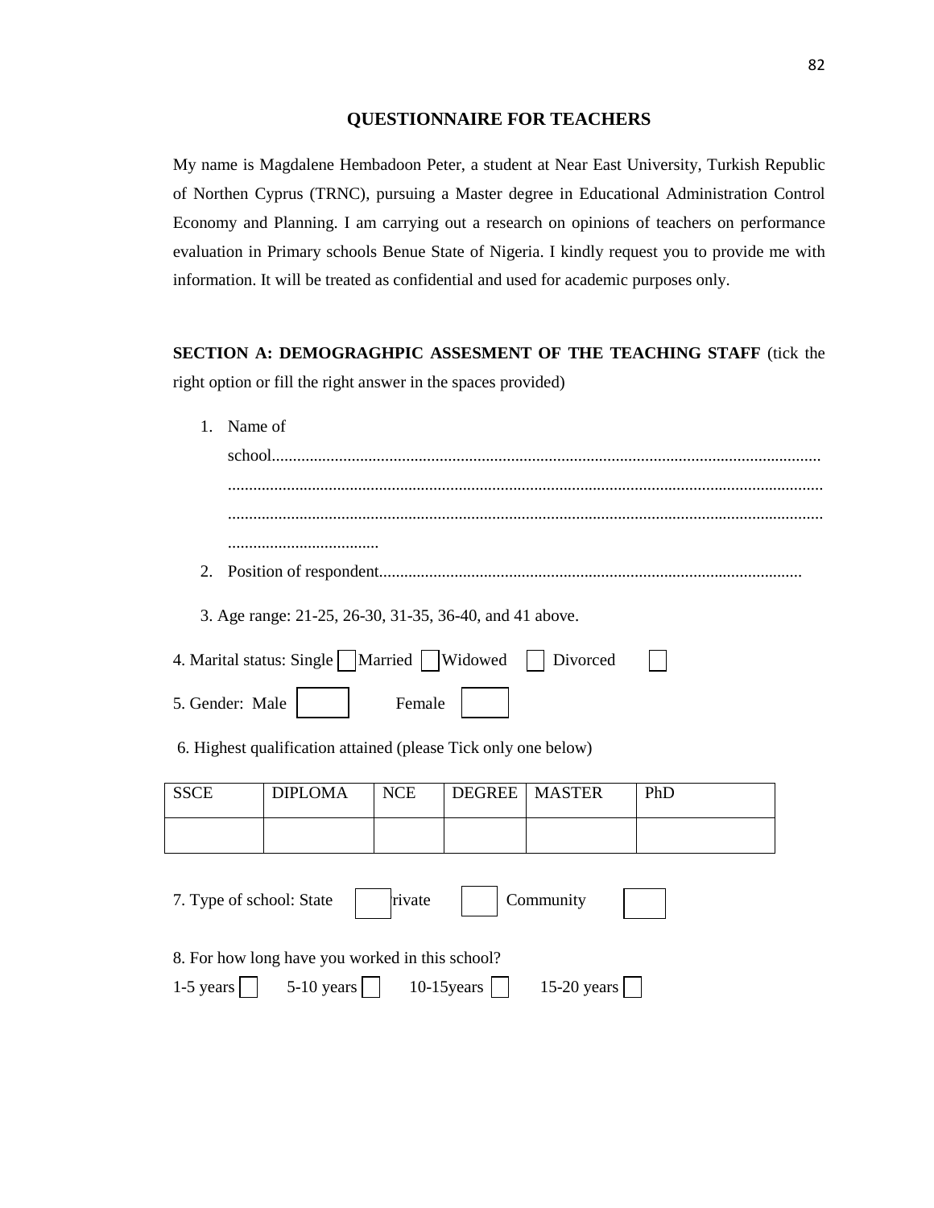## QUESTIONNAIRE FOR TEACHERS

My name is Magdalene Hembadoon Peter, a student at Near East University, Turkish Republic of Northen Cyprus (TRNC), pursuing a Master degree in Educational Administration Control Economy and Planning. I am carrying out a research on opinions of teachers on performance evaluation in Primary schools Benue State of Nigeria. I kindly request you to provide me with information. It will be treated as confidential and used for academic purposes only.

**SECTION A: DEMOGRAGHPIC ASSESMENT OF THE TEACHING STAFF** (tick the right option or fill the right answer in the spaces provided)

1. Name of school.............................................................................................................................................................................................................................................................................................................................................................................................................................................
2. Position of respondent.....................................................................................................

3. Age range: 21-25, 26-30, 31-35, 36-40, and 41 above.

4. Marital status: Single ☐ Married ☐ Widowed ☐ Divorced ☐

5. Gender: Male ☐ Female ☐

6. Highest qualification attained (please Tick only one below)

| SSCE | DIPLOMA | NCE | DEGREE | MASTER | PhD |
|---|---|---|---|---|---|
| | | | | | |

7. Type of school: State ☐ rivate ☐ Community ☐

8. For how long have you worked in this school?

1-5 years ☐ 5-10 years ☐ 10-15years ☐ 15-20 years ☐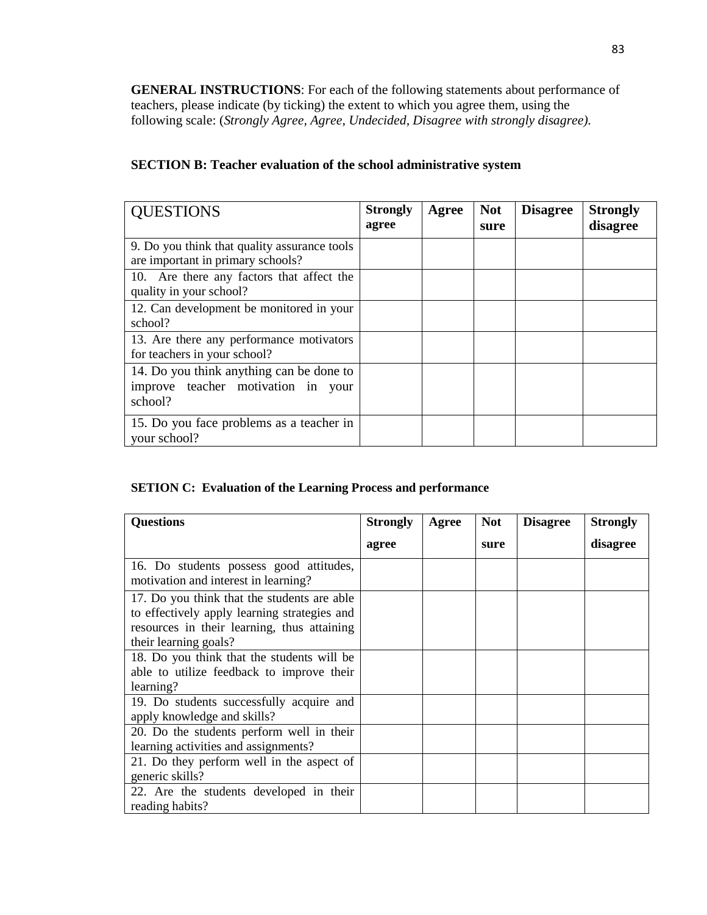**GENERAL INSTRUCTIONS**: For each of the following statements about performance of teachers, please indicate (by ticking) the extent to which you agree them, using the following scale: (*Strongly Agree, Agree, Undecided, Disagree with strongly disagree).*

**SECTION B: Teacher evaluation of the school administrative system**

| QUESTIONS | **Strongly agree** | **Agree** | **Not sure** | **Disagree** | **Strongly disagree** |
|---|---|---|---|---|---|
| 9. Do you think that quality assurance tools are important in primary schools? | | | | | |
| 10. Are there any factors that affect the quality in your school? | | | | | |
| 12. Can development be monitored in your school? | | | | | |
| 13. Are there any performance motivators for teachers in your school? | | | | | |
| 14. Do you think anything can be done to improve teacher motivation in your school? | | | | | |
| 15. Do you face problems as a teacher in your school? | | | | | |

**SETION C: Evaluation of the Learning Process and performance**

| **Questions** | **Strongly agree** | **Agree** | **Not sure** | **Disagree** | **Strongly disagree** |
|---|---|---|---|---|---|
| 16. Do students possess good attitudes, motivation and interest in learning? | | | | | |
| 17. Do you think that the students are able to effectively apply learning strategies and resources in their learning, thus attaining their learning goals? | | | | | |
| 18. Do you think that the students will be able to utilize feedback to improve their learning? | | | | | |
| 19. Do students successfully acquire and apply knowledge and skills? | | | | | |
| 20. Do the students perform well in their learning activities and assignments? | | | | | |
| 21. Do they perform well in the aspect of generic skills? | | | | | |
| 22. Are the students developed in their reading habits? | | | | | |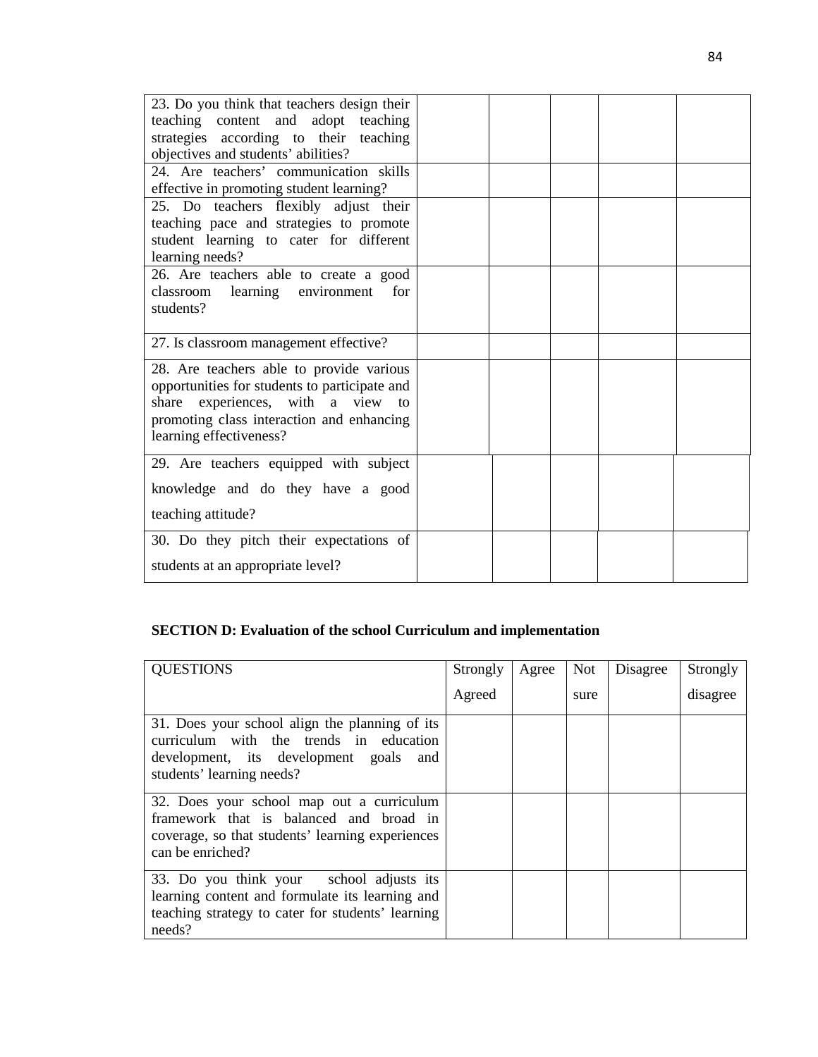| | | | | | |
|---|---|---|---|---|---|
| 23. Do you think that teachers design their teaching content and adopt teaching strategies according to their teaching objectives and students' abilities? | | | | | |
| 24. Are teachers' communication skills effective in promoting student learning? | | | | | |
| 25. Do teachers flexibly adjust their teaching pace and strategies to promote student learning to cater for different learning needs? | | | | | |
| 26. Are teachers able to create a good classroom learning environment for students? | | | | | |
| 27. Is classroom management effective? | | | | | |
| 28. Are teachers able to provide various opportunities for students to participate and share experiences, with a view to promoting class interaction and enhancing learning effectiveness? | | | | | |
| 29. Are teachers equipped with subject knowledge and do they have a good teaching attitude? | | | | | |
| 30. Do they pitch their expectations of students at an appropriate level? | | | | | |

**SECTION D: Evaluation of the school Curriculum and implementation**

| QUESTIONS | Strongly Agreed | Agree | Not sure | Disagree | Strongly disagree |
|---|---|---|---|---|---|
| 31. Does your school align the planning of its curriculum with the trends in education development, its development goals and students' learning needs? | | | | | |
| 32. Does your school map out a curriculum framework that is balanced and broad in coverage, so that students' learning experiences can be enriched? | | | | | |
| 33. Do you think your school adjusts its learning content and formulate its learning and teaching strategy to cater for students' learning needs? | | | | | |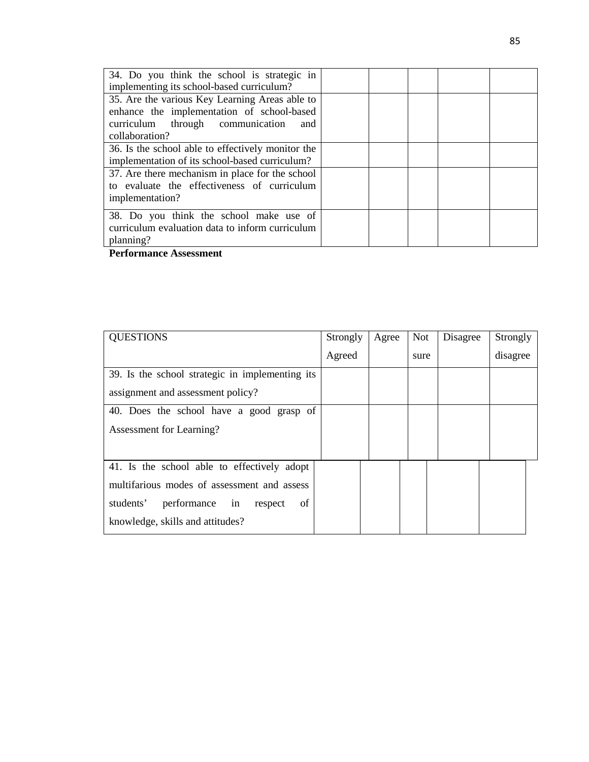| | | | | | |
|---|---|---|---|---|---|
| 34. Do you think the school is strategic in implementing its school-based curriculum? | | | | | |
| 35. Are the various Key Learning Areas able to enhance the implementation of school-based curriculum through communication and collaboration? | | | | | |
| 36. Is the school able to effectively monitor the implementation of its school-based curriculum? | | | | | |
| 37. Are there mechanism in place for the school to evaluate the effectiveness of curriculum implementation? | | | | | |
| 38. Do you think the school make use of curriculum evaluation data to inform curriculum planning? | | | | | |

**Performance Assessment**

| QUESTIONS | Strongly Agreed | Agree | Not sure | Disagree | Strongly disagree |
|---|---|---|---|---|---|
| 39. Is the school strategic in implementing its assignment and assessment policy? | | | | | |
| 40. Does the school have a good grasp of Assessment for Learning? | | | | | |
| 41. Is the school able to effectively adopt multifarious modes of assessment and assess students' performance in respect of knowledge, skills and attitudes? | | | | | |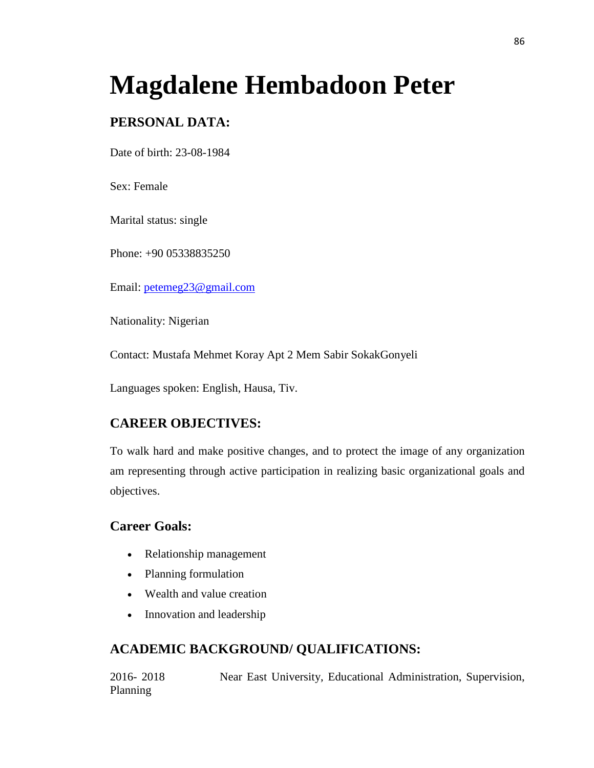# Magdalene Hembadoon Peter

## PERSONAL DATA:

Date of birth: 23-08-1984

Sex: Female

Marital status: single

Phone: +90 05338835250

Email: petemeg23@gmail.com

Nationality: Nigerian

Contact: Mustafa Mehmet Koray Apt 2 Mem Sabir SokakGonyeli

Languages spoken: English, Hausa, Tiv.

## CAREER OBJECTIVES:

To walk hard and make positive changes, and to protect the image of any organization am representing through active participation in realizing basic organizational goals and objectives.

### Career Goals:

- Relationship management
- Planning formulation
- Wealth and value creation
- Innovation and leadership

## ACADEMIC BACKGROUND/ QUALIFICATIONS:

2016- 2018 Near East University, Educational Administration, Supervision, Planning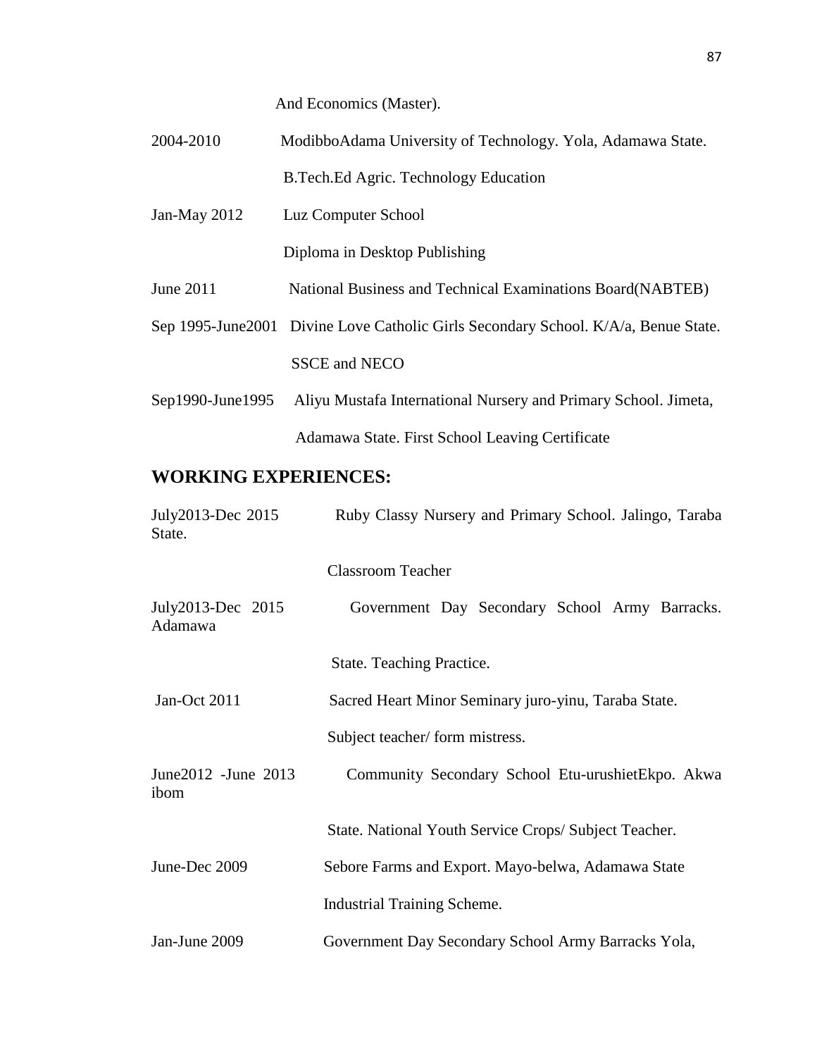And Economics (Master).

2004-2010 ModibboAdama University of Technology. Yola, Adamawa State.

B.Tech.Ed Agric. Technology Education

Jan-May 2012 Luz Computer School

Diploma in Desktop Publishing

June 2011 National Business and Technical Examinations Board(NABTEB)

Sep 1995-June2001 Divine Love Catholic Girls Secondary School. K/A/a, Benue State.

SSCE and NECO

Sep1990-June1995 Aliyu Mustafa International Nursery and Primary School. Jimeta, Adamawa State. First School Leaving Certificate

## WORKING EXPERIENCES:

July2013-Dec 2015 Ruby Classy Nursery and Primary School. Jalingo, Taraba State.

Classroom Teacher

July2013-Dec 2015 Government Day Secondary School Army Barracks. Adamawa State. Teaching Practice.

Jan-Oct 2011 Sacred Heart Minor Seminary juro-yinu, Taraba State.

Subject teacher/ form mistress.

June2012 -June 2013 Community Secondary School Etu-urushietEkpo. Akwa ibom State. National Youth Service Crops/ Subject Teacher.

June-Dec 2009 Sebore Farms and Export. Mayo-belwa, Adamawa State

Industrial Training Scheme.

Jan-June 2009 Government Day Secondary School Army Barracks Yola,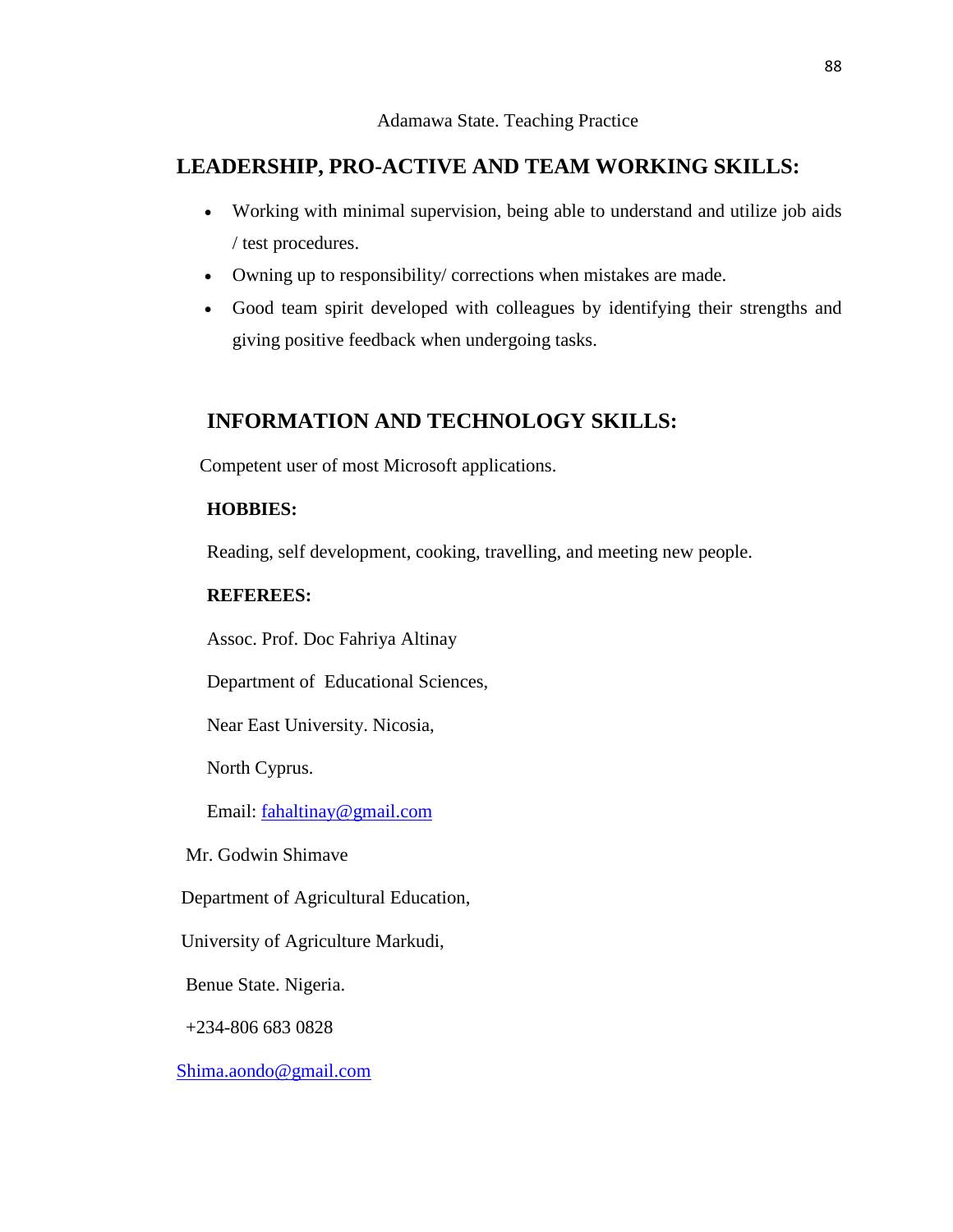Adamawa State. Teaching Practice

## LEADERSHIP, PRO-ACTIVE AND TEAM WORKING SKILLS:

- Working with minimal supervision, being able to understand and utilize job aids / test procedures.
- Owning up to responsibility/ corrections when mistakes are made.
- Good team spirit developed with colleagues by identifying their strengths and giving positive feedback when undergoing tasks.

## INFORMATION AND TECHNOLOGY SKILLS:

Competent user of most Microsoft applications.

**HOBBIES:**

Reading, self development, cooking, travelling, and meeting new people.

**REFEREES:**

Assoc. Prof. Doc Fahriya Altinay

Department of Educational Sciences,

Near East University. Nicosia,

North Cyprus.

Email: fahaltinay@gmail.com

Mr. Godwin Shimave

Department of Agricultural Education,

University of Agriculture Markudi,

Benue State. Nigeria.

+234-806 683 0828

Shima.aondo@gmail.com